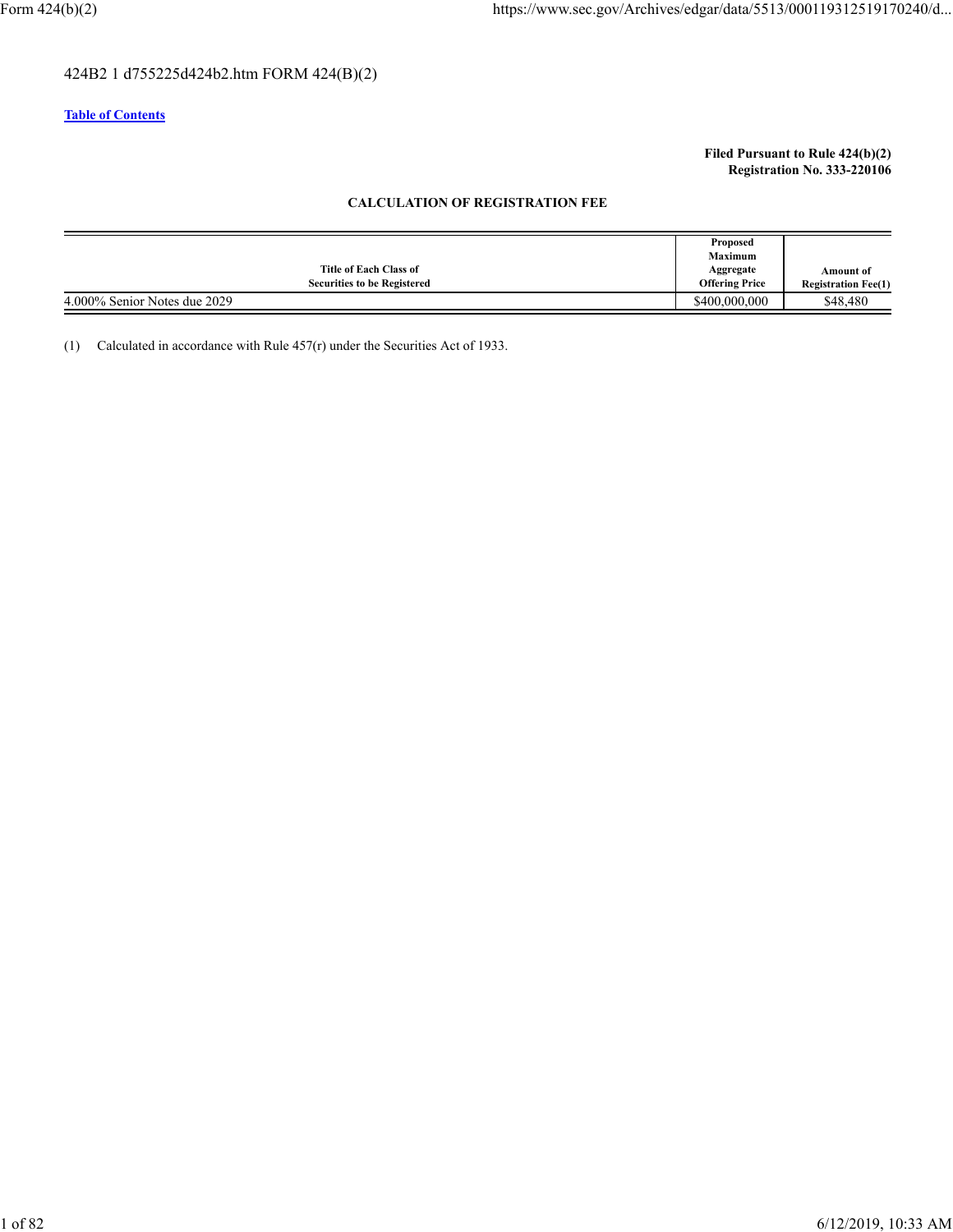424B2 1 d755225d424b2.htm FORM 424(B)(2)

**Table of Contents**

**Filed Pursuant to Rule 424(b)(2)**
**Registration No. 333-220106**

**CALCULATION OF REGISTRATION FEE**

| Title of Each Class of Securities to be Registered | Proposed Maximum Aggregate Offering Price | Amount of Registration Fee(1) |
|---|---|---|
| 4.000% Senior Notes due 2029 | $400,000,000 | $48,480 |

(1) Calculated in accordance with Rule 457(r) under the Securities Act of 1933.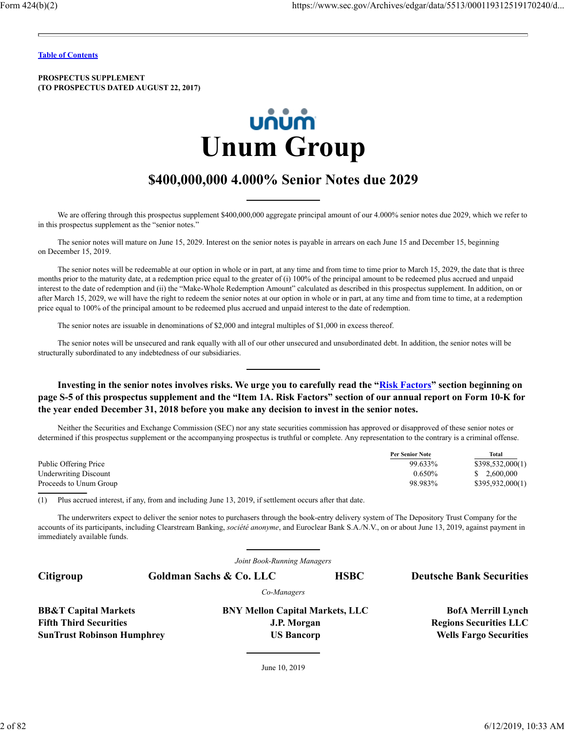[Table of Contents](#)

**PROSPECTUS SUPPLEMENT**
**(TO PROSPECTUS DATED AUGUST 22, 2017)**

# Unum Group

## $400,000,000 4.000% Senior Notes due 2029

We are offering through this prospectus supplement $400,000,000 aggregate principal amount of our 4.000% senior notes due 2029, which we refer to in this prospectus supplement as the "senior notes."

The senior notes will mature on June 15, 2029. Interest on the senior notes is payable in arrears on each June 15 and December 15, beginning on December 15, 2019.

The senior notes will be redeemable at our option in whole or in part, at any time and from time to time prior to March 15, 2029, the date that is three months prior to the maturity date, at a redemption price equal to the greater of (i) 100% of the principal amount to be redeemed plus accrued and unpaid interest to the date of redemption and (ii) the "Make-Whole Redemption Amount" calculated as described in this prospectus supplement. In addition, on or after March 15, 2029, we will have the right to redeem the senior notes at our option in whole or in part, at any time and from time to time, at a redemption price equal to 100% of the principal amount to be redeemed plus accrued and unpaid interest to the date of redemption.

The senior notes are issuable in denominations of $2,000 and integral multiples of $1,000 in excess thereof.

The senior notes will be unsecured and rank equally with all of our other unsecured and unsubordinated debt. In addition, the senior notes will be structurally subordinated to any indebtedness of our subsidiaries.

**Investing in the senior notes involves risks. We urge you to carefully read the "[Risk Factors](#)" section beginning on page S-5 of this prospectus supplement and the "Item 1A. Risk Factors" section of our annual report on Form 10-K for the year ended December 31, 2018 before you make any decision to invest in the senior notes.**

Neither the Securities and Exchange Commission (SEC) nor any state securities commission has approved or disapproved of these senior notes or determined if this prospectus supplement or the accompanying prospectus is truthful or complete. Any representation to the contrary is a criminal offense.

| | Per Senior Note | Total |
|---|---|---|
| Public Offering Price | 99.633% | $398,532,000(1) |
| Underwriting Discount | 0.650% | $ 2,600,000 |
| Proceeds to Unum Group | 98.983% | $395,932,000(1) |

(1) Plus accrued interest, if any, from and including June 13, 2019, if settlement occurs after that date.

The underwriters expect to deliver the senior notes to purchasers through the book-entry delivery system of The Depository Trust Company for the accounts of its participants, including Clearstream Banking, *société anonyme*, and Euroclear Bank S.A./N.V., on or about June 13, 2019, against payment in immediately available funds.

*Joint Book-Running Managers*

**Citigroup** **Goldman Sachs & Co. LLC** **HSBC** **Deutsche Bank Securities**

*Co-Managers*

**BB&T Capital Markets** **BNY Mellon Capital Markets, LLC** **BofA Merrill Lynch**
**Fifth Third Securities** **J.P. Morgan** **Regions Securities LLC**
**SunTrust Robinson Humphrey** **US Bancorp** **Wells Fargo Securities**

June 10, 2019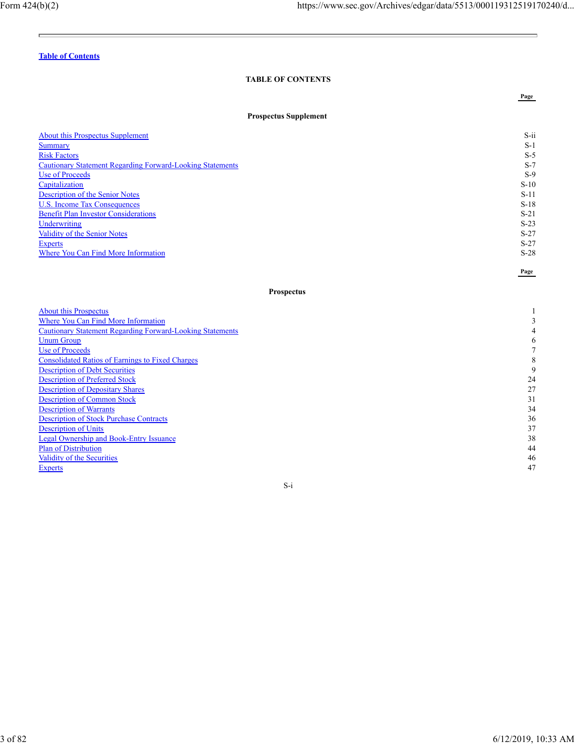Table of Contents

## TABLE OF CONTENTS

| | Page |
|---|---|
| **Prospectus Supplement** | |
| About this Prospectus Supplement | S-ii |
| Summary | S-1 |
| Risk Factors | S-5 |
| Cautionary Statement Regarding Forward-Looking Statements | S-7 |
| Use of Proceeds | S-9 |
| Capitalization | S-10 |
| Description of the Senior Notes | S-11 |
| U.S. Income Tax Consequences | S-18 |
| Benefit Plan Investor Considerations | S-21 |
| Underwriting | S-23 |
| Validity of the Senior Notes | S-27 |
| Experts | S-27 |
| Where You Can Find More Information | S-28 |

| | Page |
|---|---|
| **Prospectus** | |
| About this Prospectus | 1 |
| Where You Can Find More Information | 3 |
| Cautionary Statement Regarding Forward-Looking Statements | 4 |
| Unum Group | 6 |
| Use of Proceeds | 7 |
| Consolidated Ratios of Earnings to Fixed Charges | 8 |
| Description of Debt Securities | 9 |
| Description of Preferred Stock | 24 |
| Description of Depositary Shares | 27 |
| Description of Common Stock | 31 |
| Description of Warrants | 34 |
| Description of Stock Purchase Contracts | 36 |
| Description of Units | 37 |
| Legal Ownership and Book-Entry Issuance | 38 |
| Plan of Distribution | 44 |
| Validity of the Securities | 46 |
| Experts | 47 |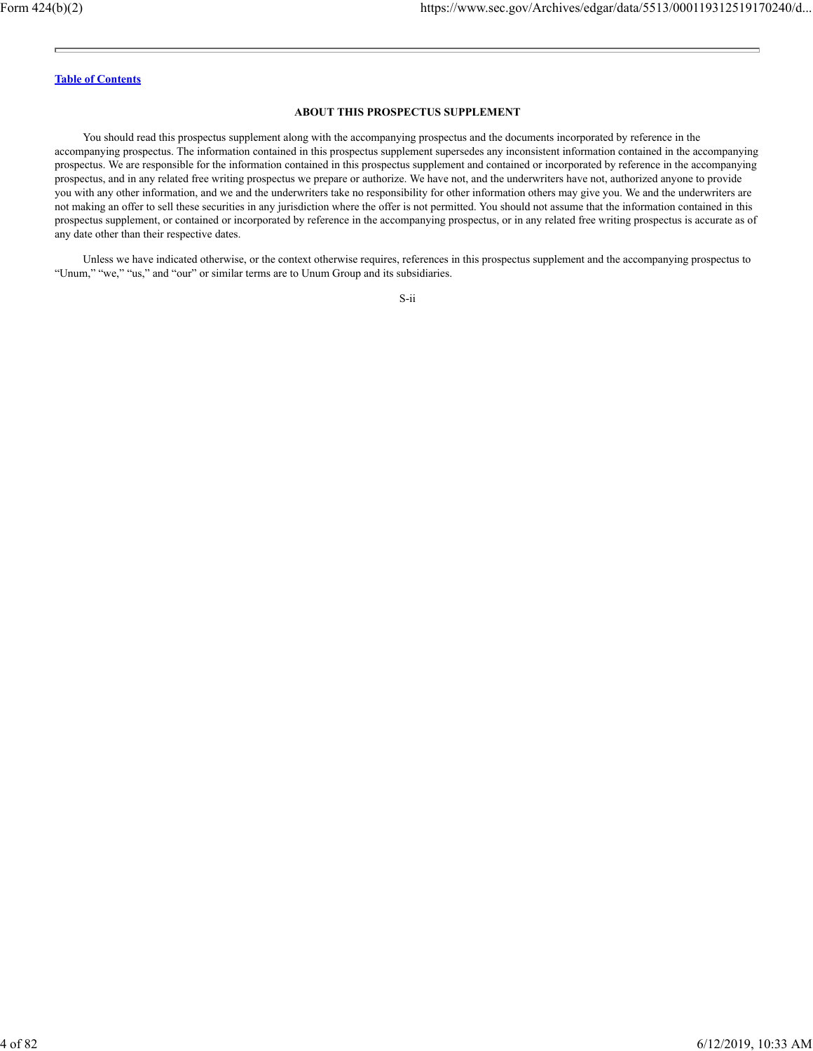[Table of Contents](#)

## ABOUT THIS PROSPECTUS SUPPLEMENT

You should read this prospectus supplement along with the accompanying prospectus and the documents incorporated by reference in the accompanying prospectus. The information contained in this prospectus supplement supersedes any inconsistent information contained in the accompanying prospectus. We are responsible for the information contained in this prospectus supplement and contained or incorporated by reference in the accompanying prospectus, and in any related free writing prospectus we prepare or authorize. We have not, and the underwriters have not, authorized anyone to provide you with any other information, and we and the underwriters take no responsibility for other information others may give you. We and the underwriters are not making an offer to sell these securities in any jurisdiction where the offer is not permitted. You should not assume that the information contained in this prospectus supplement, or contained or incorporated by reference in the accompanying prospectus, or in any related free writing prospectus is accurate as of any date other than their respective dates.

Unless we have indicated otherwise, or the context otherwise requires, references in this prospectus supplement and the accompanying prospectus to "Unum," "we," "us," and "our" or similar terms are to Unum Group and its subsidiaries.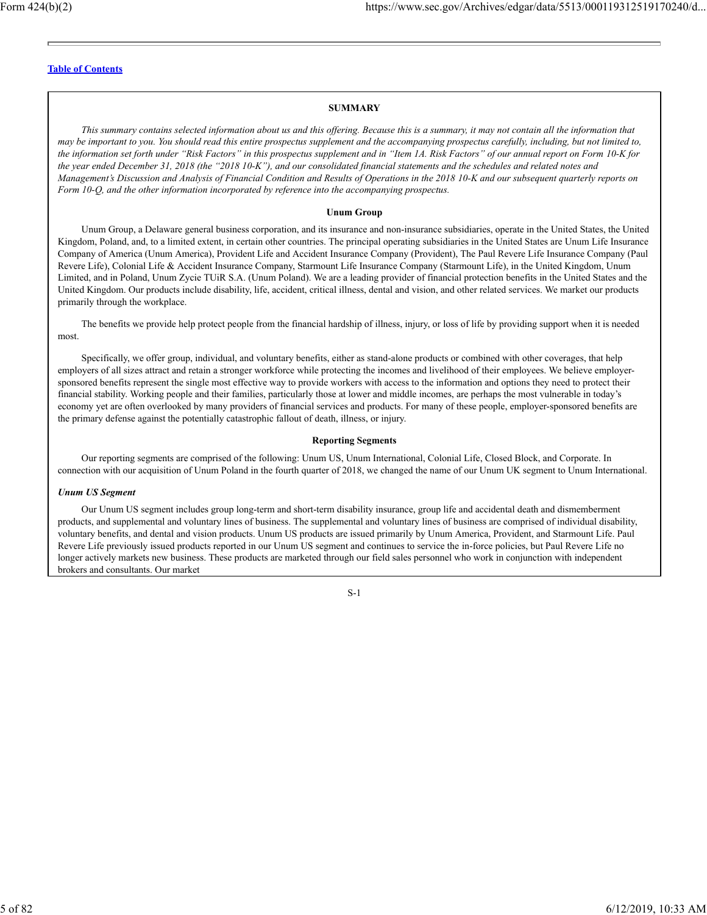## SUMMARY

*This summary contains selected information about us and this offering. Because this is a summary, it may not contain all the information that may be important to you. You should read this entire prospectus supplement and the accompanying prospectus carefully, including, but not limited to, the information set forth under "Risk Factors" in this prospectus supplement and in "Item 1A. Risk Factors" of our annual report on Form 10-K for the year ended December 31, 2018 (the "2018 10-K"), and our consolidated financial statements and the schedules and related notes and Management's Discussion and Analysis of Financial Condition and Results of Operations in the 2018 10-K and our subsequent quarterly reports on Form 10-Q, and the other information incorporated by reference into the accompanying prospectus.*

### Unum Group

Unum Group, a Delaware general business corporation, and its insurance and non-insurance subsidiaries, operate in the United States, the United Kingdom, Poland, and, to a limited extent, in certain other countries. The principal operating subsidiaries in the United States are Unum Life Insurance Company of America (Unum America), Provident Life and Accident Insurance Company (Provident), The Paul Revere Life Insurance Company (Paul Revere Life), Colonial Life & Accident Insurance Company, Starmount Life Insurance Company (Starmount Life), in the United Kingdom, Unum Limited, and in Poland, Unum Zycie TUiR S.A. (Unum Poland). We are a leading provider of financial protection benefits in the United States and the United Kingdom. Our products include disability, life, accident, critical illness, dental and vision, and other related services. We market our products primarily through the workplace.

The benefits we provide help protect people from the financial hardship of illness, injury, or loss of life by providing support when it is needed most.

Specifically, we offer group, individual, and voluntary benefits, either as stand-alone products or combined with other coverages, that help employers of all sizes attract and retain a stronger workforce while protecting the incomes and livelihood of their employees. We believe employer-sponsored benefits represent the single most effective way to provide workers with access to the information and options they need to protect their financial stability. Working people and their families, particularly those at lower and middle incomes, are perhaps the most vulnerable in today's economy yet are often overlooked by many providers of financial services and products. For many of these people, employer-sponsored benefits are the primary defense against the potentially catastrophic fallout of death, illness, or injury.

### Reporting Segments

Our reporting segments are comprised of the following: Unum US, Unum International, Colonial Life, Closed Block, and Corporate. In connection with our acquisition of Unum Poland in the fourth quarter of 2018, we changed the name of our Unum UK segment to Unum International.

#### *Unum US Segment*

Our Unum US segment includes group long-term and short-term disability insurance, group life and accidental death and dismemberment products, and supplemental and voluntary lines of business. The supplemental and voluntary lines of business are comprised of individual disability, voluntary benefits, and dental and vision products. Unum US products are issued primarily by Unum America, Provident, and Starmount Life. Paul Revere Life previously issued products reported in our Unum US segment and continues to service the in-force policies, but Paul Revere Life no longer actively markets new business. These products are marketed through our field sales personnel who work in conjunction with independent brokers and consultants. Our market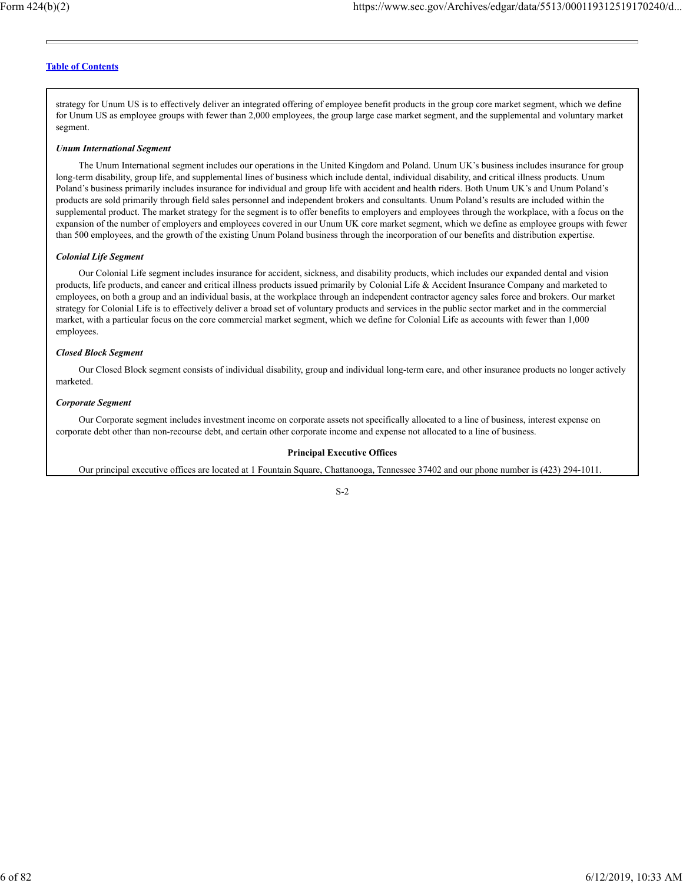[Table of Contents](#)

strategy for Unum US is to effectively deliver an integrated offering of employee benefit products in the group core market segment, which we define for Unum US as employee groups with fewer than 2,000 employees, the group large case market segment, and the supplemental and voluntary market segment.

***Unum International Segment***

The Unum International segment includes our operations in the United Kingdom and Poland. Unum UK's business includes insurance for group long-term disability, group life, and supplemental lines of business which include dental, individual disability, and critical illness products. Unum Poland's business primarily includes insurance for individual and group life with accident and health riders. Both Unum UK's and Unum Poland's products are sold primarily through field sales personnel and independent brokers and consultants. Unum Poland's results are included within the supplemental product. The market strategy for the segment is to offer benefits to employers and employees through the workplace, with a focus on the expansion of the number of employers and employees covered in our Unum UK core market segment, which we define as employee groups with fewer than 500 employees, and the growth of the existing Unum Poland business through the incorporation of our benefits and distribution expertise.

***Colonial Life Segment***

Our Colonial Life segment includes insurance for accident, sickness, and disability products, which includes our expanded dental and vision products, life products, and cancer and critical illness products issued primarily by Colonial Life & Accident Insurance Company and marketed to employees, on both a group and an individual basis, at the workplace through an independent contractor agency sales force and brokers. Our market strategy for Colonial Life is to effectively deliver a broad set of voluntary products and services in the public sector market and in the commercial market, with a particular focus on the core commercial market segment, which we define for Colonial Life as accounts with fewer than 1,000 employees.

***Closed Block Segment***

Our Closed Block segment consists of individual disability, group and individual long-term care, and other insurance products no longer actively marketed.

***Corporate Segment***

Our Corporate segment includes investment income on corporate assets not specifically allocated to a line of business, interest expense on corporate debt other than non-recourse debt, and certain other corporate income and expense not allocated to a line of business.

**Principal Executive Offices**

Our principal executive offices are located at 1 Fountain Square, Chattanooga, Tennessee 37402 and our phone number is (423) 294-1011.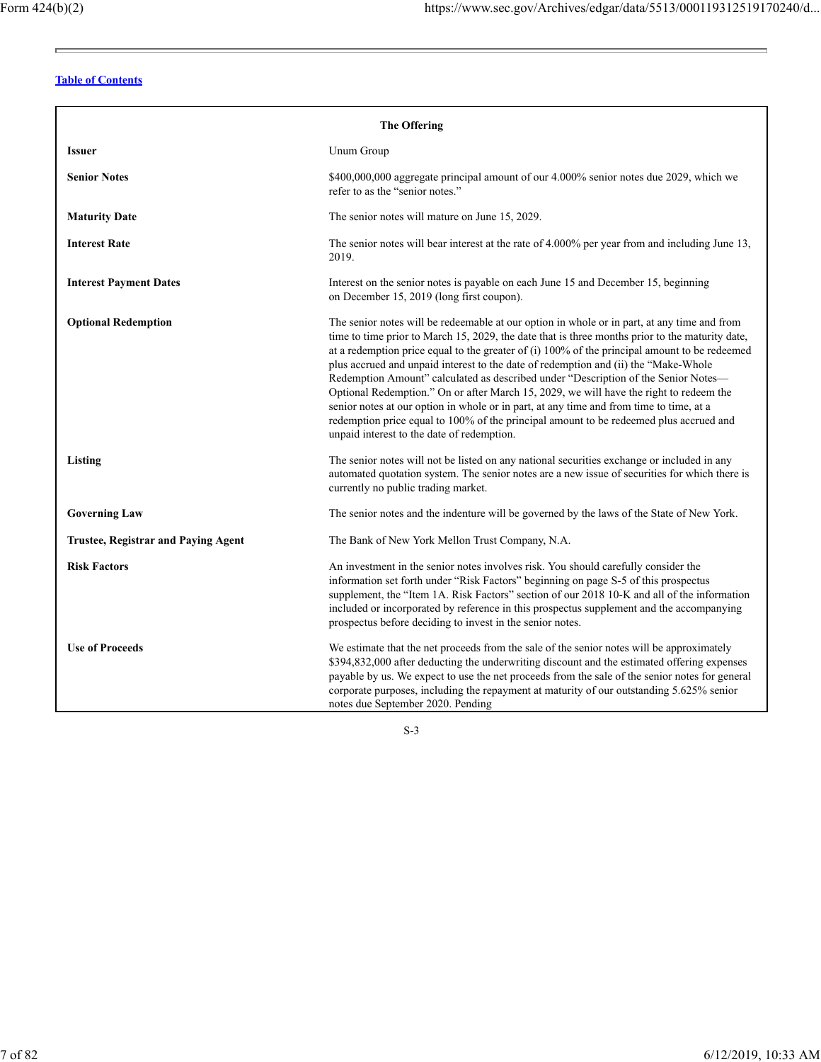## The Offering

| | |
|---|---|
| **Issuer** | Unum Group |
| **Senior Notes** | $400,000,000 aggregate principal amount of our 4.000% senior notes due 2029, which we refer to as the "senior notes." |
| **Maturity Date** | The senior notes will mature on June 15, 2029. |
| **Interest Rate** | The senior notes will bear interest at the rate of 4.000% per year from and including June 13, 2019. |
| **Interest Payment Dates** | Interest on the senior notes is payable on each June 15 and December 15, beginning on December 15, 2019 (long first coupon). |
| **Optional Redemption** | The senior notes will be redeemable at our option in whole or in part, at any time and from time to time prior to March 15, 2029, the date that is three months prior to the maturity date, at a redemption price equal to the greater of (i) 100% of the principal amount to be redeemed plus accrued and unpaid interest to the date of redemption and (ii) the "Make-Whole Redemption Amount" calculated as described under "Description of the Senior Notes—Optional Redemption." On or after March 15, 2029, we will have the right to redeem the senior notes at our option in whole or in part, at any time and from time to time, at a redemption price equal to 100% of the principal amount to be redeemed plus accrued and unpaid interest to the date of redemption. |
| **Listing** | The senior notes will not be listed on any national securities exchange or included in any automated quotation system. The senior notes are a new issue of securities for which there is currently no public trading market. |
| **Governing Law** | The senior notes and the indenture will be governed by the laws of the State of New York. |
| **Trustee, Registrar and Paying Agent** | The Bank of New York Mellon Trust Company, N.A. |
| **Risk Factors** | An investment in the senior notes involves risk. You should carefully consider the information set forth under "Risk Factors" beginning on page S-5 of this prospectus supplement, the "Item 1A. Risk Factors" section of our 2018 10-K and all of the information included or incorporated by reference in this prospectus supplement and the accompanying prospectus before deciding to invest in the senior notes. |
| **Use of Proceeds** | We estimate that the net proceeds from the sale of the senior notes will be approximately $394,832,000 after deducting the underwriting discount and the estimated offering expenses payable by us. We expect to use the net proceeds from the sale of the senior notes for general corporate purposes, including the repayment at maturity of our outstanding 5.625% senior notes due September 2020. Pending |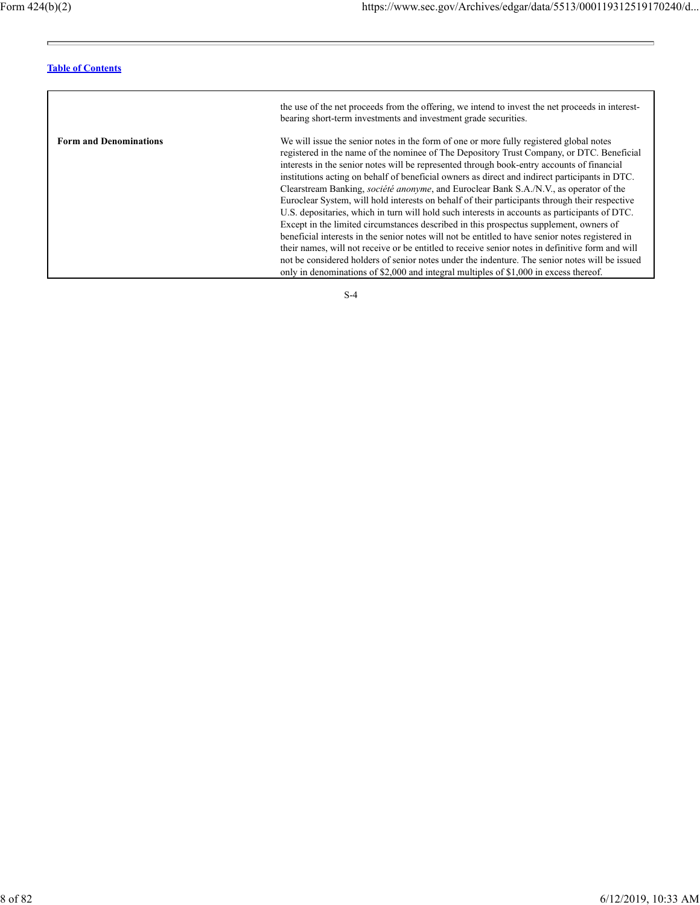| | |
|---|---|
| | the use of the net proceeds from the offering, we intend to invest the net proceeds in interest-bearing short-term investments and investment grade securities. |
| **Form and Denominations** | We will issue the senior notes in the form of one or more fully registered global notes registered in the name of the nominee of The Depository Trust Company, or DTC. Beneficial interests in the senior notes will be represented through book-entry accounts of financial institutions acting on behalf of beneficial owners as direct and indirect participants in DTC. Clearstream Banking, *société anonyme*, and Euroclear Bank S.A./N.V., as operator of the Euroclear System, will hold interests on behalf of their participants through their respective U.S. depositaries, which in turn will hold such interests in accounts as participants of DTC. Except in the limited circumstances described in this prospectus supplement, owners of beneficial interests in the senior notes will not be entitled to have senior notes registered in their names, will not receive or be entitled to receive senior notes in definitive form and will not be considered holders of senior notes under the indenture. The senior notes will be issued only in denominations of $2,000 and integral multiples of $1,000 in excess thereof. |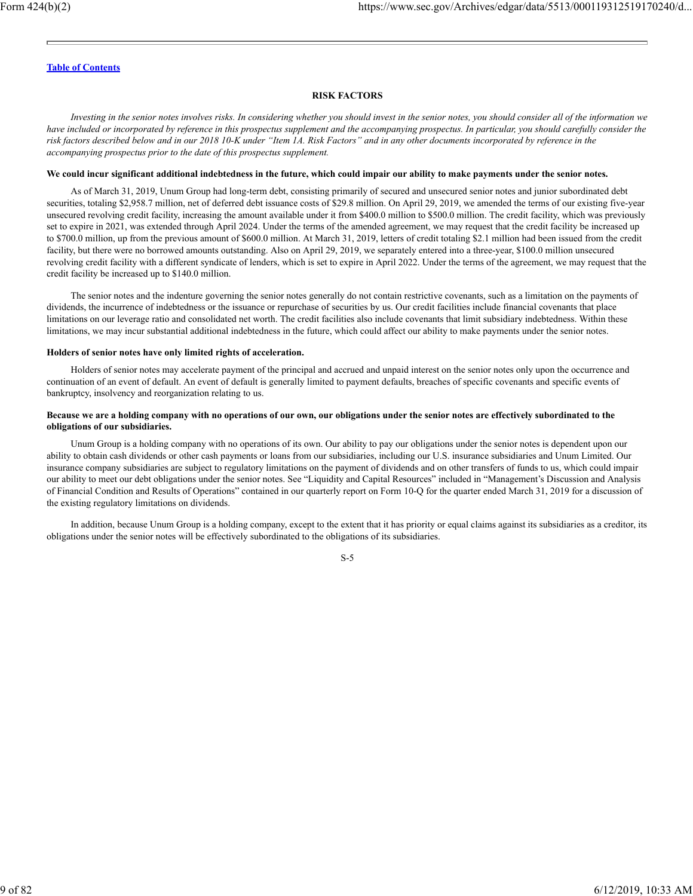## RISK FACTORS

*Investing in the senior notes involves risks. In considering whether you should invest in the senior notes, you should consider all of the information we have included or incorporated by reference in this prospectus supplement and the accompanying prospectus. In particular, you should carefully consider the risk factors described below and in our 2018 10-K under "Item 1A. Risk Factors" and in any other documents incorporated by reference in the accompanying prospectus prior to the date of this prospectus supplement.*

**We could incur significant additional indebtedness in the future, which could impair our ability to make payments under the senior notes.**

As of March 31, 2019, Unum Group had long-term debt, consisting primarily of secured and unsecured senior notes and junior subordinated debt securities, totaling $2,958.7 million, net of deferred debt issuance costs of $29.8 million. On April 29, 2019, we amended the terms of our existing five-year unsecured revolving credit facility, increasing the amount available under it from $400.0 million to $500.0 million. The credit facility, which was previously set to expire in 2021, was extended through April 2024. Under the terms of the amended agreement, we may request that the credit facility be increased up to $700.0 million, up from the previous amount of $600.0 million. At March 31, 2019, letters of credit totaling $2.1 million had been issued from the credit facility, but there were no borrowed amounts outstanding. Also on April 29, 2019, we separately entered into a three-year, $100.0 million unsecured revolving credit facility with a different syndicate of lenders, which is set to expire in April 2022. Under the terms of the agreement, we may request that the credit facility be increased up to $140.0 million.

The senior notes and the indenture governing the senior notes generally do not contain restrictive covenants, such as a limitation on the payments of dividends, the incurrence of indebtedness or the issuance or repurchase of securities by us. Our credit facilities include financial covenants that place limitations on our leverage ratio and consolidated net worth. The credit facilities also include covenants that limit subsidiary indebtedness. Within these limitations, we may incur substantial additional indebtedness in the future, which could affect our ability to make payments under the senior notes.

**Holders of senior notes have only limited rights of acceleration.**

Holders of senior notes may accelerate payment of the principal and accrued and unpaid interest on the senior notes only upon the occurrence and continuation of an event of default. An event of default is generally limited to payment defaults, breaches of specific covenants and specific events of bankruptcy, insolvency and reorganization relating to us.

**Because we are a holding company with no operations of our own, our obligations under the senior notes are effectively subordinated to the obligations of our subsidiaries.**

Unum Group is a holding company with no operations of its own. Our ability to pay our obligations under the senior notes is dependent upon our ability to obtain cash dividends or other cash payments or loans from our subsidiaries, including our U.S. insurance subsidiaries and Unum Limited. Our insurance company subsidiaries are subject to regulatory limitations on the payment of dividends and on other transfers of funds to us, which could impair our ability to meet our debt obligations under the senior notes. See "Liquidity and Capital Resources" included in "Management's Discussion and Analysis of Financial Condition and Results of Operations" contained in our quarterly report on Form 10-Q for the quarter ended March 31, 2019 for a discussion of the existing regulatory limitations on dividends.

In addition, because Unum Group is a holding company, except to the extent that it has priority or equal claims against its subsidiaries as a creditor, its obligations under the senior notes will be effectively subordinated to the obligations of its subsidiaries.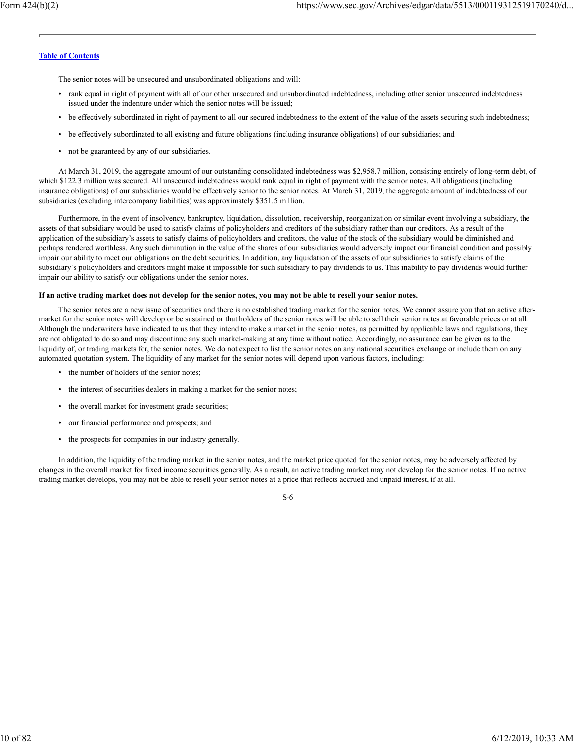The senior notes will be unsecured and unsubordinated obligations and will:

- rank equal in right of payment with all of our other unsecured and unsubordinated indebtedness, including other senior unsecured indebtedness issued under the indenture under which the senior notes will be issued;
- be effectively subordinated in right of payment to all our secured indebtedness to the extent of the value of the assets securing such indebtedness;
- be effectively subordinated to all existing and future obligations (including insurance obligations) of our subsidiaries; and
- not be guaranteed by any of our subsidiaries.

At March 31, 2019, the aggregate amount of our outstanding consolidated indebtedness was $2,958.7 million, consisting entirely of long-term debt, of which $122.3 million was secured. All unsecured indebtedness would rank equal in right of payment with the senior notes. All obligations (including insurance obligations) of our subsidiaries would be effectively senior to the senior notes. At March 31, 2019, the aggregate amount of indebtedness of our subsidiaries (excluding intercompany liabilities) was approximately $351.5 million.

Furthermore, in the event of insolvency, bankruptcy, liquidation, dissolution, receivership, reorganization or similar event involving a subsidiary, the assets of that subsidiary would be used to satisfy claims of policyholders and creditors of the subsidiary rather than our creditors. As a result of the application of the subsidiary's assets to satisfy claims of policyholders and creditors, the value of the stock of the subsidiary would be diminished and perhaps rendered worthless. Any such diminution in the value of the shares of our subsidiaries would adversely impact our financial condition and possibly impair our ability to meet our obligations on the debt securities. In addition, any liquidation of the assets of our subsidiaries to satisfy claims of the subsidiary's policyholders and creditors might make it impossible for such subsidiary to pay dividends to us. This inability to pay dividends would further impair our ability to satisfy our obligations under the senior notes.

**If an active trading market does not develop for the senior notes, you may not be able to resell your senior notes.**

The senior notes are a new issue of securities and there is no established trading market for the senior notes. We cannot assure you that an active after-market for the senior notes will develop or be sustained or that holders of the senior notes will be able to sell their senior notes at favorable prices or at all. Although the underwriters have indicated to us that they intend to make a market in the senior notes, as permitted by applicable laws and regulations, they are not obligated to do so and may discontinue any such market-making at any time without notice. Accordingly, no assurance can be given as to the liquidity of, or trading markets for, the senior notes. We do not expect to list the senior notes on any national securities exchange or include them on any automated quotation system. The liquidity of any market for the senior notes will depend upon various factors, including:

- the number of holders of the senior notes;
- the interest of securities dealers in making a market for the senior notes;
- the overall market for investment grade securities;
- our financial performance and prospects; and
- the prospects for companies in our industry generally.

In addition, the liquidity of the trading market in the senior notes, and the market price quoted for the senior notes, may be adversely affected by changes in the overall market for fixed income securities generally. As a result, an active trading market may not develop for the senior notes. If no active trading market develops, you may not be able to resell your senior notes at a price that reflects accrued and unpaid interest, if at all.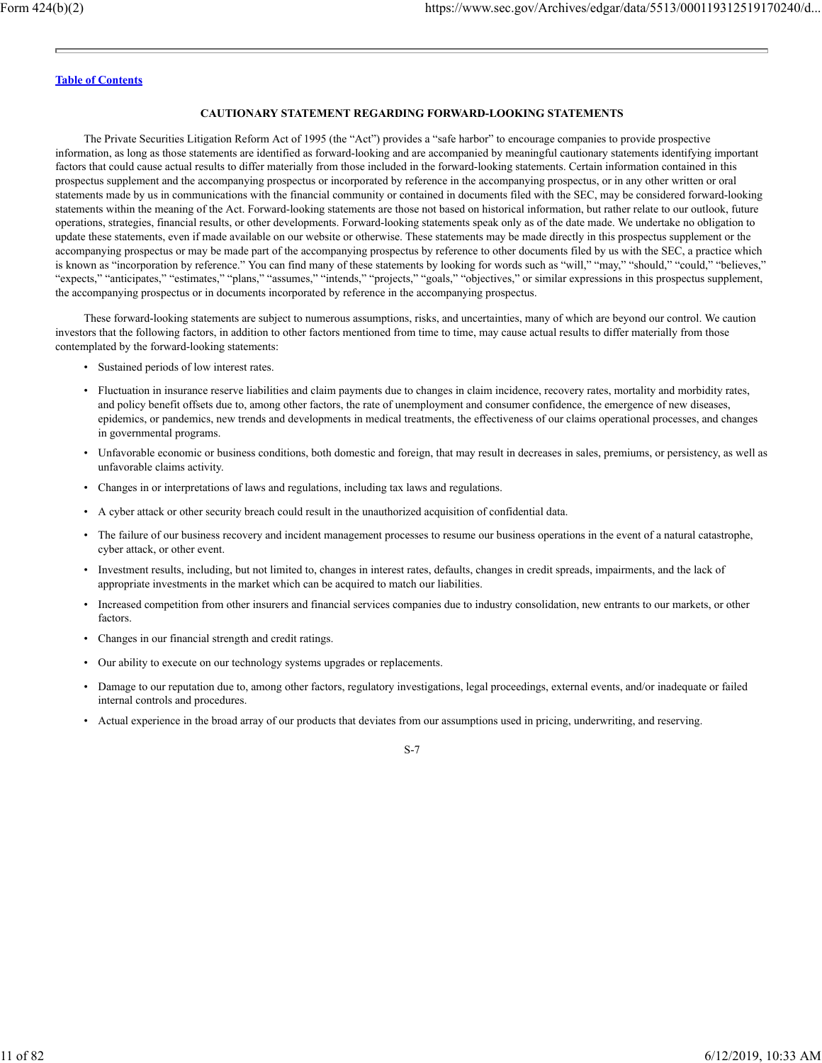[Table of Contents](#)

## CAUTIONARY STATEMENT REGARDING FORWARD-LOOKING STATEMENTS

The Private Securities Litigation Reform Act of 1995 (the "Act") provides a "safe harbor" to encourage companies to provide prospective information, as long as those statements are identified as forward-looking and are accompanied by meaningful cautionary statements identifying important factors that could cause actual results to differ materially from those included in the forward-looking statements. Certain information contained in this prospectus supplement and the accompanying prospectus or incorporated by reference in the accompanying prospectus, or in any other written or oral statements made by us in communications with the financial community or contained in documents filed with the SEC, may be considered forward-looking statements within the meaning of the Act. Forward-looking statements are those not based on historical information, but rather relate to our outlook, future operations, strategies, financial results, or other developments. Forward-looking statements speak only as of the date made. We undertake no obligation to update these statements, even if made available on our website or otherwise. These statements may be made directly in this prospectus supplement or the accompanying prospectus or may be made part of the accompanying prospectus by reference to other documents filed by us with the SEC, a practice which is known as "incorporation by reference." You can find many of these statements by looking for words such as "will," "may," "should," "could," "believes," "expects," "anticipates," "estimates," "plans," "assumes," "intends," "projects," "goals," "objectives," or similar expressions in this prospectus supplement, the accompanying prospectus or in documents incorporated by reference in the accompanying prospectus.

These forward-looking statements are subject to numerous assumptions, risks, and uncertainties, many of which are beyond our control. We caution investors that the following factors, in addition to other factors mentioned from time to time, may cause actual results to differ materially from those contemplated by the forward-looking statements:

- Sustained periods of low interest rates.
- Fluctuation in insurance reserve liabilities and claim payments due to changes in claim incidence, recovery rates, mortality and morbidity rates, and policy benefit offsets due to, among other factors, the rate of unemployment and consumer confidence, the emergence of new diseases, epidemics, or pandemics, new trends and developments in medical treatments, the effectiveness of our claims operational processes, and changes in governmental programs.
- Unfavorable economic or business conditions, both domestic and foreign, that may result in decreases in sales, premiums, or persistency, as well as unfavorable claims activity.
- Changes in or interpretations of laws and regulations, including tax laws and regulations.
- A cyber attack or other security breach could result in the unauthorized acquisition of confidential data.
- The failure of our business recovery and incident management processes to resume our business operations in the event of a natural catastrophe, cyber attack, or other event.
- Investment results, including, but not limited to, changes in interest rates, defaults, changes in credit spreads, impairments, and the lack of appropriate investments in the market which can be acquired to match our liabilities.
- Increased competition from other insurers and financial services companies due to industry consolidation, new entrants to our markets, or other factors.
- Changes in our financial strength and credit ratings.
- Our ability to execute on our technology systems upgrades or replacements.
- Damage to our reputation due to, among other factors, regulatory investigations, legal proceedings, external events, and/or inadequate or failed internal controls and procedures.
- Actual experience in the broad array of our products that deviates from our assumptions used in pricing, underwriting, and reserving.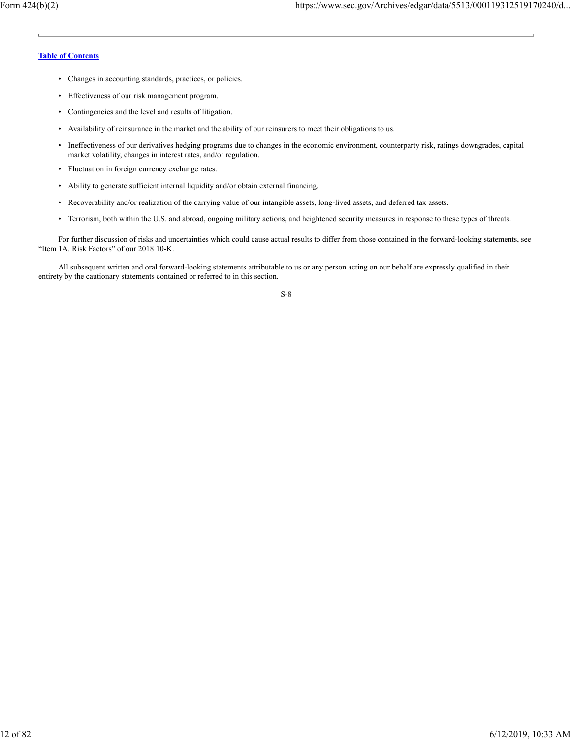- Changes in accounting standards, practices, or policies.
- Effectiveness of our risk management program.
- Contingencies and the level and results of litigation.
- Availability of reinsurance in the market and the ability of our reinsurers to meet their obligations to us.
- Ineffectiveness of our derivatives hedging programs due to changes in the economic environment, counterparty risk, ratings downgrades, capital market volatility, changes in interest rates, and/or regulation.
- Fluctuation in foreign currency exchange rates.
- Ability to generate sufficient internal liquidity and/or obtain external financing.
- Recoverability and/or realization of the carrying value of our intangible assets, long-lived assets, and deferred tax assets.
- Terrorism, both within the U.S. and abroad, ongoing military actions, and heightened security measures in response to these types of threats.

For further discussion of risks and uncertainties which could cause actual results to differ from those contained in the forward-looking statements, see "Item 1A. Risk Factors" of our 2018 10-K.

All subsequent written and oral forward-looking statements attributable to us or any person acting on our behalf are expressly qualified in their entirety by the cautionary statements contained or referred to in this section.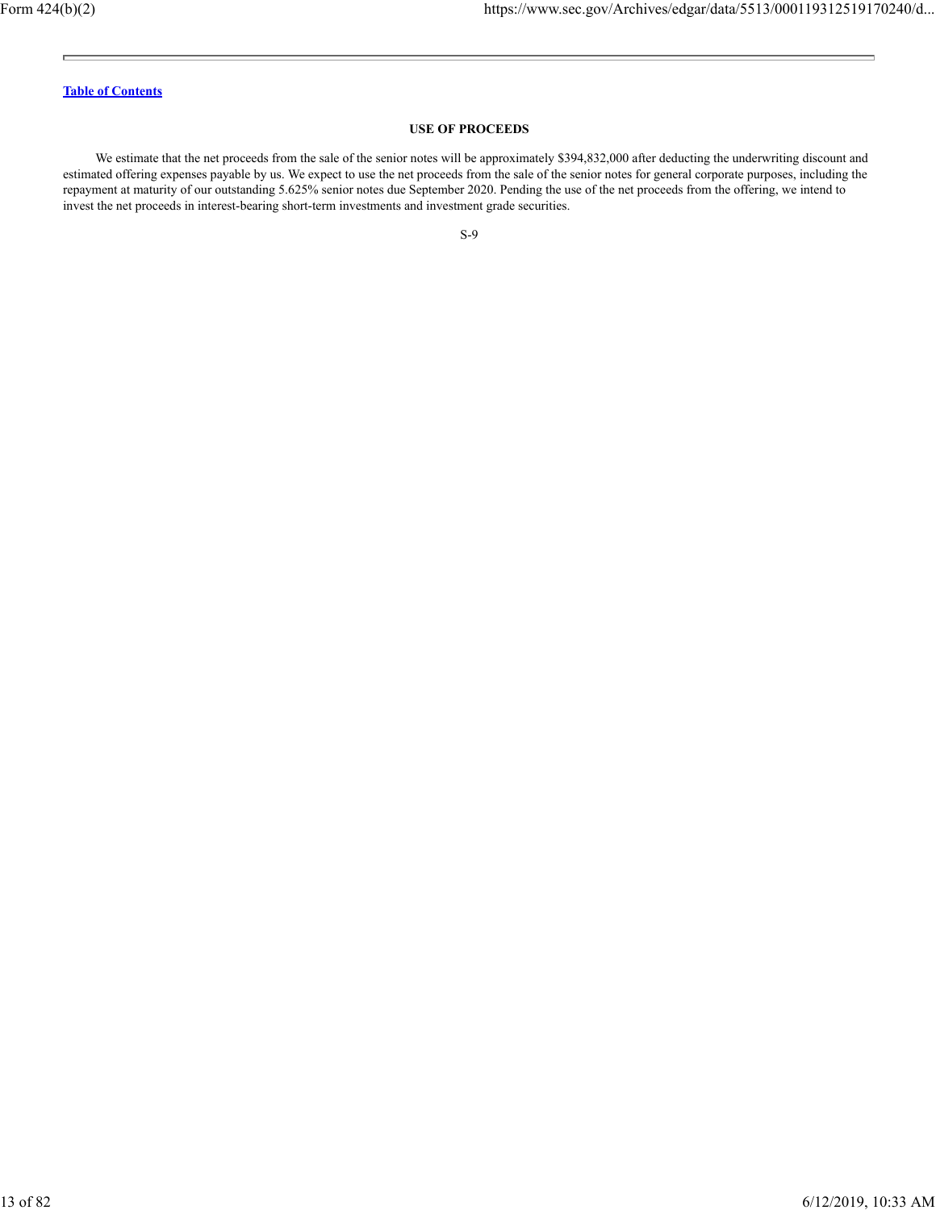[Table of Contents](#)

## USE OF PROCEEDS

We estimate that the net proceeds from the sale of the senior notes will be approximately $394,832,000 after deducting the underwriting discount and estimated offering expenses payable by us. We expect to use the net proceeds from the sale of the senior notes for general corporate purposes, including the repayment at maturity of our outstanding 5.625% senior notes due September 2020. Pending the use of the net proceeds from the offering, we intend to invest the net proceeds in interest-bearing short-term investments and investment grade securities.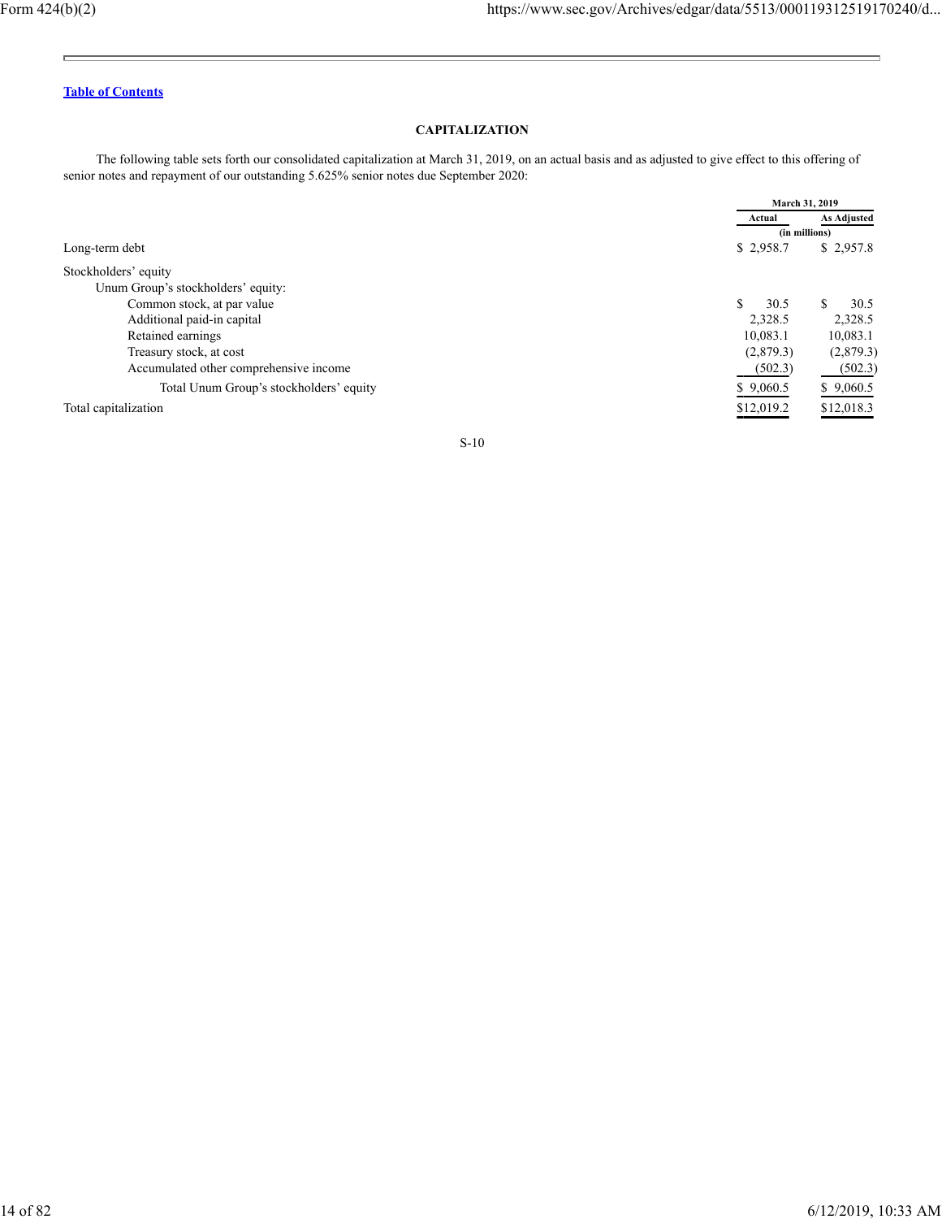Table of Contents

## CAPITALIZATION

The following table sets forth our consolidated capitalization at March 31, 2019, on an actual basis and as adjusted to give effect to this offering of senior notes and repayment of our outstanding 5.625% senior notes due September 2020:

| | March 31, 2019 | |
|---|---|---|
| | Actual | As Adjusted |
| | (in millions) | |
| Long-term debt | $ 2,958.7 | $ 2,957.8 |
| Stockholders' equity | | |
| Unum Group's stockholders' equity: | | |
| Common stock, at par value | $ 30.5 | $ 30.5 |
| Additional paid-in capital | 2,328.5 | 2,328.5 |
| Retained earnings | 10,083.1 | 10,083.1 |
| Treasury stock, at cost | (2,879.3) | (2,879.3) |
| Accumulated other comprehensive income | (502.3) | (502.3) |
| Total Unum Group's stockholders' equity | $ 9,060.5 | $ 9,060.5 |
| Total capitalization | $12,019.2 | $12,018.3 |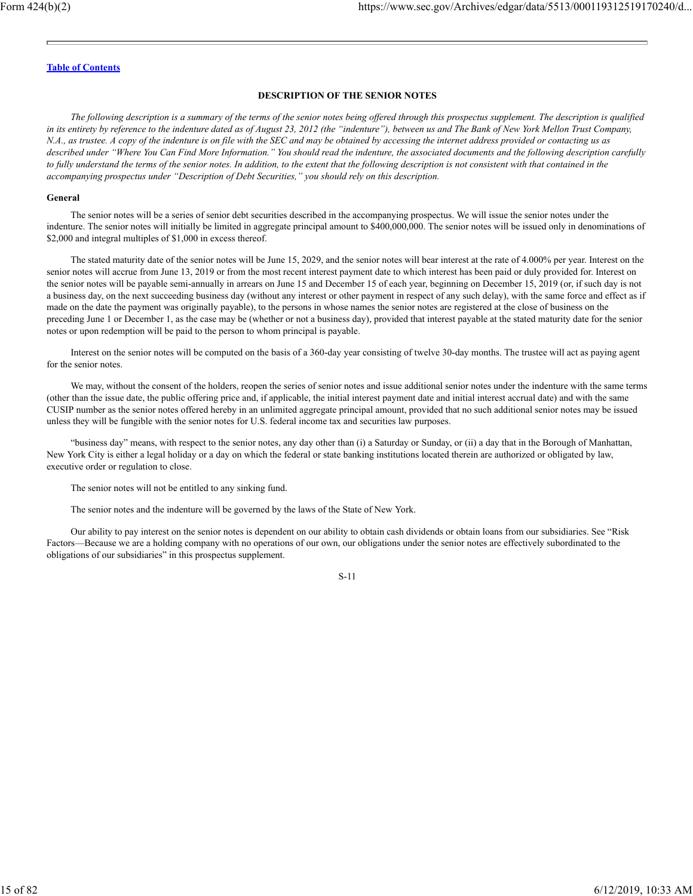[Table of Contents](#)

## DESCRIPTION OF THE SENIOR NOTES

*The following description is a summary of the terms of the senior notes being offered through this prospectus supplement. The description is qualified in its entirety by reference to the indenture dated as of August 23, 2012 (the "indenture"), between us and The Bank of New York Mellon Trust Company, N.A., as trustee. A copy of the indenture is on file with the SEC and may be obtained by accessing the internet address provided or contacting us as described under "Where You Can Find More Information." You should read the indenture, the associated documents and the following description carefully to fully understand the terms of the senior notes. In addition, to the extent that the following description is not consistent with that contained in the accompanying prospectus under "Description of Debt Securities," you should rely on this description.*

### General

The senior notes will be a series of senior debt securities described in the accompanying prospectus. We will issue the senior notes under the indenture. The senior notes will initially be limited in aggregate principal amount to $400,000,000. The senior notes will be issued only in denominations of $2,000 and integral multiples of $1,000 in excess thereof.

The stated maturity date of the senior notes will be June 15, 2029, and the senior notes will bear interest at the rate of 4.000% per year. Interest on the senior notes will accrue from June 13, 2019 or from the most recent interest payment date to which interest has been paid or duly provided for. Interest on the senior notes will be payable semi-annually in arrears on June 15 and December 15 of each year, beginning on December 15, 2019 (or, if such day is not a business day, on the next succeeding business day (without any interest or other payment in respect of any such delay), with the same force and effect as if made on the date the payment was originally payable), to the persons in whose names the senior notes are registered at the close of business on the preceding June 1 or December 1, as the case may be (whether or not a business day), provided that interest payable at the stated maturity date for the senior notes or upon redemption will be paid to the person to whom principal is payable.

Interest on the senior notes will be computed on the basis of a 360-day year consisting of twelve 30-day months. The trustee will act as paying agent for the senior notes.

We may, without the consent of the holders, reopen the series of senior notes and issue additional senior notes under the indenture with the same terms (other than the issue date, the public offering price and, if applicable, the initial interest payment date and initial interest accrual date) and with the same CUSIP number as the senior notes offered hereby in an unlimited aggregate principal amount, provided that no such additional senior notes may be issued unless they will be fungible with the senior notes for U.S. federal income tax and securities law purposes.

"business day" means, with respect to the senior notes, any day other than (i) a Saturday or Sunday, or (ii) a day that in the Borough of Manhattan, New York City is either a legal holiday or a day on which the federal or state banking institutions located therein are authorized or obligated by law, executive order or regulation to close.

The senior notes will not be entitled to any sinking fund.

The senior notes and the indenture will be governed by the laws of the State of New York.

Our ability to pay interest on the senior notes is dependent on our ability to obtain cash dividends or obtain loans from our subsidiaries. See "Risk Factors—Because we are a holding company with no operations of our own, our obligations under the senior notes are effectively subordinated to the obligations of our subsidiaries" in this prospectus supplement.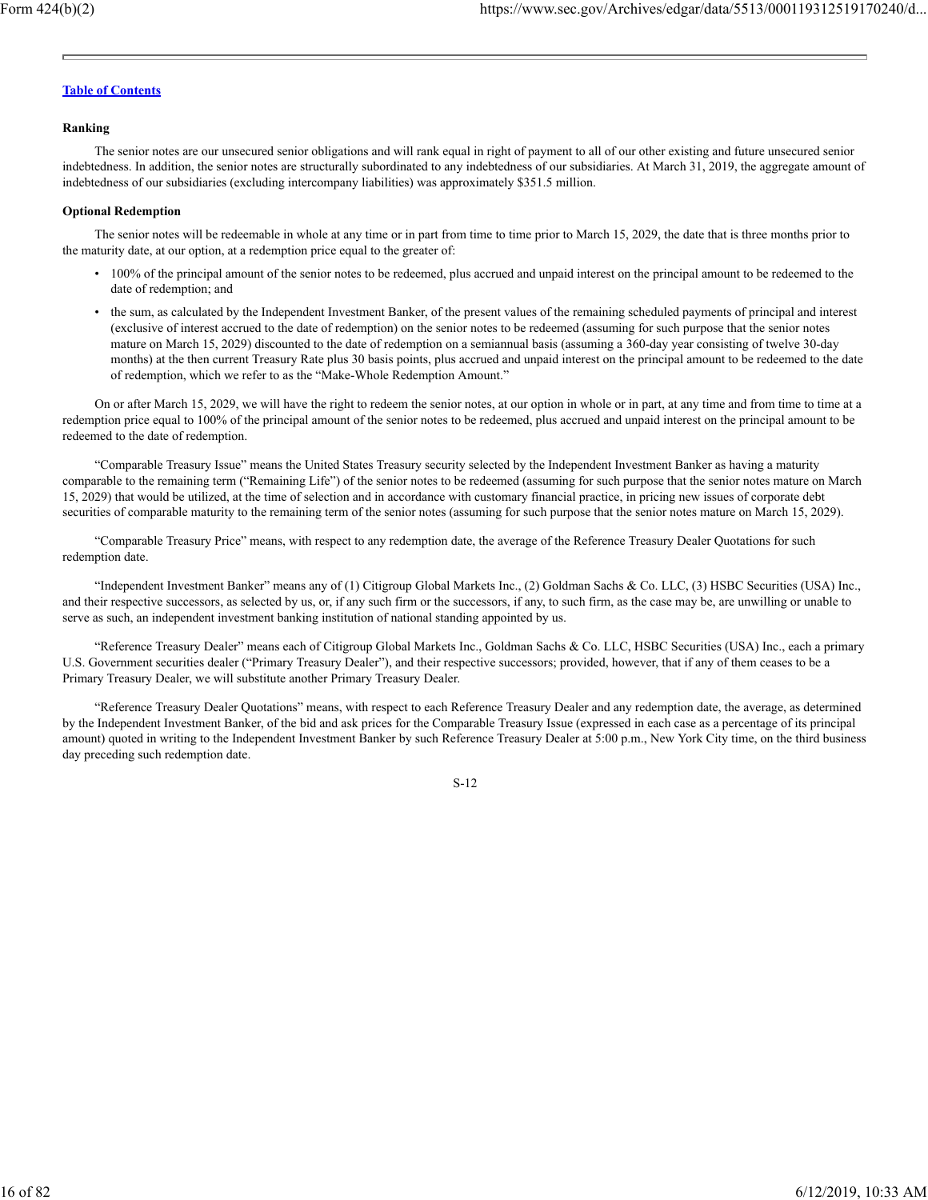**Ranking**

The senior notes are our unsecured senior obligations and will rank equal in right of payment to all of our other existing and future unsecured senior indebtedness. In addition, the senior notes are structurally subordinated to any indebtedness of our subsidiaries. At March 31, 2019, the aggregate amount of indebtedness of our subsidiaries (excluding intercompany liabilities) was approximately $351.5 million.

**Optional Redemption**

The senior notes will be redeemable in whole at any time or in part from time to time prior to March 15, 2029, the date that is three months prior to the maturity date, at our option, at a redemption price equal to the greater of:

- 100% of the principal amount of the senior notes to be redeemed, plus accrued and unpaid interest on the principal amount to be redeemed to the date of redemption; and
- the sum, as calculated by the Independent Investment Banker, of the present values of the remaining scheduled payments of principal and interest (exclusive of interest accrued to the date of redemption) on the senior notes to be redeemed (assuming for such purpose that the senior notes mature on March 15, 2029) discounted to the date of redemption on a semiannual basis (assuming a 360-day year consisting of twelve 30-day months) at the then current Treasury Rate plus 30 basis points, plus accrued and unpaid interest on the principal amount to be redeemed to the date of redemption, which we refer to as the "Make-Whole Redemption Amount."

On or after March 15, 2029, we will have the right to redeem the senior notes, at our option in whole or in part, at any time and from time to time at a redemption price equal to 100% of the principal amount of the senior notes to be redeemed, plus accrued and unpaid interest on the principal amount to be redeemed to the date of redemption.

"Comparable Treasury Issue" means the United States Treasury security selected by the Independent Investment Banker as having a maturity comparable to the remaining term ("Remaining Life") of the senior notes to be redeemed (assuming for such purpose that the senior notes mature on March 15, 2029) that would be utilized, at the time of selection and in accordance with customary financial practice, in pricing new issues of corporate debt securities of comparable maturity to the remaining term of the senior notes (assuming for such purpose that the senior notes mature on March 15, 2029).

"Comparable Treasury Price" means, with respect to any redemption date, the average of the Reference Treasury Dealer Quotations for such redemption date.

"Independent Investment Banker" means any of (1) Citigroup Global Markets Inc., (2) Goldman Sachs & Co. LLC, (3) HSBC Securities (USA) Inc., and their respective successors, as selected by us, or, if any such firm or the successors, if any, to such firm, as the case may be, are unwilling or unable to serve as such, an independent investment banking institution of national standing appointed by us.

"Reference Treasury Dealer" means each of Citigroup Global Markets Inc., Goldman Sachs & Co. LLC, HSBC Securities (USA) Inc., each a primary U.S. Government securities dealer ("Primary Treasury Dealer"), and their respective successors; provided, however, that if any of them ceases to be a Primary Treasury Dealer, we will substitute another Primary Treasury Dealer.

"Reference Treasury Dealer Quotations" means, with respect to each Reference Treasury Dealer and any redemption date, the average, as determined by the Independent Investment Banker, of the bid and ask prices for the Comparable Treasury Issue (expressed in each case as a percentage of its principal amount) quoted in writing to the Independent Investment Banker by such Reference Treasury Dealer at 5:00 p.m., New York City time, on the third business day preceding such redemption date.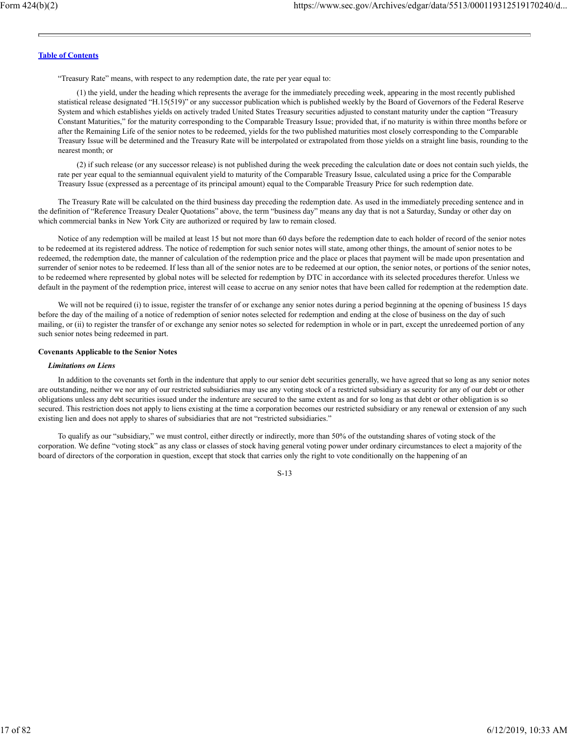"Treasury Rate" means, with respect to any redemption date, the rate per year equal to:

(1) the yield, under the heading which represents the average for the immediately preceding week, appearing in the most recently published statistical release designated "H.15(519)" or any successor publication which is published weekly by the Board of Governors of the Federal Reserve System and which establishes yields on actively traded United States Treasury securities adjusted to constant maturity under the caption "Treasury Constant Maturities," for the maturity corresponding to the Comparable Treasury Issue; provided that, if no maturity is within three months before or after the Remaining Life of the senior notes to be redeemed, yields for the two published maturities most closely corresponding to the Comparable Treasury Issue will be determined and the Treasury Rate will be interpolated or extrapolated from those yields on a straight line basis, rounding to the nearest month; or

(2) if such release (or any successor release) is not published during the week preceding the calculation date or does not contain such yields, the rate per year equal to the semiannual equivalent yield to maturity of the Comparable Treasury Issue, calculated using a price for the Comparable Treasury Issue (expressed as a percentage of its principal amount) equal to the Comparable Treasury Price for such redemption date.

The Treasury Rate will be calculated on the third business day preceding the redemption date. As used in the immediately preceding sentence and in the definition of "Reference Treasury Dealer Quotations" above, the term "business day" means any day that is not a Saturday, Sunday or other day on which commercial banks in New York City are authorized or required by law to remain closed.

Notice of any redemption will be mailed at least 15 but not more than 60 days before the redemption date to each holder of record of the senior notes to be redeemed at its registered address. The notice of redemption for such senior notes will state, among other things, the amount of senior notes to be redeemed, the redemption date, the manner of calculation of the redemption price and the place or places that payment will be made upon presentation and surrender of senior notes to be redeemed. If less than all of the senior notes are to be redeemed at our option, the senior notes, or portions of the senior notes, to be redeemed where represented by global notes will be selected for redemption by DTC in accordance with its selected procedures therefor. Unless we default in the payment of the redemption price, interest will cease to accrue on any senior notes that have been called for redemption at the redemption date.

We will not be required (i) to issue, register the transfer of or exchange any senior notes during a period beginning at the opening of business 15 days before the day of the mailing of a notice of redemption of senior notes selected for redemption and ending at the close of business on the day of such mailing, or (ii) to register the transfer of or exchange any senior notes so selected for redemption in whole or in part, except the unredeemed portion of any such senior notes being redeemed in part.

**Covenants Applicable to the Senior Notes**

***Limitations on Liens***

In addition to the covenants set forth in the indenture that apply to our senior debt securities generally, we have agreed that so long as any senior notes are outstanding, neither we nor any of our restricted subsidiaries may use any voting stock of a restricted subsidiary as security for any of our debt or other obligations unless any debt securities issued under the indenture are secured to the same extent as and for so long as that debt or other obligation is so secured. This restriction does not apply to liens existing at the time a corporation becomes our restricted subsidiary or any renewal or extension of any such existing lien and does not apply to shares of subsidiaries that are not "restricted subsidiaries."

To qualify as our "subsidiary," we must control, either directly or indirectly, more than 50% of the outstanding shares of voting stock of the corporation. We define "voting stock" as any class or classes of stock having general voting power under ordinary circumstances to elect a majority of the board of directors of the corporation in question, except that stock that carries only the right to vote conditionally on the happening of an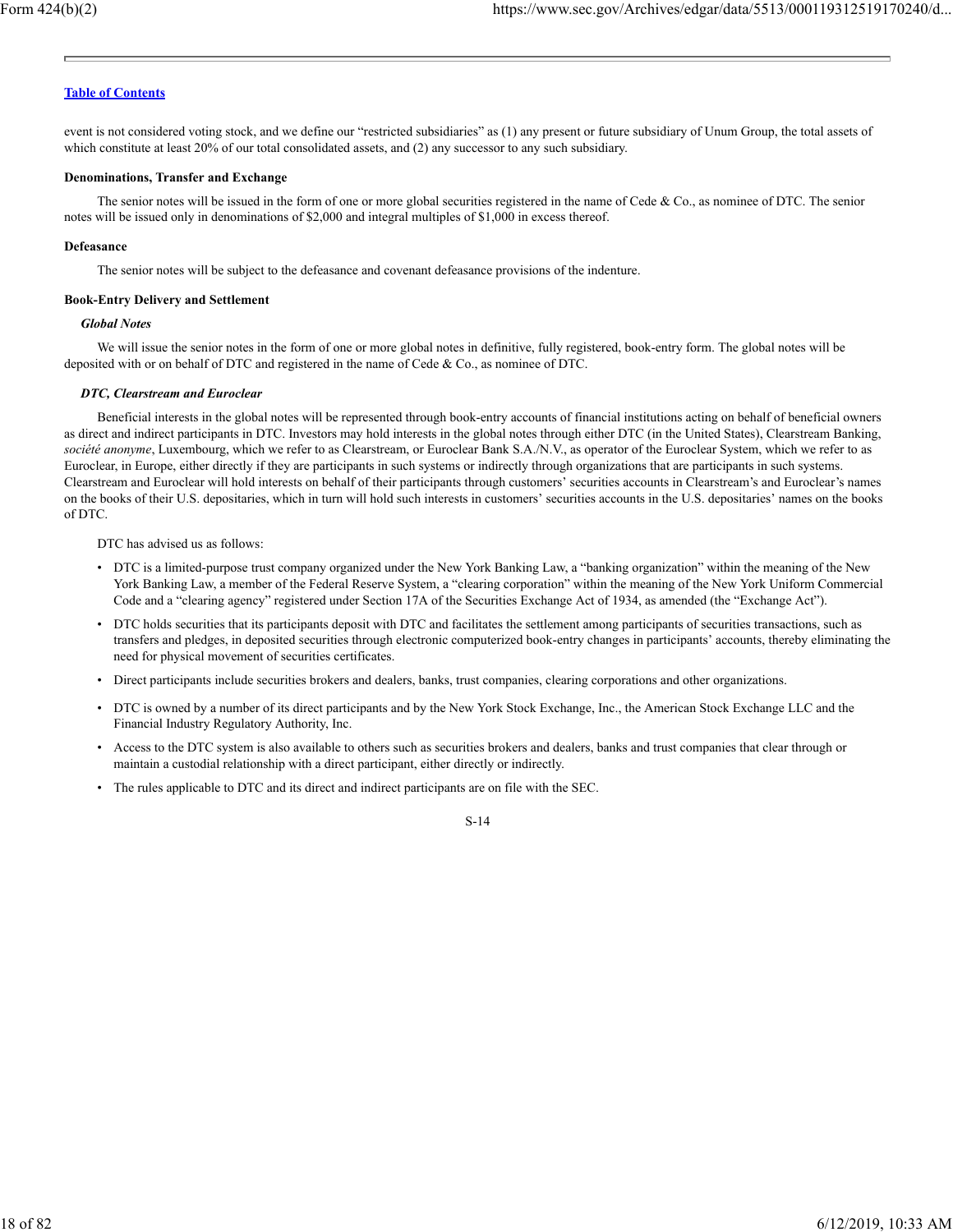event is not considered voting stock, and we define our "restricted subsidiaries" as (1) any present or future subsidiary of Unum Group, the total assets of which constitute at least 20% of our total consolidated assets, and (2) any successor to any such subsidiary.

**Denominations, Transfer and Exchange**

The senior notes will be issued in the form of one or more global securities registered in the name of Cede & Co., as nominee of DTC. The senior notes will be issued only in denominations of $2,000 and integral multiples of $1,000 in excess thereof.

**Defeasance**

The senior notes will be subject to the defeasance and covenant defeasance provisions of the indenture.

**Book-Entry Delivery and Settlement**

***Global Notes***

We will issue the senior notes in the form of one or more global notes in definitive, fully registered, book-entry form. The global notes will be deposited with or on behalf of DTC and registered in the name of Cede & Co., as nominee of DTC.

***DTC, Clearstream and Euroclear***

Beneficial interests in the global notes will be represented through book-entry accounts of financial institutions acting on behalf of beneficial owners as direct and indirect participants in DTC. Investors may hold interests in the global notes through either DTC (in the United States), Clearstream Banking, *société anonyme*, Luxembourg, which we refer to as Clearstream, or Euroclear Bank S.A./N.V., as operator of the Euroclear System, which we refer to as Euroclear, in Europe, either directly if they are participants in such systems or indirectly through organizations that are participants in such systems. Clearstream and Euroclear will hold interests on behalf of their participants through customers' securities accounts in Clearstream's and Euroclear's names on the books of their U.S. depositaries, which in turn will hold such interests in customers' securities accounts in the U.S. depositaries' names on the books of DTC.

DTC has advised us as follows:

- DTC is a limited-purpose trust company organized under the New York Banking Law, a "banking organization" within the meaning of the New York Banking Law, a member of the Federal Reserve System, a "clearing corporation" within the meaning of the New York Uniform Commercial Code and a "clearing agency" registered under Section 17A of the Securities Exchange Act of 1934, as amended (the "Exchange Act").
- DTC holds securities that its participants deposit with DTC and facilitates the settlement among participants of securities transactions, such as transfers and pledges, in deposited securities through electronic computerized book-entry changes in participants' accounts, thereby eliminating the need for physical movement of securities certificates.
- Direct participants include securities brokers and dealers, banks, trust companies, clearing corporations and other organizations.
- DTC is owned by a number of its direct participants and by the New York Stock Exchange, Inc., the American Stock Exchange LLC and the Financial Industry Regulatory Authority, Inc.
- Access to the DTC system is also available to others such as securities brokers and dealers, banks and trust companies that clear through or maintain a custodial relationship with a direct participant, either directly or indirectly.
- The rules applicable to DTC and its direct and indirect participants are on file with the SEC.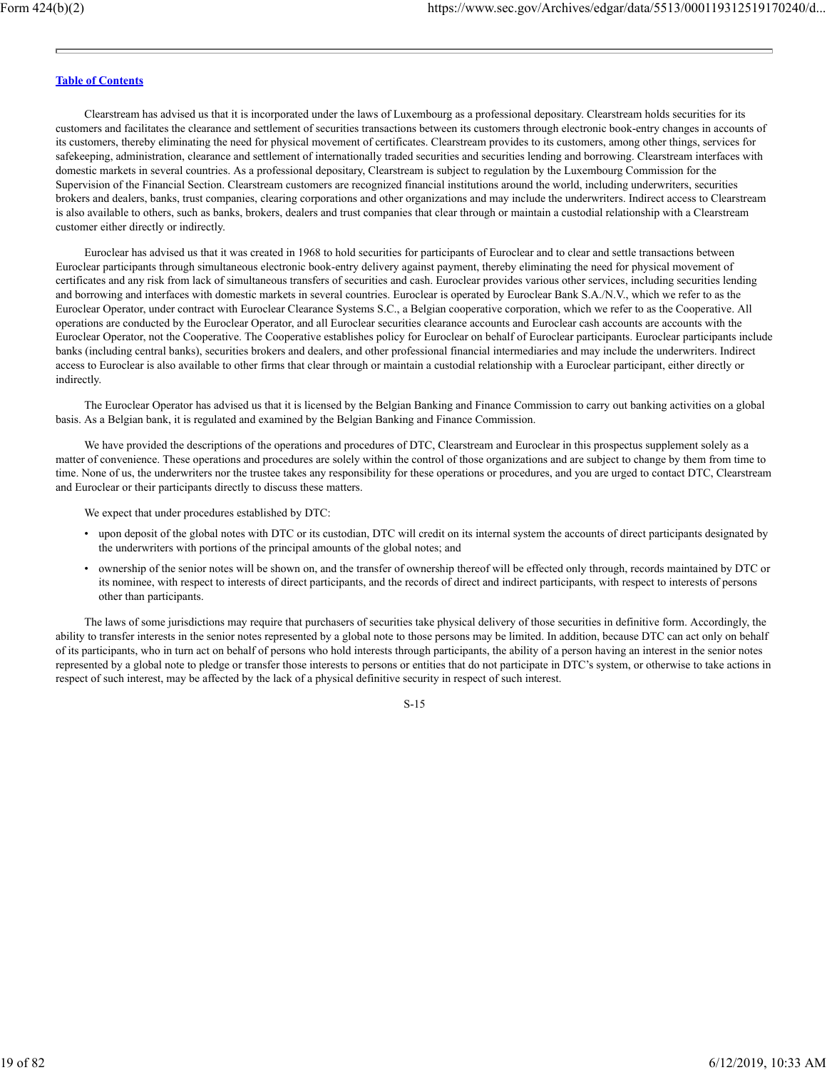[Table of Contents](#)

Clearstream has advised us that it is incorporated under the laws of Luxembourg as a professional depositary. Clearstream holds securities for its customers and facilitates the clearance and settlement of securities transactions between its customers through electronic book-entry changes in accounts of its customers, thereby eliminating the need for physical movement of certificates. Clearstream provides to its customers, among other things, services for safekeeping, administration, clearance and settlement of internationally traded securities and securities lending and borrowing. Clearstream interfaces with domestic markets in several countries. As a professional depositary, Clearstream is subject to regulation by the Luxembourg Commission for the Supervision of the Financial Section. Clearstream customers are recognized financial institutions around the world, including underwriters, securities brokers and dealers, banks, trust companies, clearing corporations and other organizations and may include the underwriters. Indirect access to Clearstream is also available to others, such as banks, brokers, dealers and trust companies that clear through or maintain a custodial relationship with a Clearstream customer either directly or indirectly.

Euroclear has advised us that it was created in 1968 to hold securities for participants of Euroclear and to clear and settle transactions between Euroclear participants through simultaneous electronic book-entry delivery against payment, thereby eliminating the need for physical movement of certificates and any risk from lack of simultaneous transfers of securities and cash. Euroclear provides various other services, including securities lending and borrowing and interfaces with domestic markets in several countries. Euroclear is operated by Euroclear Bank S.A./N.V., which we refer to as the Euroclear Operator, under contract with Euroclear Clearance Systems S.C., a Belgian cooperative corporation, which we refer to as the Cooperative. All operations are conducted by the Euroclear Operator, and all Euroclear securities clearance accounts and Euroclear cash accounts are accounts with the Euroclear Operator, not the Cooperative. The Cooperative establishes policy for Euroclear on behalf of Euroclear participants. Euroclear participants include banks (including central banks), securities brokers and dealers, and other professional financial intermediaries and may include the underwriters. Indirect access to Euroclear is also available to other firms that clear through or maintain a custodial relationship with a Euroclear participant, either directly or indirectly.

The Euroclear Operator has advised us that it is licensed by the Belgian Banking and Finance Commission to carry out banking activities on a global basis. As a Belgian bank, it is regulated and examined by the Belgian Banking and Finance Commission.

We have provided the descriptions of the operations and procedures of DTC, Clearstream and Euroclear in this prospectus supplement solely as a matter of convenience. These operations and procedures are solely within the control of those organizations and are subject to change by them from time to time. None of us, the underwriters nor the trustee takes any responsibility for these operations or procedures, and you are urged to contact DTC, Clearstream and Euroclear or their participants directly to discuss these matters.

We expect that under procedures established by DTC:

- upon deposit of the global notes with DTC or its custodian, DTC will credit on its internal system the accounts of direct participants designated by the underwriters with portions of the principal amounts of the global notes; and
- ownership of the senior notes will be shown on, and the transfer of ownership thereof will be effected only through, records maintained by DTC or its nominee, with respect to interests of direct participants, and the records of direct and indirect participants, with respect to interests of persons other than participants.

The laws of some jurisdictions may require that purchasers of securities take physical delivery of those securities in definitive form. Accordingly, the ability to transfer interests in the senior notes represented by a global note to those persons may be limited. In addition, because DTC can act only on behalf of its participants, who in turn act on behalf of persons who hold interests through participants, the ability of a person having an interest in the senior notes represented by a global note to pledge or transfer those interests to persons or entities that do not participate in DTC's system, or otherwise to take actions in respect of such interest, may be affected by the lack of a physical definitive security in respect of such interest.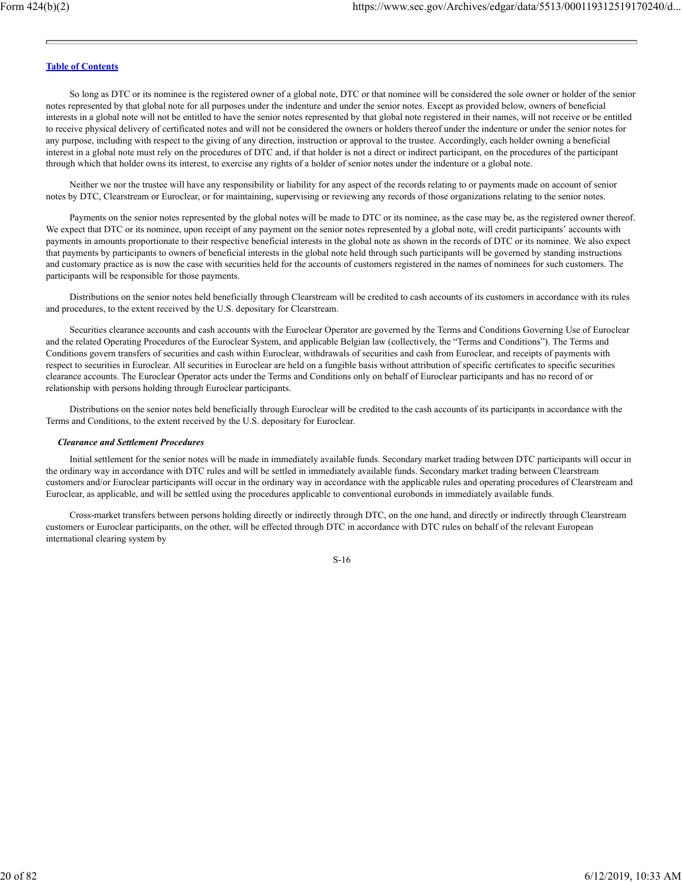So long as DTC or its nominee is the registered owner of a global note, DTC or that nominee will be considered the sole owner or holder of the senior notes represented by that global note for all purposes under the indenture and under the senior notes. Except as provided below, owners of beneficial interests in a global note will not be entitled to have the senior notes represented by that global note registered in their names, will not receive or be entitled to receive physical delivery of certificated notes and will not be considered the owners or holders thereof under the indenture or under the senior notes for any purpose, including with respect to the giving of any direction, instruction or approval to the trustee. Accordingly, each holder owning a beneficial interest in a global note must rely on the procedures of DTC and, if that holder is not a direct or indirect participant, on the procedures of the participant through which that holder owns its interest, to exercise any rights of a holder of senior notes under the indenture or a global note.

Neither we nor the trustee will have any responsibility or liability for any aspect of the records relating to or payments made on account of senior notes by DTC, Clearstream or Euroclear, or for maintaining, supervising or reviewing any records of those organizations relating to the senior notes.

Payments on the senior notes represented by the global notes will be made to DTC or its nominee, as the case may be, as the registered owner thereof. We expect that DTC or its nominee, upon receipt of any payment on the senior notes represented by a global note, will credit participants' accounts with payments in amounts proportionate to their respective beneficial interests in the global note as shown in the records of DTC or its nominee. We also expect that payments by participants to owners of beneficial interests in the global note held through such participants will be governed by standing instructions and customary practice as is now the case with securities held for the accounts of customers registered in the names of nominees for such customers. The participants will be responsible for those payments.

Distributions on the senior notes held beneficially through Clearstream will be credited to cash accounts of its customers in accordance with its rules and procedures, to the extent received by the U.S. depositary for Clearstream.

Securities clearance accounts and cash accounts with the Euroclear Operator are governed by the Terms and Conditions Governing Use of Euroclear and the related Operating Procedures of the Euroclear System, and applicable Belgian law (collectively, the "Terms and Conditions"). The Terms and Conditions govern transfers of securities and cash within Euroclear, withdrawals of securities and cash from Euroclear, and receipts of payments with respect to securities in Euroclear. All securities in Euroclear are held on a fungible basis without attribution of specific certificates to specific securities clearance accounts. The Euroclear Operator acts under the Terms and Conditions only on behalf of Euroclear participants and has no record of or relationship with persons holding through Euroclear participants.

Distributions on the senior notes held beneficially through Euroclear will be credited to the cash accounts of its participants in accordance with the Terms and Conditions, to the extent received by the U.S. depositary for Euroclear.

***Clearance and Settlement Procedures***

Initial settlement for the senior notes will be made in immediately available funds. Secondary market trading between DTC participants will occur in the ordinary way in accordance with DTC rules and will be settled in immediately available funds. Secondary market trading between Clearstream customers and/or Euroclear participants will occur in the ordinary way in accordance with the applicable rules and operating procedures of Clearstream and Euroclear, as applicable, and will be settled using the procedures applicable to conventional eurobonds in immediately available funds.

Cross-market transfers between persons holding directly or indirectly through DTC, on the one hand, and directly or indirectly through Clearstream customers or Euroclear participants, on the other, will be effected through DTC in accordance with DTC rules on behalf of the relevant European international clearing system by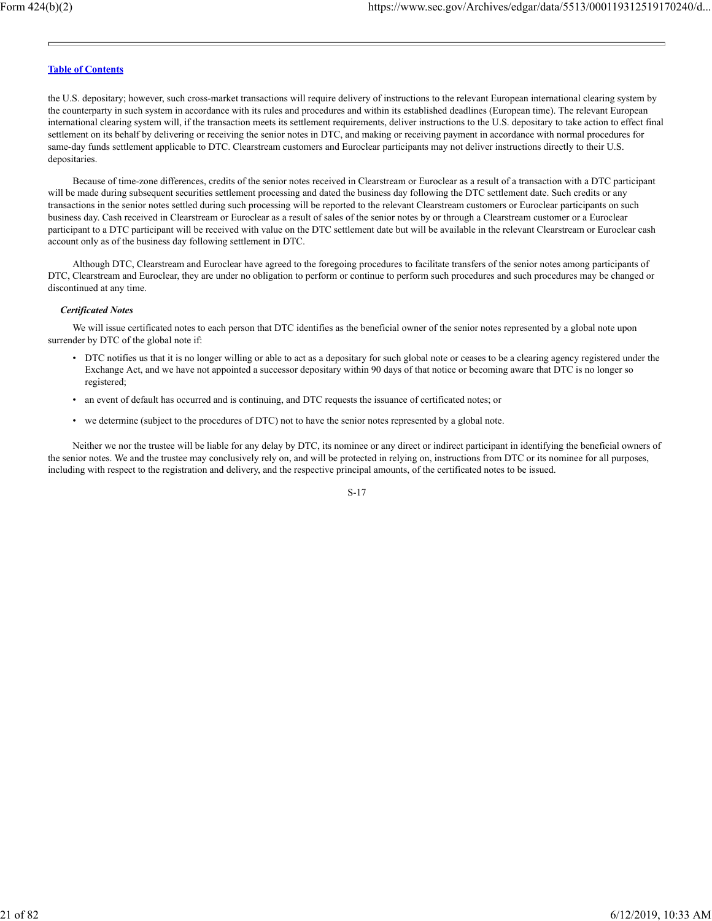the U.S. depositary; however, such cross-market transactions will require delivery of instructions to the relevant European international clearing system by the counterparty in such system in accordance with its rules and procedures and within its established deadlines (European time). The relevant European international clearing system will, if the transaction meets its settlement requirements, deliver instructions to the U.S. depositary to take action to effect final settlement on its behalf by delivering or receiving the senior notes in DTC, and making or receiving payment in accordance with normal procedures for same-day funds settlement applicable to DTC. Clearstream customers and Euroclear participants may not deliver instructions directly to their U.S. depositaries.

Because of time-zone differences, credits of the senior notes received in Clearstream or Euroclear as a result of a transaction with a DTC participant will be made during subsequent securities settlement processing and dated the business day following the DTC settlement date. Such credits or any transactions in the senior notes settled during such processing will be reported to the relevant Clearstream customers or Euroclear participants on such business day. Cash received in Clearstream or Euroclear as a result of sales of the senior notes by or through a Clearstream customer or a Euroclear participant to a DTC participant will be received with value on the DTC settlement date but will be available in the relevant Clearstream or Euroclear cash account only as of the business day following settlement in DTC.

Although DTC, Clearstream and Euroclear have agreed to the foregoing procedures to facilitate transfers of the senior notes among participants of DTC, Clearstream and Euroclear, they are under no obligation to perform or continue to perform such procedures and such procedures may be changed or discontinued at any time.

***Certificated Notes***

We will issue certificated notes to each person that DTC identifies as the beneficial owner of the senior notes represented by a global note upon surrender by DTC of the global note if:

- DTC notifies us that it is no longer willing or able to act as a depositary for such global note or ceases to be a clearing agency registered under the Exchange Act, and we have not appointed a successor depositary within 90 days of that notice or becoming aware that DTC is no longer so registered;
- an event of default has occurred and is continuing, and DTC requests the issuance of certificated notes; or
- we determine (subject to the procedures of DTC) not to have the senior notes represented by a global note.

Neither we nor the trustee will be liable for any delay by DTC, its nominee or any direct or indirect participant in identifying the beneficial owners of the senior notes. We and the trustee may conclusively rely on, and will be protected in relying on, instructions from DTC or its nominee for all purposes, including with respect to the registration and delivery, and the respective principal amounts, of the certificated notes to be issued.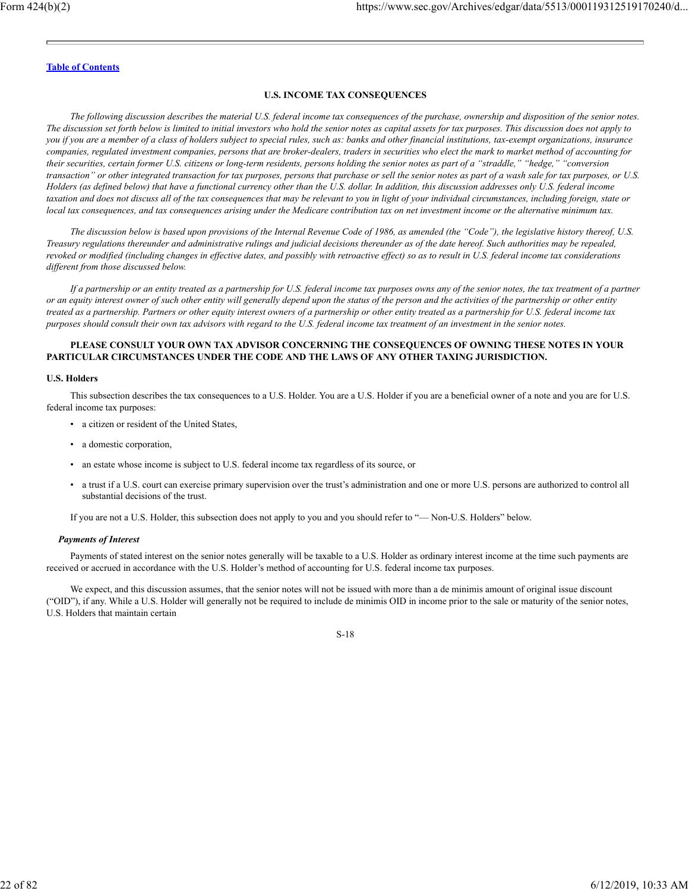[Table of Contents](#)

## U.S. INCOME TAX CONSEQUENCES

*The following discussion describes the material U.S. federal income tax consequences of the purchase, ownership and disposition of the senior notes. The discussion set forth below is limited to initial investors who hold the senior notes as capital assets for tax purposes. This discussion does not apply to you if you are a member of a class of holders subject to special rules, such as: banks and other financial institutions, tax-exempt organizations, insurance companies, regulated investment companies, persons that are broker-dealers, traders in securities who elect the mark to market method of accounting for their securities, certain former U.S. citizens or long-term residents, persons holding the senior notes as part of a "straddle," "hedge," "conversion transaction" or other integrated transaction for tax purposes, persons that purchase or sell the senior notes as part of a wash sale for tax purposes, or U.S. Holders (as defined below) that have a functional currency other than the U.S. dollar. In addition, this discussion addresses only U.S. federal income taxation and does not discuss all of the tax consequences that may be relevant to you in light of your individual circumstances, including foreign, state or local tax consequences, and tax consequences arising under the Medicare contribution tax on net investment income or the alternative minimum tax.*

*The discussion below is based upon provisions of the Internal Revenue Code of 1986, as amended (the "Code"), the legislative history thereof, U.S. Treasury regulations thereunder and administrative rulings and judicial decisions thereunder as of the date hereof. Such authorities may be repealed, revoked or modified (including changes in effective dates, and possibly with retroactive effect) so as to result in U.S. federal income tax considerations different from those discussed below.*

*If a partnership or an entity treated as a partnership for U.S. federal income tax purposes owns any of the senior notes, the tax treatment of a partner or an equity interest owner of such other entity will generally depend upon the status of the person and the activities of the partnership or other entity treated as a partnership. Partners or other equity interest owners of a partnership or other entity treated as a partnership for U.S. federal income tax purposes should consult their own tax advisors with regard to the U.S. federal income tax treatment of an investment in the senior notes.*

**PLEASE CONSULT YOUR OWN TAX ADVISOR CONCERNING THE CONSEQUENCES OF OWNING THESE NOTES IN YOUR PARTICULAR CIRCUMSTANCES UNDER THE CODE AND THE LAWS OF ANY OTHER TAXING JURISDICTION.**

### U.S. Holders

This subsection describes the tax consequences to a U.S. Holder. You are a U.S. Holder if you are a beneficial owner of a note and you are for U.S. federal income tax purposes:

- a citizen or resident of the United States,
- a domestic corporation,
- an estate whose income is subject to U.S. federal income tax regardless of its source, or
- a trust if a U.S. court can exercise primary supervision over the trust's administration and one or more U.S. persons are authorized to control all substantial decisions of the trust.

If you are not a U.S. Holder, this subsection does not apply to you and you should refer to "— Non-U.S. Holders" below.

#### *Payments of Interest*

Payments of stated interest on the senior notes generally will be taxable to a U.S. Holder as ordinary interest income at the time such payments are received or accrued in accordance with the U.S. Holder's method of accounting for U.S. federal income tax purposes.

We expect, and this discussion assumes, that the senior notes will not be issued with more than a de minimis amount of original issue discount ("OID"), if any. While a U.S. Holder will generally not be required to include de minimis OID in income prior to the sale or maturity of the senior notes, U.S. Holders that maintain certain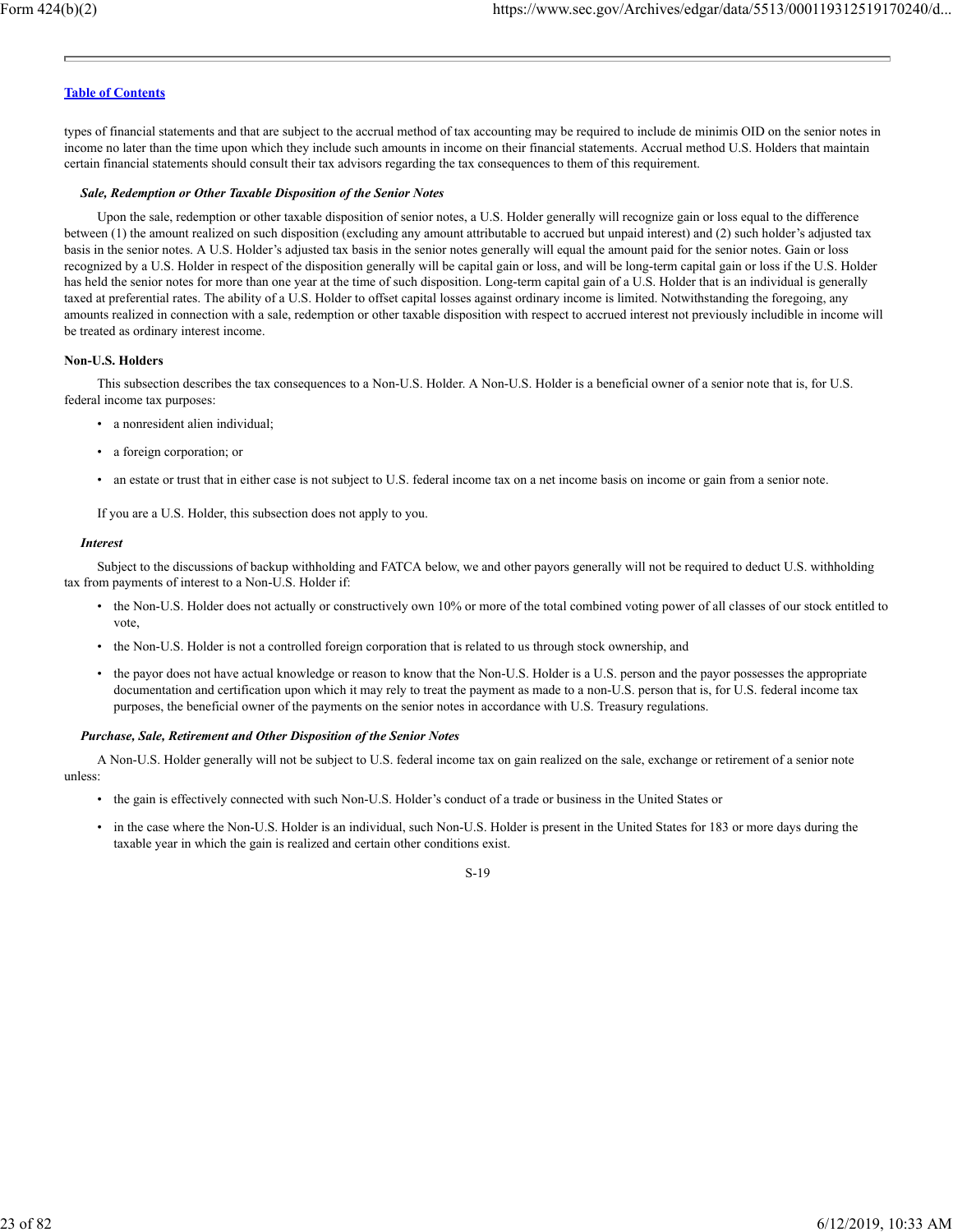types of financial statements and that are subject to the accrual method of tax accounting may be required to include de minimis OID on the senior notes in income no later than the time upon which they include such amounts in income on their financial statements. Accrual method U.S. Holders that maintain certain financial statements should consult their tax advisors regarding the tax consequences to them of this requirement.

***Sale, Redemption or Other Taxable Disposition of the Senior Notes***

Upon the sale, redemption or other taxable disposition of senior notes, a U.S. Holder generally will recognize gain or loss equal to the difference between (1) the amount realized on such disposition (excluding any amount attributable to accrued but unpaid interest) and (2) such holder's adjusted tax basis in the senior notes. A U.S. Holder's adjusted tax basis in the senior notes generally will equal the amount paid for the senior notes. Gain or loss recognized by a U.S. Holder in respect of the disposition generally will be capital gain or loss, and will be long-term capital gain or loss if the U.S. Holder has held the senior notes for more than one year at the time of such disposition. Long-term capital gain of a U.S. Holder that is an individual is generally taxed at preferential rates. The ability of a U.S. Holder to offset capital losses against ordinary income is limited. Notwithstanding the foregoing, any amounts realized in connection with a sale, redemption or other taxable disposition with respect to accrued interest not previously includible in income will be treated as ordinary interest income.

**Non-U.S. Holders**

This subsection describes the tax consequences to a Non-U.S. Holder. A Non-U.S. Holder is a beneficial owner of a senior note that is, for U.S. federal income tax purposes:

- a nonresident alien individual;
- a foreign corporation; or
- an estate or trust that in either case is not subject to U.S. federal income tax on a net income basis on income or gain from a senior note.

If you are a U.S. Holder, this subsection does not apply to you.

***Interest***

Subject to the discussions of backup withholding and FATCA below, we and other payors generally will not be required to deduct U.S. withholding tax from payments of interest to a Non-U.S. Holder if:

- the Non-U.S. Holder does not actually or constructively own 10% or more of the total combined voting power of all classes of our stock entitled to vote,
- the Non-U.S. Holder is not a controlled foreign corporation that is related to us through stock ownership, and
- the payor does not have actual knowledge or reason to know that the Non-U.S. Holder is a U.S. person and the payor possesses the appropriate documentation and certification upon which it may rely to treat the payment as made to a non-U.S. person that is, for U.S. federal income tax purposes, the beneficial owner of the payments on the senior notes in accordance with U.S. Treasury regulations.

***Purchase, Sale, Retirement and Other Disposition of the Senior Notes***

A Non-U.S. Holder generally will not be subject to U.S. federal income tax on gain realized on the sale, exchange or retirement of a senior note unless:

- the gain is effectively connected with such Non-U.S. Holder's conduct of a trade or business in the United States or
- in the case where the Non-U.S. Holder is an individual, such Non-U.S. Holder is present in the United States for 183 or more days during the taxable year in which the gain is realized and certain other conditions exist.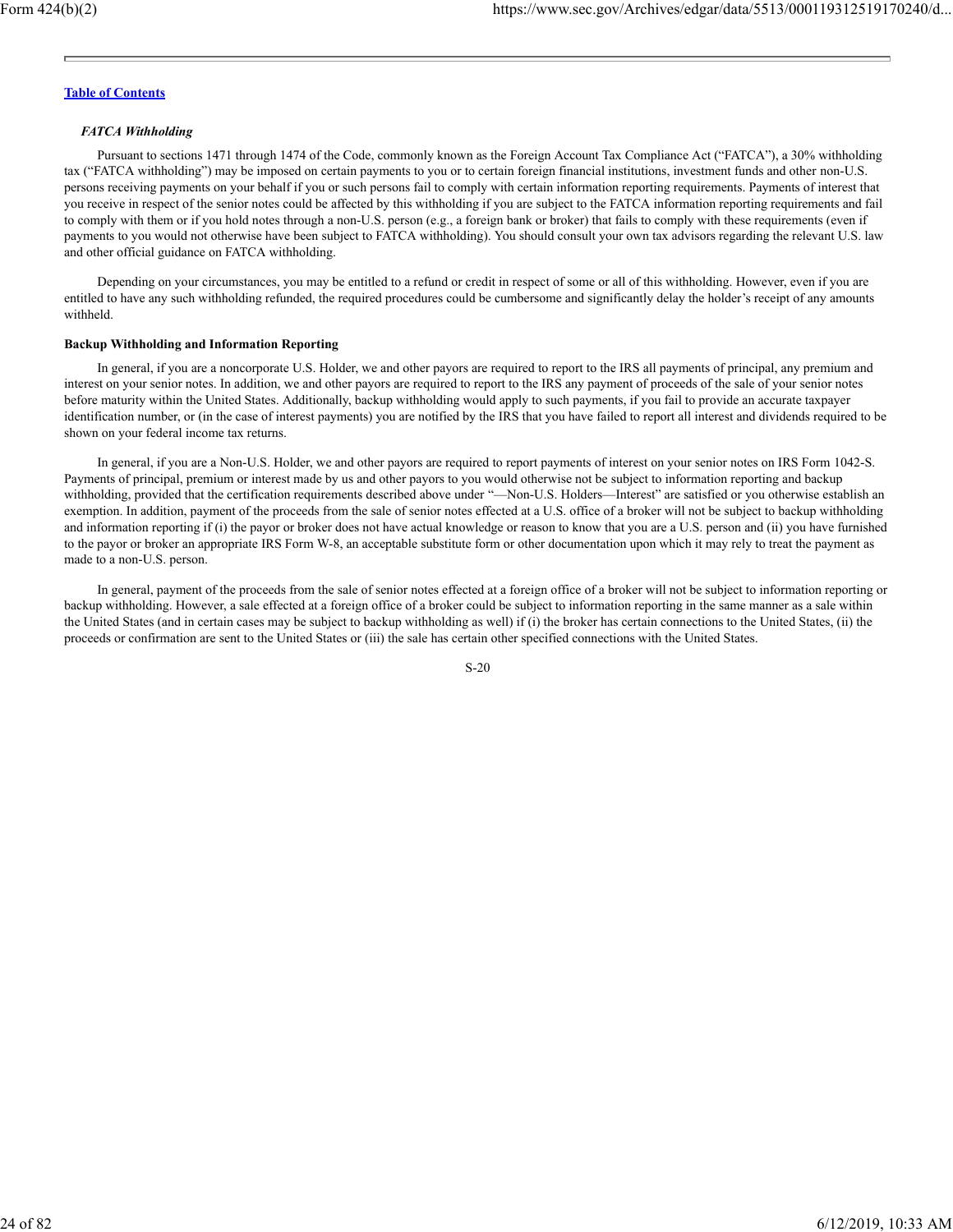*FATCA Withholding*

Pursuant to sections 1471 through 1474 of the Code, commonly known as the Foreign Account Tax Compliance Act ("FATCA"), a 30% withholding tax ("FATCA withholding") may be imposed on certain payments to you or to certain foreign financial institutions, investment funds and other non-U.S. persons receiving payments on your behalf if you or such persons fail to comply with certain information reporting requirements. Payments of interest that you receive in respect of the senior notes could be affected by this withholding if you are subject to the FATCA information reporting requirements and fail to comply with them or if you hold notes through a non-U.S. person (e.g., a foreign bank or broker) that fails to comply with these requirements (even if payments to you would not otherwise have been subject to FATCA withholding). You should consult your own tax advisors regarding the relevant U.S. law and other official guidance on FATCA withholding.

Depending on your circumstances, you may be entitled to a refund or credit in respect of some or all of this withholding. However, even if you are entitled to have any such withholding refunded, the required procedures could be cumbersome and significantly delay the holder's receipt of any amounts withheld.

**Backup Withholding and Information Reporting**

In general, if you are a noncorporate U.S. Holder, we and other payors are required to report to the IRS all payments of principal, any premium and interest on your senior notes. In addition, we and other payors are required to report to the IRS any payment of proceeds of the sale of your senior notes before maturity within the United States. Additionally, backup withholding would apply to such payments, if you fail to provide an accurate taxpayer identification number, or (in the case of interest payments) you are notified by the IRS that you have failed to report all interest and dividends required to be shown on your federal income tax returns.

In general, if you are a Non-U.S. Holder, we and other payors are required to report payments of interest on your senior notes on IRS Form 1042-S. Payments of principal, premium or interest made by us and other payors to you would otherwise not be subject to information reporting and backup withholding, provided that the certification requirements described above under "—Non-U.S. Holders—Interest" are satisfied or you otherwise establish an exemption. In addition, payment of the proceeds from the sale of senior notes effected at a U.S. office of a broker will not be subject to backup withholding and information reporting if (i) the payor or broker does not have actual knowledge or reason to know that you are a U.S. person and (ii) you have furnished to the payor or broker an appropriate IRS Form W-8, an acceptable substitute form or other documentation upon which it may rely to treat the payment as made to a non-U.S. person.

In general, payment of the proceeds from the sale of senior notes effected at a foreign office of a broker will not be subject to information reporting or backup withholding. However, a sale effected at a foreign office of a broker could be subject to information reporting in the same manner as a sale within the United States (and in certain cases may be subject to backup withholding as well) if (i) the broker has certain connections to the United States, (ii) the proceeds or confirmation are sent to the United States or (iii) the sale has certain other specified connections with the United States.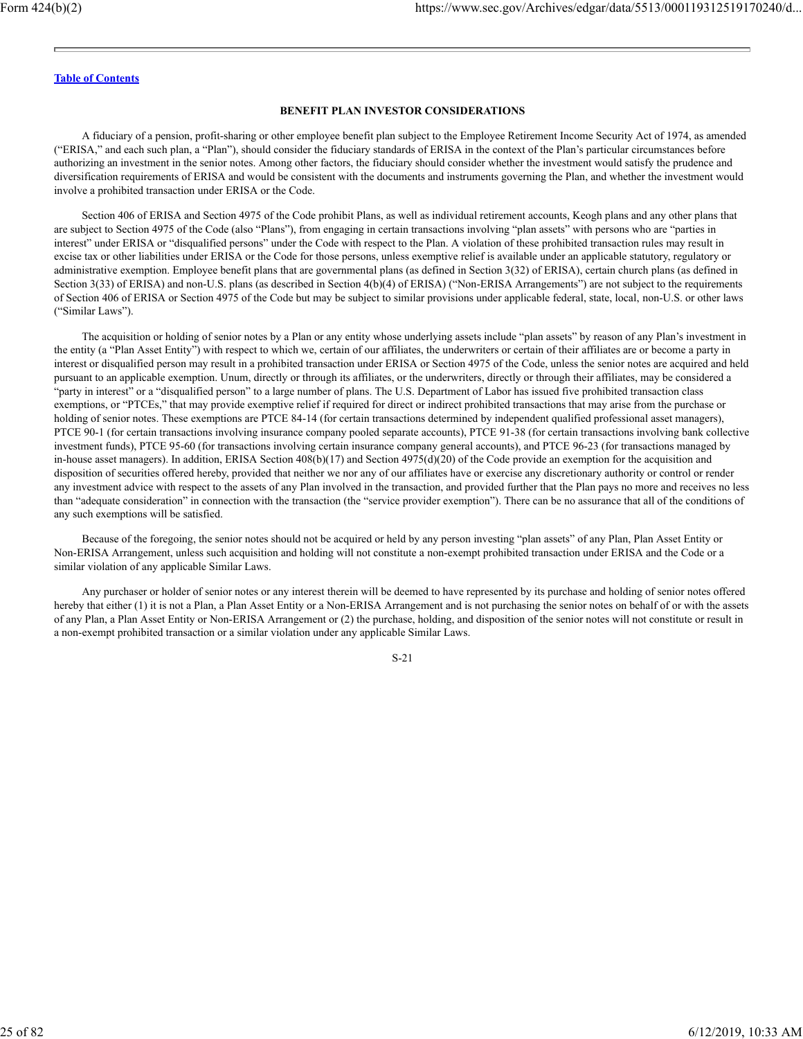## BENEFIT PLAN INVESTOR CONSIDERATIONS

A fiduciary of a pension, profit-sharing or other employee benefit plan subject to the Employee Retirement Income Security Act of 1974, as amended ("ERISA," and each such plan, a "Plan"), should consider the fiduciary standards of ERISA in the context of the Plan's particular circumstances before authorizing an investment in the senior notes. Among other factors, the fiduciary should consider whether the investment would satisfy the prudence and diversification requirements of ERISA and would be consistent with the documents and instruments governing the Plan, and whether the investment would involve a prohibited transaction under ERISA or the Code.

Section 406 of ERISA and Section 4975 of the Code prohibit Plans, as well as individual retirement accounts, Keogh plans and any other plans that are subject to Section 4975 of the Code (also "Plans"), from engaging in certain transactions involving "plan assets" with persons who are "parties in interest" under ERISA or "disqualified persons" under the Code with respect to the Plan. A violation of these prohibited transaction rules may result in excise tax or other liabilities under ERISA or the Code for those persons, unless exemptive relief is available under an applicable statutory, regulatory or administrative exemption. Employee benefit plans that are governmental plans (as defined in Section 3(32) of ERISA), certain church plans (as defined in Section 3(33) of ERISA) and non-U.S. plans (as described in Section 4(b)(4) of ERISA) ("Non-ERISA Arrangements") are not subject to the requirements of Section 406 of ERISA or Section 4975 of the Code but may be subject to similar provisions under applicable federal, state, local, non-U.S. or other laws ("Similar Laws").

The acquisition or holding of senior notes by a Plan or any entity whose underlying assets include "plan assets" by reason of any Plan's investment in the entity (a "Plan Asset Entity") with respect to which we, certain of our affiliates, the underwriters or certain of their affiliates are or become a party in interest or disqualified person may result in a prohibited transaction under ERISA or Section 4975 of the Code, unless the senior notes are acquired and held pursuant to an applicable exemption. Unum, directly or through its affiliates, or the underwriters, directly or through their affiliates, may be considered a "party in interest" or a "disqualified person" to a large number of plans. The U.S. Department of Labor has issued five prohibited transaction class exemptions, or "PTCEs," that may provide exemptive relief if required for direct or indirect prohibited transactions that may arise from the purchase or holding of senior notes. These exemptions are PTCE 84-14 (for certain transactions determined by independent qualified professional asset managers), PTCE 90-1 (for certain transactions involving insurance company pooled separate accounts), PTCE 91-38 (for certain transactions involving bank collective investment funds), PTCE 95-60 (for transactions involving certain insurance company general accounts), and PTCE 96-23 (for transactions managed by in-house asset managers). In addition, ERISA Section 408(b)(17) and Section 4975(d)(20) of the Code provide an exemption for the acquisition and disposition of securities offered hereby, provided that neither we nor any of our affiliates have or exercise any discretionary authority or control or render any investment advice with respect to the assets of any Plan involved in the transaction, and provided further that the Plan pays no more and receives no less than "adequate consideration" in connection with the transaction (the "service provider exemption"). There can be no assurance that all of the conditions of any such exemptions will be satisfied.

Because of the foregoing, the senior notes should not be acquired or held by any person investing "plan assets" of any Plan, Plan Asset Entity or Non-ERISA Arrangement, unless such acquisition and holding will not constitute a non-exempt prohibited transaction under ERISA and the Code or a similar violation of any applicable Similar Laws.

Any purchaser or holder of senior notes or any interest therein will be deemed to have represented by its purchase and holding of senior notes offered hereby that either (1) it is not a Plan, a Plan Asset Entity or a Non-ERISA Arrangement and is not purchasing the senior notes on behalf of or with the assets of any Plan, a Plan Asset Entity or Non-ERISA Arrangement or (2) the purchase, holding, and disposition of the senior notes will not constitute or result in a non-exempt prohibited transaction or a similar violation under any applicable Similar Laws.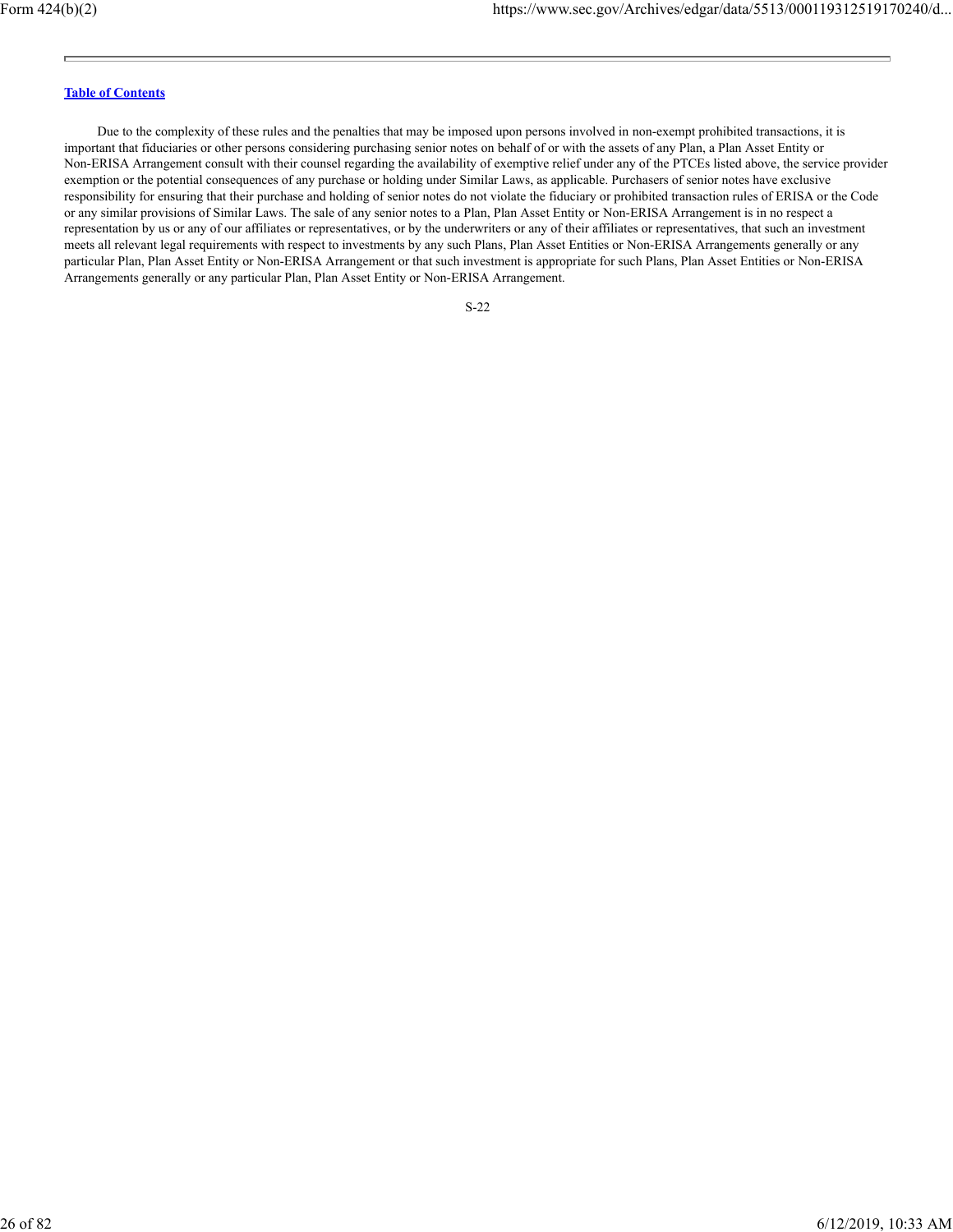Due to the complexity of these rules and the penalties that may be imposed upon persons involved in non-exempt prohibited transactions, it is important that fiduciaries or other persons considering purchasing senior notes on behalf of or with the assets of any Plan, a Plan Asset Entity or Non-ERISA Arrangement consult with their counsel regarding the availability of exemptive relief under any of the PTCEs listed above, the service provider exemption or the potential consequences of any purchase or holding under Similar Laws, as applicable. Purchasers of senior notes have exclusive responsibility for ensuring that their purchase and holding of senior notes do not violate the fiduciary or prohibited transaction rules of ERISA or the Code or any similar provisions of Similar Laws. The sale of any senior notes to a Plan, Plan Asset Entity or Non-ERISA Arrangement is in no respect a representation by us or any of our affiliates or representatives, or by the underwriters or any of their affiliates or representatives, that such an investment meets all relevant legal requirements with respect to investments by any such Plans, Plan Asset Entities or Non-ERISA Arrangements generally or any particular Plan, Plan Asset Entity or Non-ERISA Arrangement or that such investment is appropriate for such Plans, Plan Asset Entities or Non-ERISA Arrangements generally or any particular Plan, Plan Asset Entity or Non-ERISA Arrangement.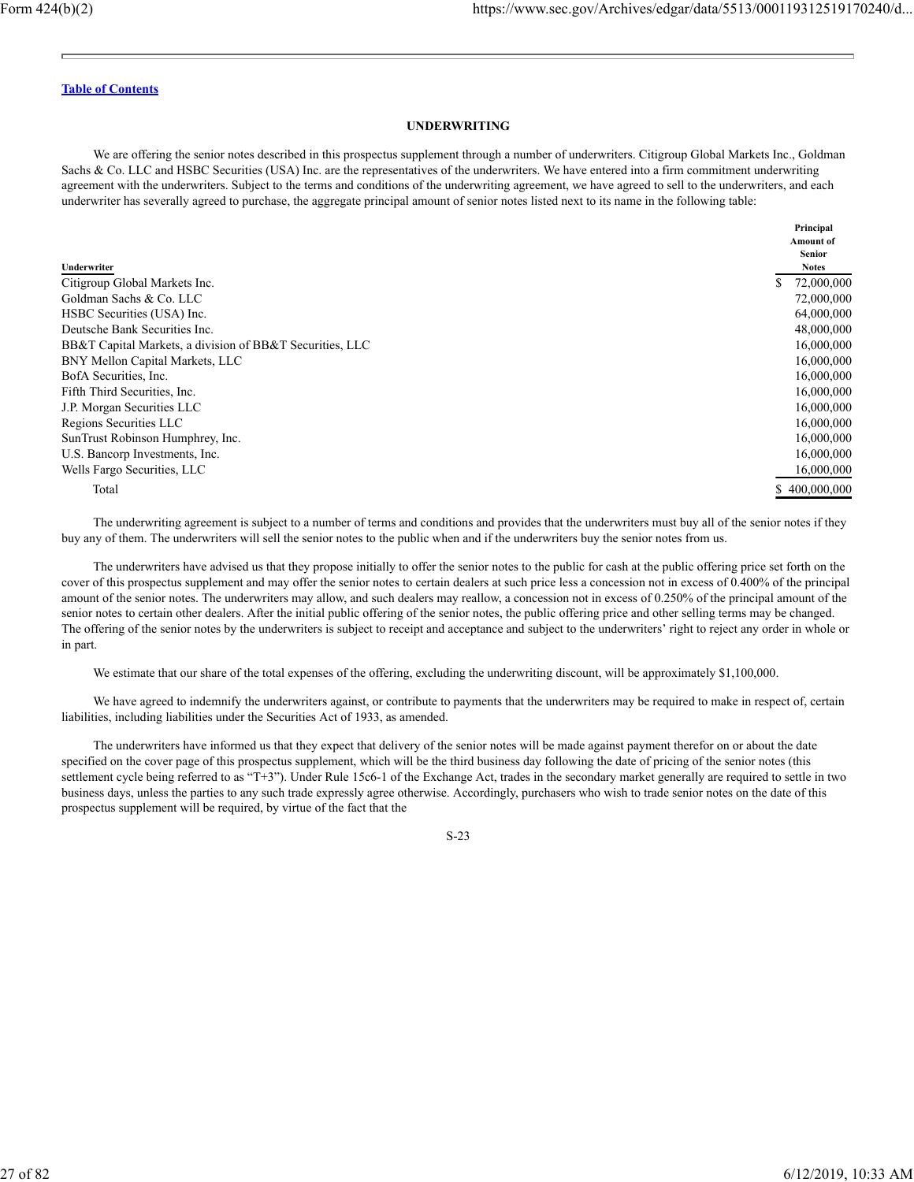[Table of Contents](#)

## UNDERWRITING

We are offering the senior notes described in this prospectus supplement through a number of underwriters. Citigroup Global Markets Inc., Goldman Sachs & Co. LLC and HSBC Securities (USA) Inc. are the representatives of the underwriters. We have entered into a firm commitment underwriting agreement with the underwriters. Subject to the terms and conditions of the underwriting agreement, we have agreed to sell to the underwriters, and each underwriter has severally agreed to purchase, the aggregate principal amount of senior notes listed next to its name in the following table:

| Underwriter | Principal Amount of Senior Notes |
|---|---|
| Citigroup Global Markets Inc. | $ 72,000,000 |
| Goldman Sachs & Co. LLC | 72,000,000 |
| HSBC Securities (USA) Inc. | 64,000,000 |
| Deutsche Bank Securities Inc. | 48,000,000 |
| BB&T Capital Markets, a division of BB&T Securities, LLC | 16,000,000 |
| BNY Mellon Capital Markets, LLC | 16,000,000 |
| BofA Securities, Inc. | 16,000,000 |
| Fifth Third Securities, Inc. | 16,000,000 |
| J.P. Morgan Securities LLC | 16,000,000 |
| Regions Securities LLC | 16,000,000 |
| SunTrust Robinson Humphrey, Inc. | 16,000,000 |
| U.S. Bancorp Investments, Inc. | 16,000,000 |
| Wells Fargo Securities, LLC | 16,000,000 |
| Total | $ 400,000,000 |

The underwriting agreement is subject to a number of terms and conditions and provides that the underwriters must buy all of the senior notes if they buy any of them. The underwriters will sell the senior notes to the public when and if the underwriters buy the senior notes from us.

The underwriters have advised us that they propose initially to offer the senior notes to the public for cash at the public offering price set forth on the cover of this prospectus supplement and may offer the senior notes to certain dealers at such price less a concession not in excess of 0.400% of the principal amount of the senior notes. The underwriters may allow, and such dealers may reallow, a concession not in excess of 0.250% of the principal amount of the senior notes to certain other dealers. After the initial public offering of the senior notes, the public offering price and other selling terms may be changed. The offering of the senior notes by the underwriters is subject to receipt and acceptance and subject to the underwriters' right to reject any order in whole or in part.

We estimate that our share of the total expenses of the offering, excluding the underwriting discount, will be approximately $1,100,000.

We have agreed to indemnify the underwriters against, or contribute to payments that the underwriters may be required to make in respect of, certain liabilities, including liabilities under the Securities Act of 1933, as amended.

The underwriters have informed us that they expect that delivery of the senior notes will be made against payment therefor on or about the date specified on the cover page of this prospectus supplement, which will be the third business day following the date of pricing of the senior notes (this settlement cycle being referred to as "T+3"). Under Rule 15c6-1 of the Exchange Act, trades in the secondary market generally are required to settle in two business days, unless the parties to any such trade expressly agree otherwise. Accordingly, purchasers who wish to trade senior notes on the date of this prospectus supplement will be required, by virtue of the fact that the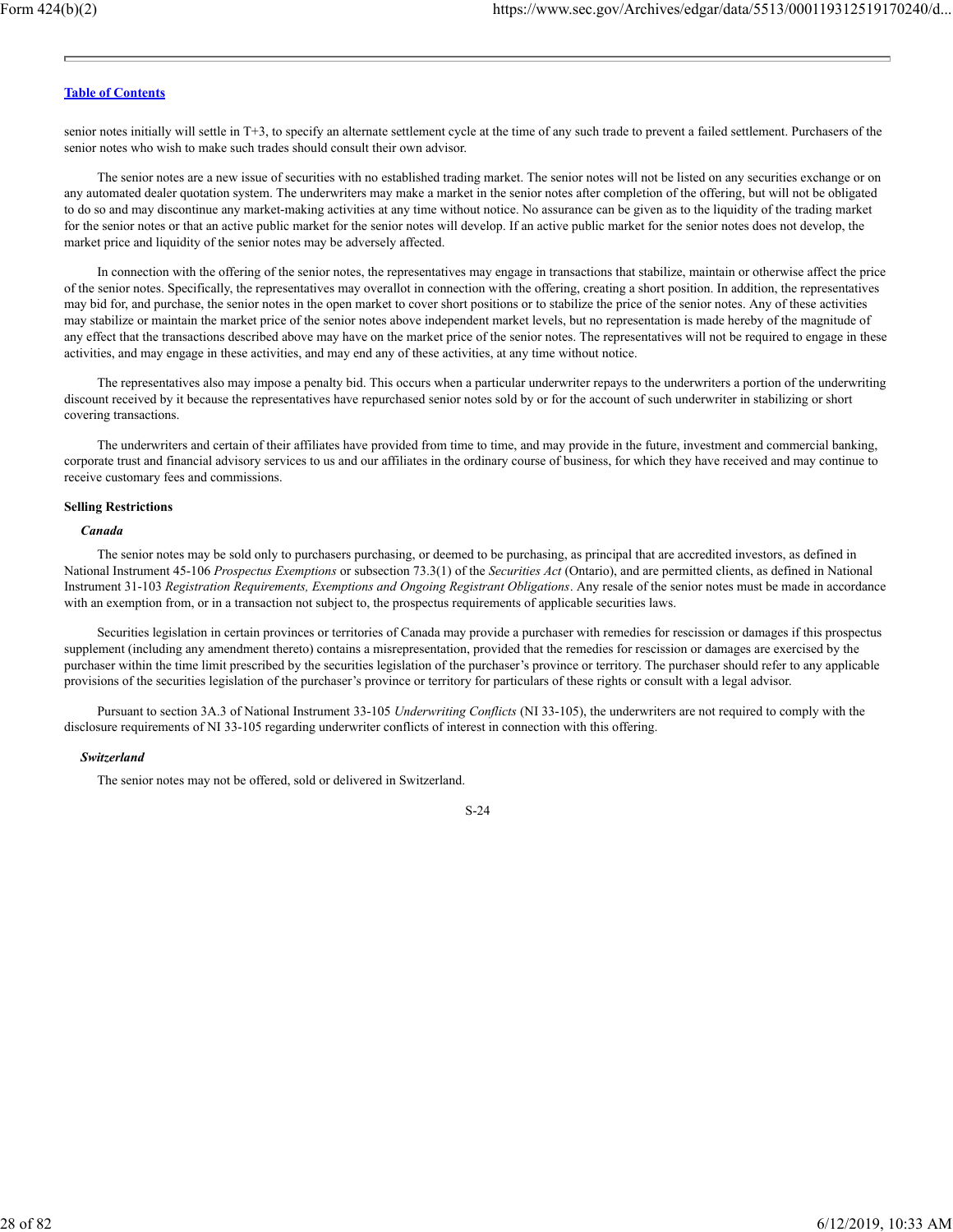senior notes initially will settle in T+3, to specify an alternate settlement cycle at the time of any such trade to prevent a failed settlement. Purchasers of the senior notes who wish to make such trades should consult their own advisor.

The senior notes are a new issue of securities with no established trading market. The senior notes will not be listed on any securities exchange or on any automated dealer quotation system. The underwriters may make a market in the senior notes after completion of the offering, but will not be obligated to do so and may discontinue any market-making activities at any time without notice. No assurance can be given as to the liquidity of the trading market for the senior notes or that an active public market for the senior notes will develop. If an active public market for the senior notes does not develop, the market price and liquidity of the senior notes may be adversely affected.

In connection with the offering of the senior notes, the representatives may engage in transactions that stabilize, maintain or otherwise affect the price of the senior notes. Specifically, the representatives may overallot in connection with the offering, creating a short position. In addition, the representatives may bid for, and purchase, the senior notes in the open market to cover short positions or to stabilize the price of the senior notes. Any of these activities may stabilize or maintain the market price of the senior notes above independent market levels, but no representation is made hereby of the magnitude of any effect that the transactions described above may have on the market price of the senior notes. The representatives will not be required to engage in these activities, and may engage in these activities, and may end any of these activities, at any time without notice.

The representatives also may impose a penalty bid. This occurs when a particular underwriter repays to the underwriters a portion of the underwriting discount received by it because the representatives have repurchased senior notes sold by or for the account of such underwriter in stabilizing or short covering transactions.

The underwriters and certain of their affiliates have provided from time to time, and may provide in the future, investment and commercial banking, corporate trust and financial advisory services to us and our affiliates in the ordinary course of business, for which they have received and may continue to receive customary fees and commissions.

**Selling Restrictions**

***Canada***

The senior notes may be sold only to purchasers purchasing, or deemed to be purchasing, as principal that are accredited investors, as defined in National Instrument 45-106 *Prospectus Exemptions* or subsection 73.3(1) of the *Securities Act* (Ontario), and are permitted clients, as defined in National Instrument 31-103 *Registration Requirements, Exemptions and Ongoing Registrant Obligations*. Any resale of the senior notes must be made in accordance with an exemption from, or in a transaction not subject to, the prospectus requirements of applicable securities laws.

Securities legislation in certain provinces or territories of Canada may provide a purchaser with remedies for rescission or damages if this prospectus supplement (including any amendment thereto) contains a misrepresentation, provided that the remedies for rescission or damages are exercised by the purchaser within the time limit prescribed by the securities legislation of the purchaser's province or territory. The purchaser should refer to any applicable provisions of the securities legislation of the purchaser's province or territory for particulars of these rights or consult with a legal advisor.

Pursuant to section 3A.3 of National Instrument 33-105 *Underwriting Conflicts* (NI 33-105), the underwriters are not required to comply with the disclosure requirements of NI 33-105 regarding underwriter conflicts of interest in connection with this offering.

***Switzerland***

The senior notes may not be offered, sold or delivered in Switzerland.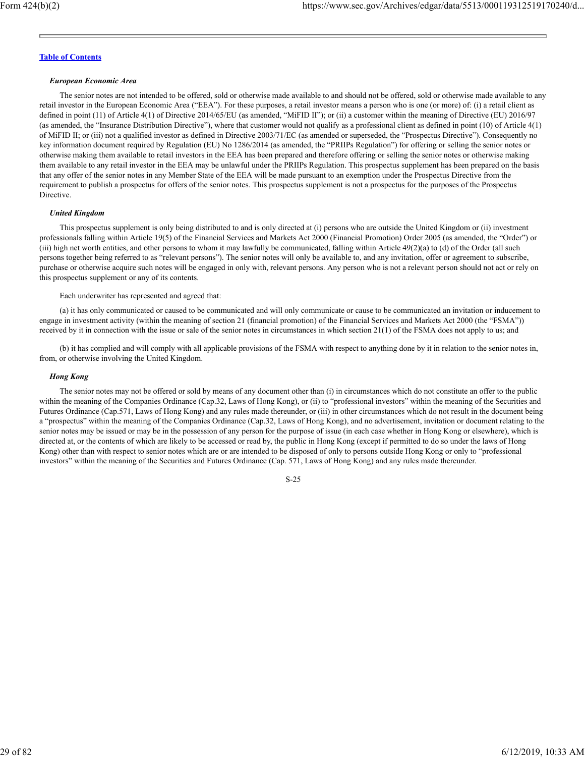*European Economic Area*

The senior notes are not intended to be offered, sold or otherwise made available to and should not be offered, sold or otherwise made available to any retail investor in the European Economic Area ("EEA"). For these purposes, a retail investor means a person who is one (or more) of: (i) a retail client as defined in point (11) of Article 4(1) of Directive 2014/65/EU (as amended, "MiFID II"); or (ii) a customer within the meaning of Directive (EU) 2016/97 (as amended, the "Insurance Distribution Directive"), where that customer would not qualify as a professional client as defined in point (10) of Article 4(1) of MiFID II; or (iii) not a qualified investor as defined in Directive 2003/71/EC (as amended or superseded, the "Prospectus Directive"). Consequently no key information document required by Regulation (EU) No 1286/2014 (as amended, the "PRIIPs Regulation") for offering or selling the senior notes or otherwise making them available to retail investors in the EEA has been prepared and therefore offering or selling the senior notes or otherwise making them available to any retail investor in the EEA may be unlawful under the PRIIPs Regulation. This prospectus supplement has been prepared on the basis that any offer of the senior notes in any Member State of the EEA will be made pursuant to an exemption under the Prospectus Directive from the requirement to publish a prospectus for offers of the senior notes. This prospectus supplement is not a prospectus for the purposes of the Prospectus Directive.

*United Kingdom*

This prospectus supplement is only being distributed to and is only directed at (i) persons who are outside the United Kingdom or (ii) investment professionals falling within Article 19(5) of the Financial Services and Markets Act 2000 (Financial Promotion) Order 2005 (as amended, the "Order") or (iii) high net worth entities, and other persons to whom it may lawfully be communicated, falling within Article 49(2)(a) to (d) of the Order (all such persons together being referred to as "relevant persons"). The senior notes will only be available to, and any invitation, offer or agreement to subscribe, purchase or otherwise acquire such notes will be engaged in only with, relevant persons. Any person who is not a relevant person should not act or rely on this prospectus supplement or any of its contents.

Each underwriter has represented and agreed that:

(a) it has only communicated or caused to be communicated and will only communicate or cause to be communicated an invitation or inducement to engage in investment activity (within the meaning of section 21 (financial promotion) of the Financial Services and Markets Act 2000 (the "FSMA")) received by it in connection with the issue or sale of the senior notes in circumstances in which section 21(1) of the FSMA does not apply to us; and

(b) it has complied and will comply with all applicable provisions of the FSMA with respect to anything done by it in relation to the senior notes in, from, or otherwise involving the United Kingdom.

*Hong Kong*

The senior notes may not be offered or sold by means of any document other than (i) in circumstances which do not constitute an offer to the public within the meaning of the Companies Ordinance (Cap.32, Laws of Hong Kong), or (ii) to "professional investors" within the meaning of the Securities and Futures Ordinance (Cap.571, Laws of Hong Kong) and any rules made thereunder, or (iii) in other circumstances which do not result in the document being a "prospectus" within the meaning of the Companies Ordinance (Cap.32, Laws of Hong Kong), and no advertisement, invitation or document relating to the senior notes may be issued or may be in the possession of any person for the purpose of issue (in each case whether in Hong Kong or elsewhere), which is directed at, or the contents of which are likely to be accessed or read by, the public in Hong Kong (except if permitted to do so under the laws of Hong Kong) other than with respect to senior notes which are or are intended to be disposed of only to persons outside Hong Kong or only to "professional investors" within the meaning of the Securities and Futures Ordinance (Cap. 571, Laws of Hong Kong) and any rules made thereunder.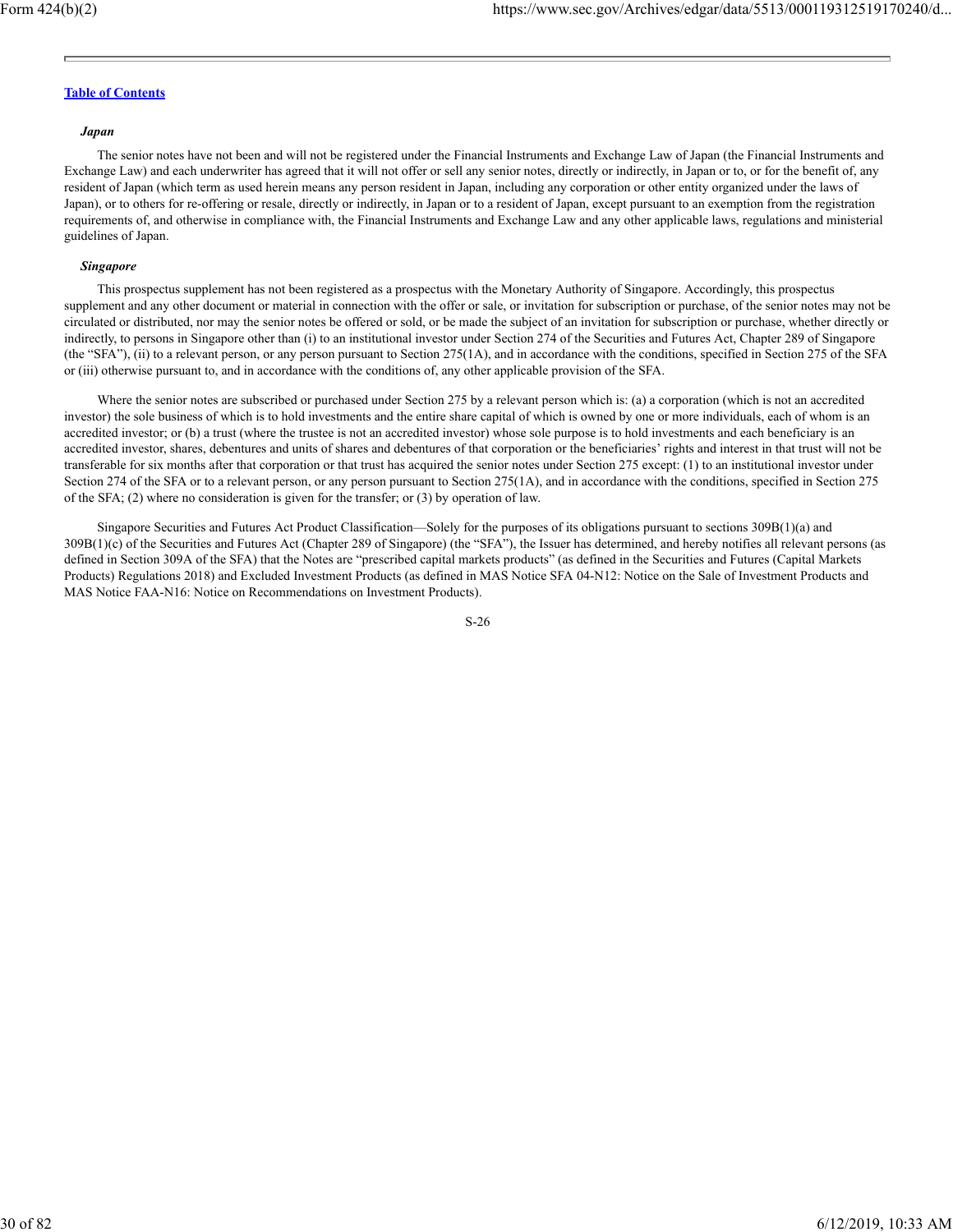*Japan*

The senior notes have not been and will not be registered under the Financial Instruments and Exchange Law of Japan (the Financial Instruments and Exchange Law) and each underwriter has agreed that it will not offer or sell any senior notes, directly or indirectly, in Japan or to, or for the benefit of, any resident of Japan (which term as used herein means any person resident in Japan, including any corporation or other entity organized under the laws of Japan), or to others for re-offering or resale, directly or indirectly, in Japan or to a resident of Japan, except pursuant to an exemption from the registration requirements of, and otherwise in compliance with, the Financial Instruments and Exchange Law and any other applicable laws, regulations and ministerial guidelines of Japan.

*Singapore*

This prospectus supplement has not been registered as a prospectus with the Monetary Authority of Singapore. Accordingly, this prospectus supplement and any other document or material in connection with the offer or sale, or invitation for subscription or purchase, of the senior notes may not be circulated or distributed, nor may the senior notes be offered or sold, or be made the subject of an invitation for subscription or purchase, whether directly or indirectly, to persons in Singapore other than (i) to an institutional investor under Section 274 of the Securities and Futures Act, Chapter 289 of Singapore (the "SFA"), (ii) to a relevant person, or any person pursuant to Section 275(1A), and in accordance with the conditions, specified in Section 275 of the SFA or (iii) otherwise pursuant to, and in accordance with the conditions of, any other applicable provision of the SFA.

Where the senior notes are subscribed or purchased under Section 275 by a relevant person which is: (a) a corporation (which is not an accredited investor) the sole business of which is to hold investments and the entire share capital of which is owned by one or more individuals, each of whom is an accredited investor; or (b) a trust (where the trustee is not an accredited investor) whose sole purpose is to hold investments and each beneficiary is an accredited investor, shares, debentures and units of shares and debentures of that corporation or the beneficiaries' rights and interest in that trust will not be transferable for six months after that corporation or that trust has acquired the senior notes under Section 275 except: (1) to an institutional investor under Section 274 of the SFA or to a relevant person, or any person pursuant to Section 275(1A), and in accordance with the conditions, specified in Section 275 of the SFA; (2) where no consideration is given for the transfer; or (3) by operation of law.

Singapore Securities and Futures Act Product Classification—Solely for the purposes of its obligations pursuant to sections 309B(1)(a) and 309B(1)(c) of the Securities and Futures Act (Chapter 289 of Singapore) (the "SFA"), the Issuer has determined, and hereby notifies all relevant persons (as defined in Section 309A of the SFA) that the Notes are "prescribed capital markets products" (as defined in the Securities and Futures (Capital Markets Products) Regulations 2018) and Excluded Investment Products (as defined in MAS Notice SFA 04-N12: Notice on the Sale of Investment Products and MAS Notice FAA-N16: Notice on Recommendations on Investment Products).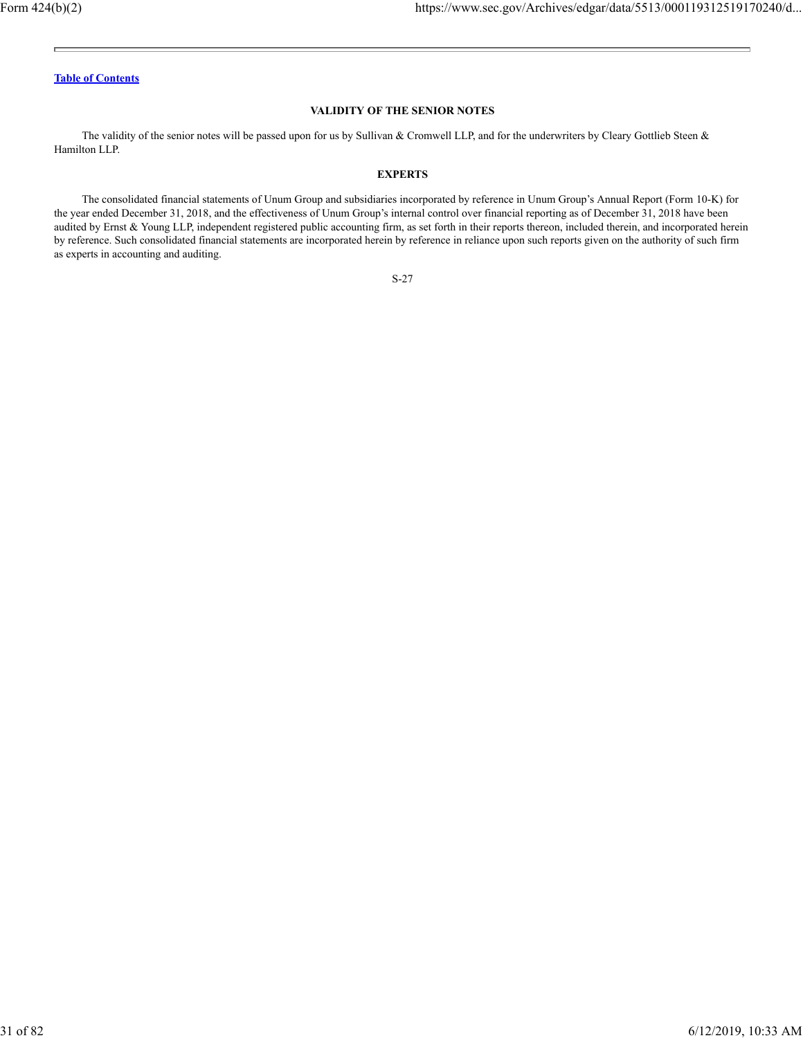## VALIDITY OF THE SENIOR NOTES

The validity of the senior notes will be passed upon for us by Sullivan & Cromwell LLP, and for the underwriters by Cleary Gottlieb Steen & Hamilton LLP.

## EXPERTS

The consolidated financial statements of Unum Group and subsidiaries incorporated by reference in Unum Group's Annual Report (Form 10-K) for the year ended December 31, 2018, and the effectiveness of Unum Group's internal control over financial reporting as of December 31, 2018 have been audited by Ernst & Young LLP, independent registered public accounting firm, as set forth in their reports thereon, included therein, and incorporated herein by reference. Such consolidated financial statements are incorporated herein by reference in reliance upon such reports given on the authority of such firm as experts in accounting and auditing.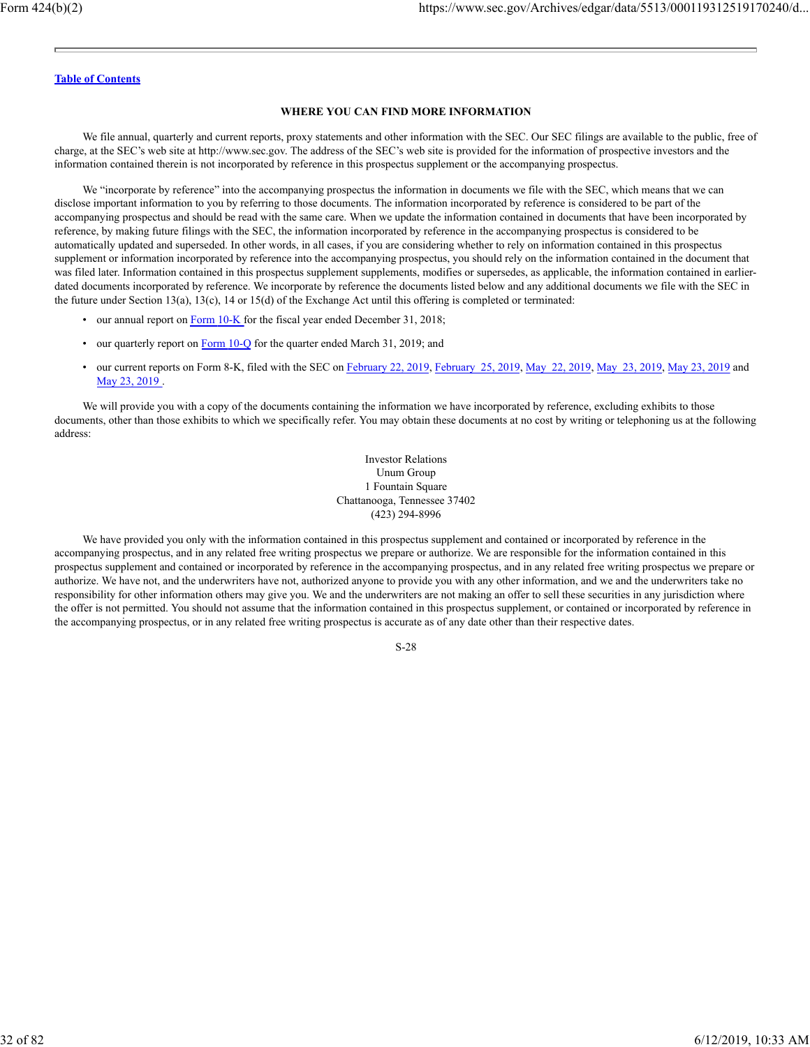## WHERE YOU CAN FIND MORE INFORMATION

We file annual, quarterly and current reports, proxy statements and other information with the SEC. Our SEC filings are available to the public, free of charge, at the SEC's web site at http://www.sec.gov. The address of the SEC's web site is provided for the information of prospective investors and the information contained therein is not incorporated by reference in this prospectus supplement or the accompanying prospectus.

We "incorporate by reference" into the accompanying prospectus the information in documents we file with the SEC, which means that we can disclose important information to you by referring to those documents. The information incorporated by reference is considered to be part of the accompanying prospectus and should be read with the same care. When we update the information contained in documents that have been incorporated by reference, by making future filings with the SEC, the information incorporated by reference in the accompanying prospectus is considered to be automatically updated and superseded. In other words, in all cases, if you are considering whether to rely on information contained in this prospectus supplement or information incorporated by reference into the accompanying prospectus, you should rely on the information contained in the document that was filed later. Information contained in this prospectus supplement supplements, modifies or supersedes, as applicable, the information contained in earlier-dated documents incorporated by reference. We incorporate by reference the documents listed below and any additional documents we file with the SEC in the future under Section 13(a), 13(c), 14 or 15(d) of the Exchange Act until this offering is completed or terminated:

- our annual report on Form 10-K for the fiscal year ended December 31, 2018;
- our quarterly report on Form 10-Q for the quarter ended March 31, 2019; and
- our current reports on Form 8-K, filed with the SEC on February 22, 2019, February 25, 2019, May 22, 2019, May 23, 2019, May 23, 2019 and May 23, 2019 .

We will provide you with a copy of the documents containing the information we have incorporated by reference, excluding exhibits to those documents, other than those exhibits to which we specifically refer. You may obtain these documents at no cost by writing or telephoning us at the following address:

Investor Relations
Unum Group
1 Fountain Square
Chattanooga, Tennessee 37402
(423) 294-8996

We have provided you only with the information contained in this prospectus supplement and contained or incorporated by reference in the accompanying prospectus, and in any related free writing prospectus we prepare or authorize. We are responsible for the information contained in this prospectus supplement and contained or incorporated by reference in the accompanying prospectus, and in any related free writing prospectus we prepare or authorize. We have not, and the underwriters have not, authorized anyone to provide you with any other information, and we and the underwriters take no responsibility for other information others may give you. We and the underwriters are not making an offer to sell these securities in any jurisdiction where the offer is not permitted. You should not assume that the information contained in this prospectus supplement, or contained or incorporated by reference in the accompanying prospectus, or in any related free writing prospectus is accurate as of any date other than their respective dates.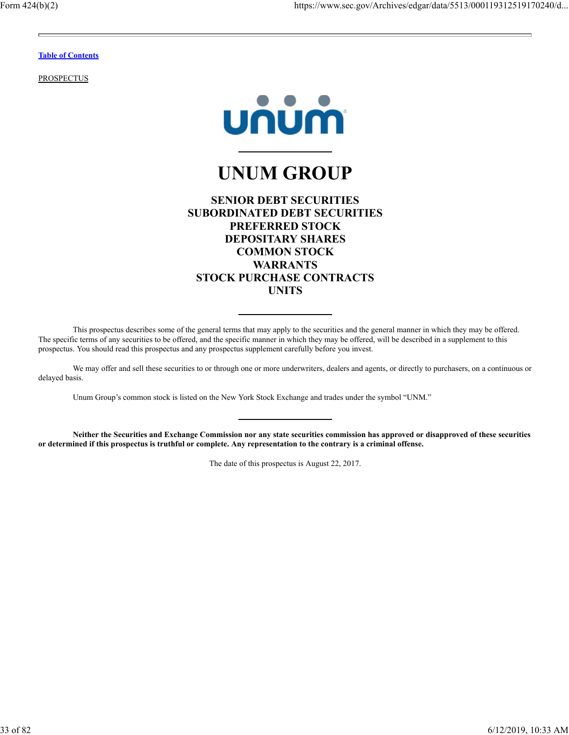Table of Contents

PROSPECTUS

# UNUM GROUP

## SENIOR DEBT SECURITIES
## SUBORDINATED DEBT SECURITIES
## PREFERRED STOCK
## DEPOSITARY SHARES
## COMMON STOCK
## WARRANTS
## STOCK PURCHASE CONTRACTS
## UNITS

This prospectus describes some of the general terms that may apply to the securities and the general manner in which they may be offered. The specific terms of any securities to be offered, and the specific manner in which they may be offered, will be described in a supplement to this prospectus. You should read this prospectus and any prospectus supplement carefully before you invest.

We may offer and sell these securities to or through one or more underwriters, dealers and agents, or directly to purchasers, on a continuous or delayed basis.

Unum Group's common stock is listed on the New York Stock Exchange and trades under the symbol "UNM."

**Neither the Securities and Exchange Commission nor any state securities commission has approved or disapproved of these securities or determined if this prospectus is truthful or complete. Any representation to the contrary is a criminal offense.**

The date of this prospectus is August 22, 2017.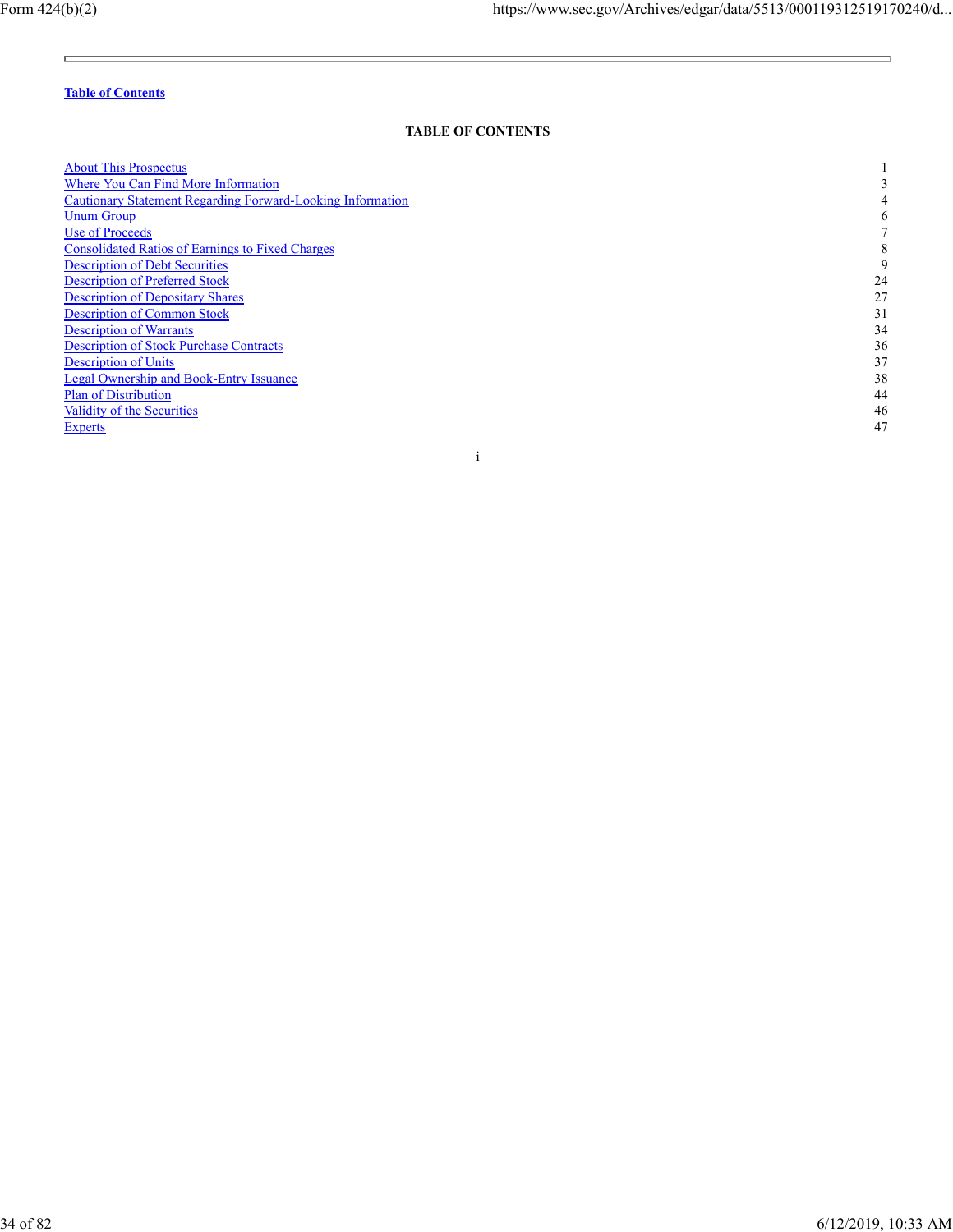Table of Contents

## TABLE OF CONTENTS

| | |
|---|---|
| About This Prospectus | 1 |
| Where You Can Find More Information | 3 |
| Cautionary Statement Regarding Forward-Looking Information | 4 |
| Unum Group | 6 |
| Use of Proceeds | 7 |
| Consolidated Ratios of Earnings to Fixed Charges | 8 |
| Description of Debt Securities | 9 |
| Description of Preferred Stock | 24 |
| Description of Depositary Shares | 27 |
| Description of Common Stock | 31 |
| Description of Warrants | 34 |
| Description of Stock Purchase Contracts | 36 |
| Description of Units | 37 |
| Legal Ownership and Book-Entry Issuance | 38 |
| Plan of Distribution | 44 |
| Validity of the Securities | 46 |
| Experts | 47 |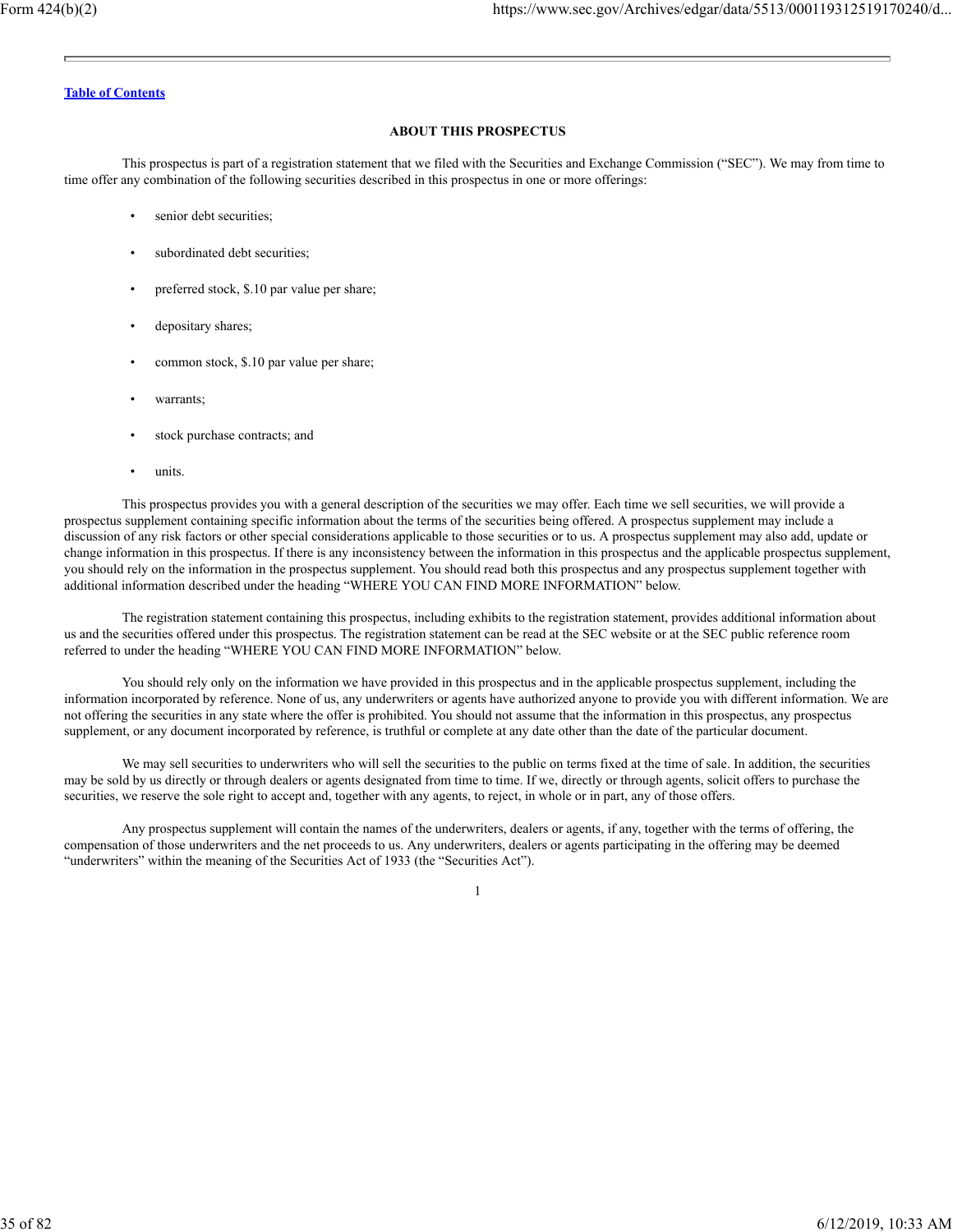[Table of Contents](#)

## ABOUT THIS PROSPECTUS

This prospectus is part of a registration statement that we filed with the Securities and Exchange Commission ("SEC"). We may from time to time offer any combination of the following securities described in this prospectus in one or more offerings:

- senior debt securities;
- subordinated debt securities;
- preferred stock, $.10 par value per share;
- depositary shares;
- common stock, $.10 par value per share;
- warrants;
- stock purchase contracts; and
- units.

This prospectus provides you with a general description of the securities we may offer. Each time we sell securities, we will provide a prospectus supplement containing specific information about the terms of the securities being offered. A prospectus supplement may include a discussion of any risk factors or other special considerations applicable to those securities or to us. A prospectus supplement may also add, update or change information in this prospectus. If there is any inconsistency between the information in this prospectus and the applicable prospectus supplement, you should rely on the information in the prospectus supplement. You should read both this prospectus and any prospectus supplement together with additional information described under the heading "WHERE YOU CAN FIND MORE INFORMATION" below.

The registration statement containing this prospectus, including exhibits to the registration statement, provides additional information about us and the securities offered under this prospectus. The registration statement can be read at the SEC website or at the SEC public reference room referred to under the heading "WHERE YOU CAN FIND MORE INFORMATION" below.

You should rely only on the information we have provided in this prospectus and in the applicable prospectus supplement, including the information incorporated by reference. None of us, any underwriters or agents have authorized anyone to provide you with different information. We are not offering the securities in any state where the offer is prohibited. You should not assume that the information in this prospectus, any prospectus supplement, or any document incorporated by reference, is truthful or complete at any date other than the date of the particular document.

We may sell securities to underwriters who will sell the securities to the public on terms fixed at the time of sale. In addition, the securities may be sold by us directly or through dealers or agents designated from time to time. If we, directly or through agents, solicit offers to purchase the securities, we reserve the sole right to accept and, together with any agents, to reject, in whole or in part, any of those offers.

Any prospectus supplement will contain the names of the underwriters, dealers or agents, if any, together with the terms of offering, the compensation of those underwriters and the net proceeds to us. Any underwriters, dealers or agents participating in the offering may be deemed "underwriters" within the meaning of the Securities Act of 1933 (the "Securities Act").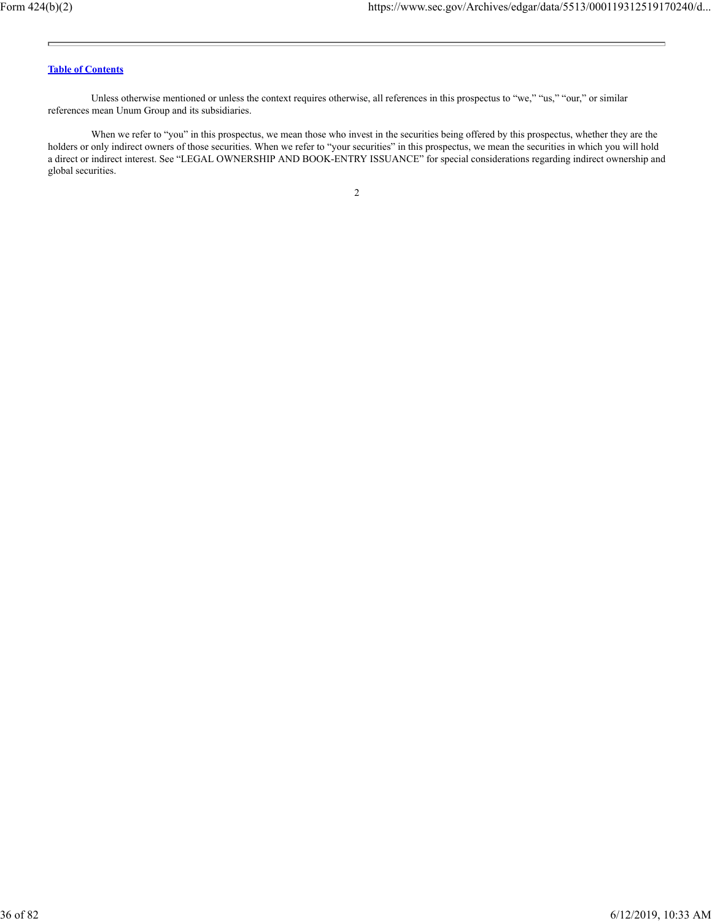[Table of Contents](#)

Unless otherwise mentioned or unless the context requires otherwise, all references in this prospectus to "we," "us," "our," or similar references mean Unum Group and its subsidiaries.

When we refer to "you" in this prospectus, we mean those who invest in the securities being offered by this prospectus, whether they are the holders or only indirect owners of those securities. When we refer to "your securities" in this prospectus, we mean the securities in which you will hold a direct or indirect interest. See "LEGAL OWNERSHIP AND BOOK-ENTRY ISSUANCE" for special considerations regarding indirect ownership and global securities.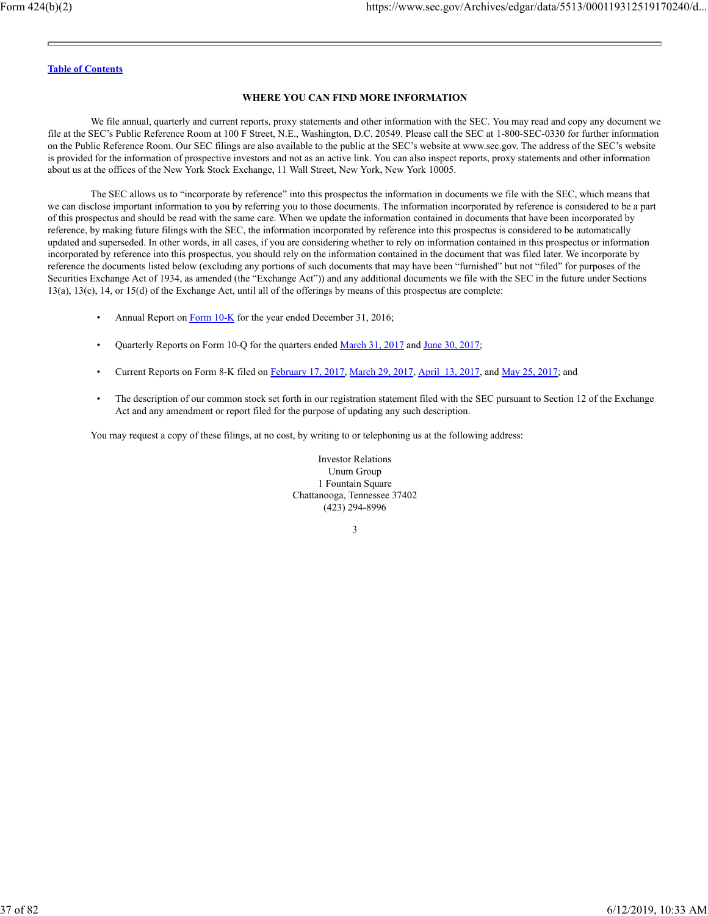[Table of Contents](#)

## WHERE YOU CAN FIND MORE INFORMATION

We file annual, quarterly and current reports, proxy statements and other information with the SEC. You may read and copy any document we file at the SEC's Public Reference Room at 100 F Street, N.E., Washington, D.C. 20549. Please call the SEC at 1-800-SEC-0330 for further information on the Public Reference Room. Our SEC filings are also available to the public at the SEC's website at www.sec.gov. The address of the SEC's website is provided for the information of prospective investors and not as an active link. You can also inspect reports, proxy statements and other information about us at the offices of the New York Stock Exchange, 11 Wall Street, New York, New York 10005.

The SEC allows us to "incorporate by reference" into this prospectus the information in documents we file with the SEC, which means that we can disclose important information to you by referring you to those documents. The information incorporated by reference is considered to be a part of this prospectus and should be read with the same care. When we update the information contained in documents that have been incorporated by reference, by making future filings with the SEC, the information incorporated by reference into this prospectus is considered to be automatically updated and superseded. In other words, in all cases, if you are considering whether to rely on information contained in this prospectus or information incorporated by reference into this prospectus, you should rely on the information contained in the document that was filed later. We incorporate by reference the documents listed below (excluding any portions of such documents that may have been "furnished" but not "filed" for purposes of the Securities Exchange Act of 1934, as amended (the "Exchange Act")) and any additional documents we file with the SEC in the future under Sections 13(a), 13(c), 14, or 15(d) of the Exchange Act, until all of the offerings by means of this prospectus are complete:

- Annual Report on Form 10-K for the year ended December 31, 2016;
- Quarterly Reports on Form 10-Q for the quarters ended March 31, 2017 and June 30, 2017;
- Current Reports on Form 8-K filed on February 17, 2017, March 29, 2017, April 13, 2017, and May 25, 2017; and
- The description of our common stock set forth in our registration statement filed with the SEC pursuant to Section 12 of the Exchange Act and any amendment or report filed for the purpose of updating any such description.

You may request a copy of these filings, at no cost, by writing to or telephoning us at the following address:

Investor Relations
Unum Group
1 Fountain Square
Chattanooga, Tennessee 37402
(423) 294-8996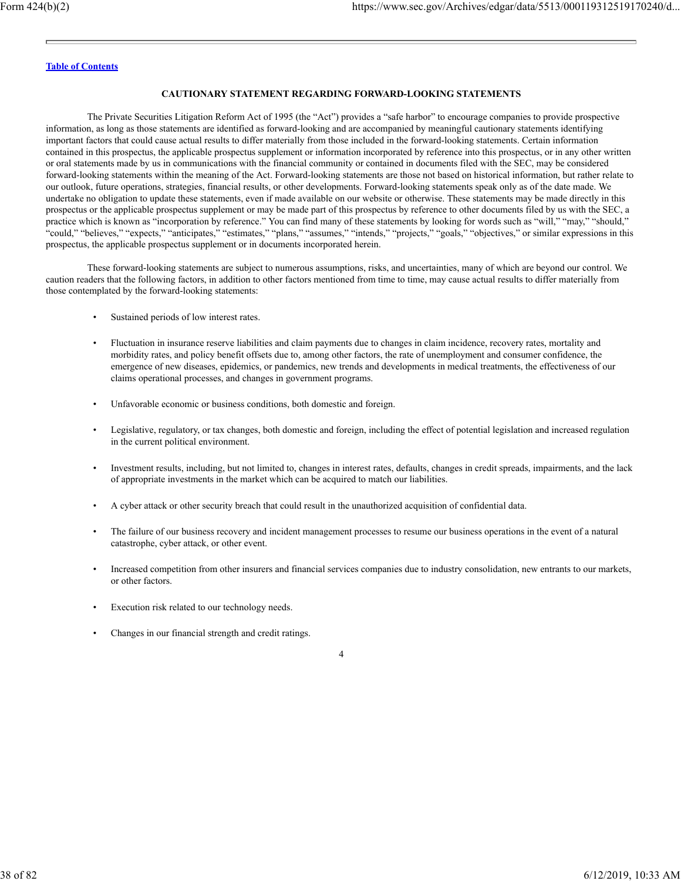[Table of Contents]

## CAUTIONARY STATEMENT REGARDING FORWARD-LOOKING STATEMENTS

The Private Securities Litigation Reform Act of 1995 (the "Act") provides a "safe harbor" to encourage companies to provide prospective information, as long as those statements are identified as forward-looking and are accompanied by meaningful cautionary statements identifying important factors that could cause actual results to differ materially from those included in the forward-looking statements. Certain information contained in this prospectus, the applicable prospectus supplement or information incorporated by reference into this prospectus, or in any other written or oral statements made by us in communications with the financial community or contained in documents filed with the SEC, may be considered forward-looking statements within the meaning of the Act. Forward-looking statements are those not based on historical information, but rather relate to our outlook, future operations, strategies, financial results, or other developments. Forward-looking statements speak only as of the date made. We undertake no obligation to update these statements, even if made available on our website or otherwise. These statements may be made directly in this prospectus or the applicable prospectus supplement or may be made part of this prospectus by reference to other documents filed by us with the SEC, a practice which is known as "incorporation by reference." You can find many of these statements by looking for words such as "will," "may," "should," "could," "believes," "expects," "anticipates," "estimates," "plans," "assumes," "intends," "projects," "goals," "objectives," or similar expressions in this prospectus, the applicable prospectus supplement or in documents incorporated herein.

These forward-looking statements are subject to numerous assumptions, risks, and uncertainties, many of which are beyond our control. We caution readers that the following factors, in addition to other factors mentioned from time to time, may cause actual results to differ materially from those contemplated by the forward-looking statements:

- Sustained periods of low interest rates.
- Fluctuation in insurance reserve liabilities and claim payments due to changes in claim incidence, recovery rates, mortality and morbidity rates, and policy benefit offsets due to, among other factors, the rate of unemployment and consumer confidence, the emergence of new diseases, epidemics, or pandemics, new trends and developments in medical treatments, the effectiveness of our claims operational processes, and changes in government programs.
- Unfavorable economic or business conditions, both domestic and foreign.
- Legislative, regulatory, or tax changes, both domestic and foreign, including the effect of potential legislation and increased regulation in the current political environment.
- Investment results, including, but not limited to, changes in interest rates, defaults, changes in credit spreads, impairments, and the lack of appropriate investments in the market which can be acquired to match our liabilities.
- A cyber attack or other security breach that could result in the unauthorized acquisition of confidential data.
- The failure of our business recovery and incident management processes to resume our business operations in the event of a natural catastrophe, cyber attack, or other event.
- Increased competition from other insurers and financial services companies due to industry consolidation, new entrants to our markets, or other factors.
- Execution risk related to our technology needs.
- Changes in our financial strength and credit ratings.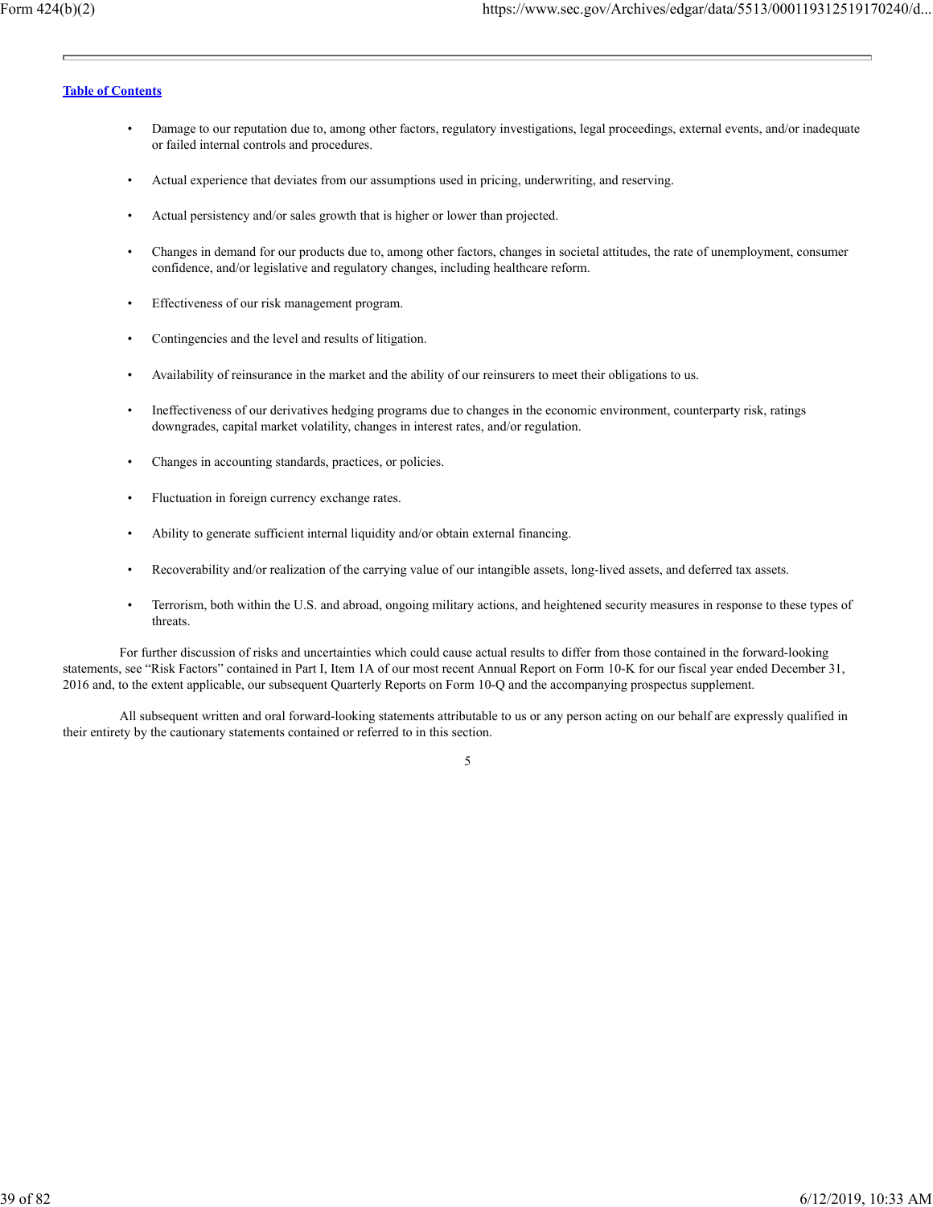- Damage to our reputation due to, among other factors, regulatory investigations, legal proceedings, external events, and/or inadequate or failed internal controls and procedures.
- Actual experience that deviates from our assumptions used in pricing, underwriting, and reserving.
- Actual persistency and/or sales growth that is higher or lower than projected.
- Changes in demand for our products due to, among other factors, changes in societal attitudes, the rate of unemployment, consumer confidence, and/or legislative and regulatory changes, including healthcare reform.
- Effectiveness of our risk management program.
- Contingencies and the level and results of litigation.
- Availability of reinsurance in the market and the ability of our reinsurers to meet their obligations to us.
- Ineffectiveness of our derivatives hedging programs due to changes in the economic environment, counterparty risk, ratings downgrades, capital market volatility, changes in interest rates, and/or regulation.
- Changes in accounting standards, practices, or policies.
- Fluctuation in foreign currency exchange rates.
- Ability to generate sufficient internal liquidity and/or obtain external financing.
- Recoverability and/or realization of the carrying value of our intangible assets, long-lived assets, and deferred tax assets.
- Terrorism, both within the U.S. and abroad, ongoing military actions, and heightened security measures in response to these types of threats.

For further discussion of risks and uncertainties which could cause actual results to differ from those contained in the forward-looking statements, see "Risk Factors" contained in Part I, Item 1A of our most recent Annual Report on Form 10-K for our fiscal year ended December 31, 2016 and, to the extent applicable, our subsequent Quarterly Reports on Form 10-Q and the accompanying prospectus supplement.

All subsequent written and oral forward-looking statements attributable to us or any person acting on our behalf are expressly qualified in their entirety by the cautionary statements contained or referred to in this section.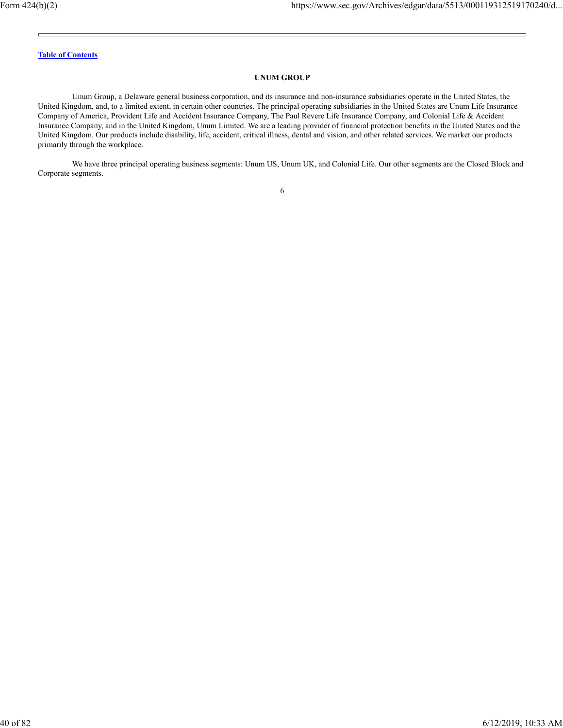[Table of Contents](#)

## UNUM GROUP

Unum Group, a Delaware general business corporation, and its insurance and non-insurance subsidiaries operate in the United States, the United Kingdom, and, to a limited extent, in certain other countries. The principal operating subsidiaries in the United States are Unum Life Insurance Company of America, Provident Life and Accident Insurance Company, The Paul Revere Life Insurance Company, and Colonial Life & Accident Insurance Company, and in the United Kingdom, Unum Limited. We are a leading provider of financial protection benefits in the United States and the United Kingdom. Our products include disability, life, accident, critical illness, dental and vision, and other related services. We market our products primarily through the workplace.

We have three principal operating business segments: Unum US, Unum UK, and Colonial Life. Our other segments are the Closed Block and Corporate segments.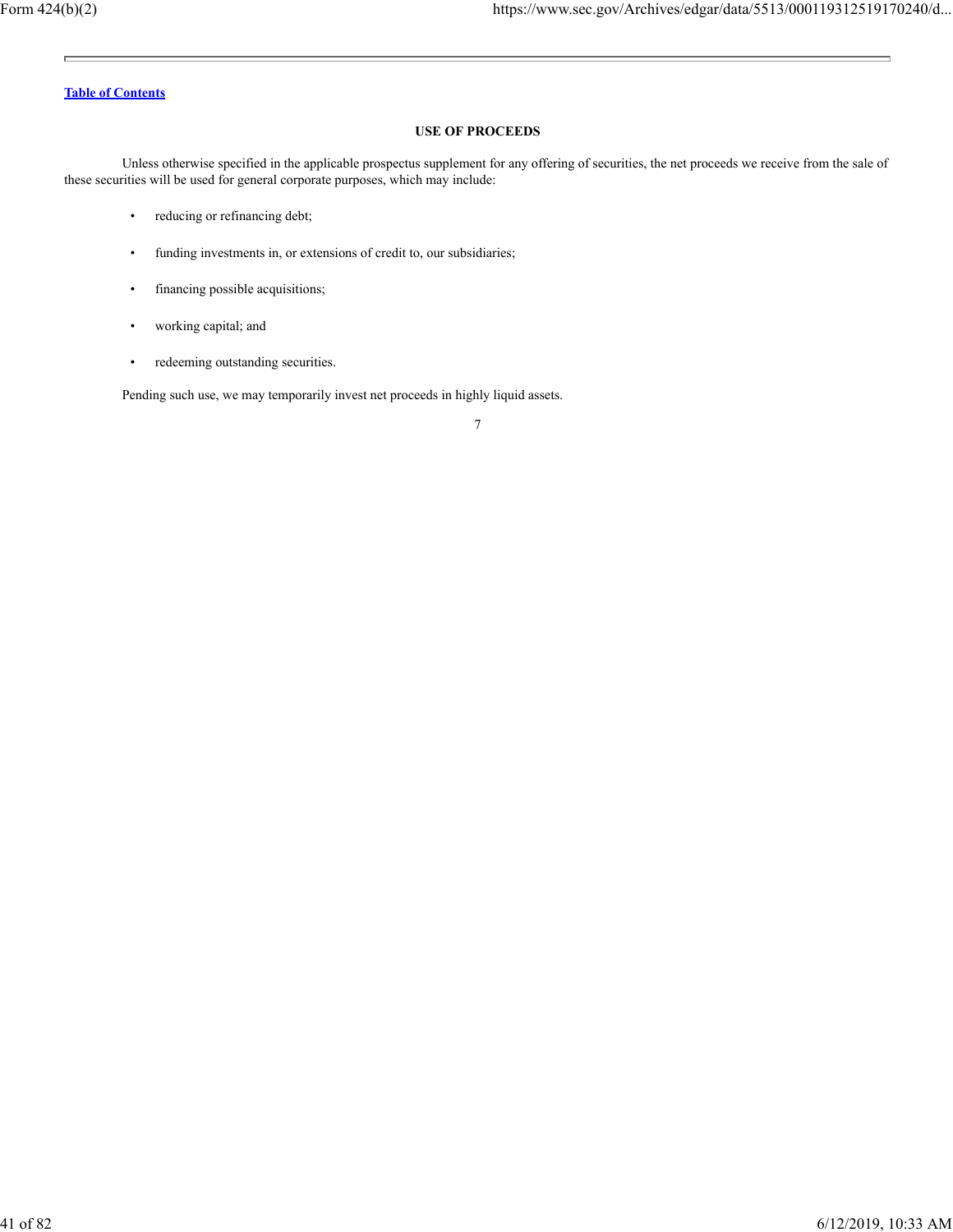[Table of Contents](#)

## USE OF PROCEEDS

Unless otherwise specified in the applicable prospectus supplement for any offering of securities, the net proceeds we receive from the sale of these securities will be used for general corporate purposes, which may include:

- reducing or refinancing debt;
- funding investments in, or extensions of credit to, our subsidiaries;
- financing possible acquisitions;
- working capital; and
- redeeming outstanding securities.

Pending such use, we may temporarily invest net proceeds in highly liquid assets.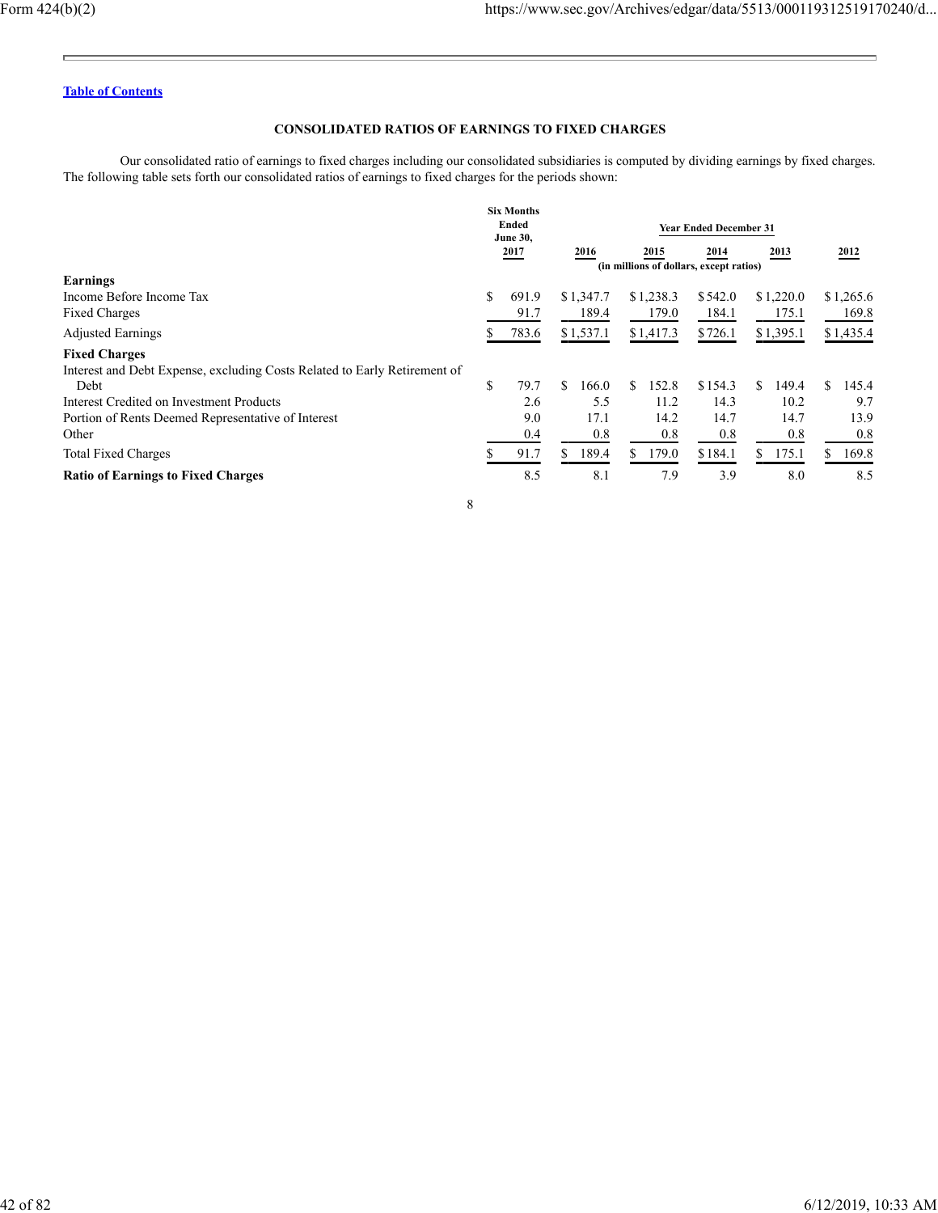[Table of Contents]

## CONSOLIDATED RATIOS OF EARNINGS TO FIXED CHARGES

Our consolidated ratio of earnings to fixed charges including our consolidated subsidiaries is computed by dividing earnings by fixed charges. The following table sets forth our consolidated ratios of earnings to fixed charges for the periods shown:

| | Six Months Ended June 30, 2017 | Year Ended December 31 | | | | |
|---|---|---|---|---|---|---|
| | | 2016 | 2015 | 2014 | 2013 | 2012 |
| | (in millions of dollars, except ratios) | | | | | |
| **Earnings** | | | | | | |
| Income Before Income Tax | $ 691.9 | $ 1,347.7 | $ 1,238.3 | $ 542.0 | $ 1,220.0 | $ 1,265.6 |
| Fixed Charges | 91.7 | 189.4 | 179.0 | 184.1 | 175.1 | 169.8 |
| Adjusted Earnings | $ 783.6 | $ 1,537.1 | $ 1,417.3 | $ 726.1 | $ 1,395.1 | $ 1,435.4 |
| **Fixed Charges** | | | | | | |
| Interest and Debt Expense, excluding Costs Related to Early Retirement of Debt | $ 79.7 | $ 166.0 | $ 152.8 | $ 154.3 | $ 149.4 | $ 145.4 |
| Interest Credited on Investment Products | 2.6 | 5.5 | 11.2 | 14.3 | 10.2 | 9.7 |
| Portion of Rents Deemed Representative of Interest | 9.0 | 17.1 | 14.2 | 14.7 | 14.7 | 13.9 |
| Other | 0.4 | 0.8 | 0.8 | 0.8 | 0.8 | 0.8 |
| Total Fixed Charges | $ 91.7 | $ 189.4 | $ 179.0 | $ 184.1 | $ 175.1 | $ 169.8 |
| **Ratio of Earnings to Fixed Charges** | 8.5 | 8.1 | 7.9 | 3.9 | 8.0 | 8.5 |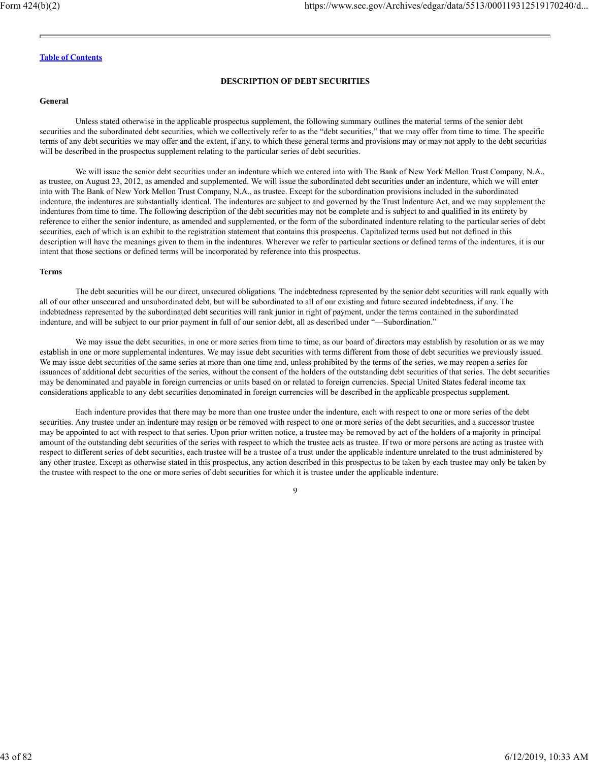## DESCRIPTION OF DEBT SECURITIES

### General

Unless stated otherwise in the applicable prospectus supplement, the following summary outlines the material terms of the senior debt securities and the subordinated debt securities, which we collectively refer to as the "debt securities," that we may offer from time to time. The specific terms of any debt securities we may offer and the extent, if any, to which these general terms and provisions may or may not apply to the debt securities will be described in the prospectus supplement relating to the particular series of debt securities.

We will issue the senior debt securities under an indenture which we entered into with The Bank of New York Mellon Trust Company, N.A., as trustee, on August 23, 2012, as amended and supplemented. We will issue the subordinated debt securities under an indenture, which we will enter into with The Bank of New York Mellon Trust Company, N.A., as trustee. Except for the subordination provisions included in the subordinated indenture, the indentures are substantially identical. The indentures are subject to and governed by the Trust Indenture Act, and we may supplement the indentures from time to time. The following description of the debt securities may not be complete and is subject to and qualified in its entirety by reference to either the senior indenture, as amended and supplemented, or the form of the subordinated indenture relating to the particular series of debt securities, each of which is an exhibit to the registration statement that contains this prospectus. Capitalized terms used but not defined in this description will have the meanings given to them in the indentures. Wherever we refer to particular sections or defined terms of the indentures, it is our intent that those sections or defined terms will be incorporated by reference into this prospectus.

### Terms

The debt securities will be our direct, unsecured obligations. The indebtedness represented by the senior debt securities will rank equally with all of our other unsecured and unsubordinated debt, but will be subordinated to all of our existing and future secured indebtedness, if any. The indebtedness represented by the subordinated debt securities will rank junior in right of payment, under the terms contained in the subordinated indenture, and will be subject to our prior payment in full of our senior debt, all as described under "—Subordination."

We may issue the debt securities, in one or more series from time to time, as our board of directors may establish by resolution or as we may establish in one or more supplemental indentures. We may issue debt securities with terms different from those of debt securities we previously issued. We may issue debt securities of the same series at more than one time and, unless prohibited by the terms of the series, we may reopen a series for issuances of additional debt securities of the series, without the consent of the holders of the outstanding debt securities of that series. The debt securities may be denominated and payable in foreign currencies or units based on or related to foreign currencies. Special United States federal income tax considerations applicable to any debt securities denominated in foreign currencies will be described in the applicable prospectus supplement.

Each indenture provides that there may be more than one trustee under the indenture, each with respect to one or more series of the debt securities. Any trustee under an indenture may resign or be removed with respect to one or more series of the debt securities, and a successor trustee may be appointed to act with respect to that series. Upon prior written notice, a trustee may be removed by act of the holders of a majority in principal amount of the outstanding debt securities of the series with respect to which the trustee acts as trustee. If two or more persons are acting as trustee with respect to different series of debt securities, each trustee will be a trustee of a trust under the applicable indenture unrelated to the trust administered by any other trustee. Except as otherwise stated in this prospectus, any action described in this prospectus to be taken by each trustee may only be taken by the trustee with respect to the one or more series of debt securities for which it is trustee under the applicable indenture.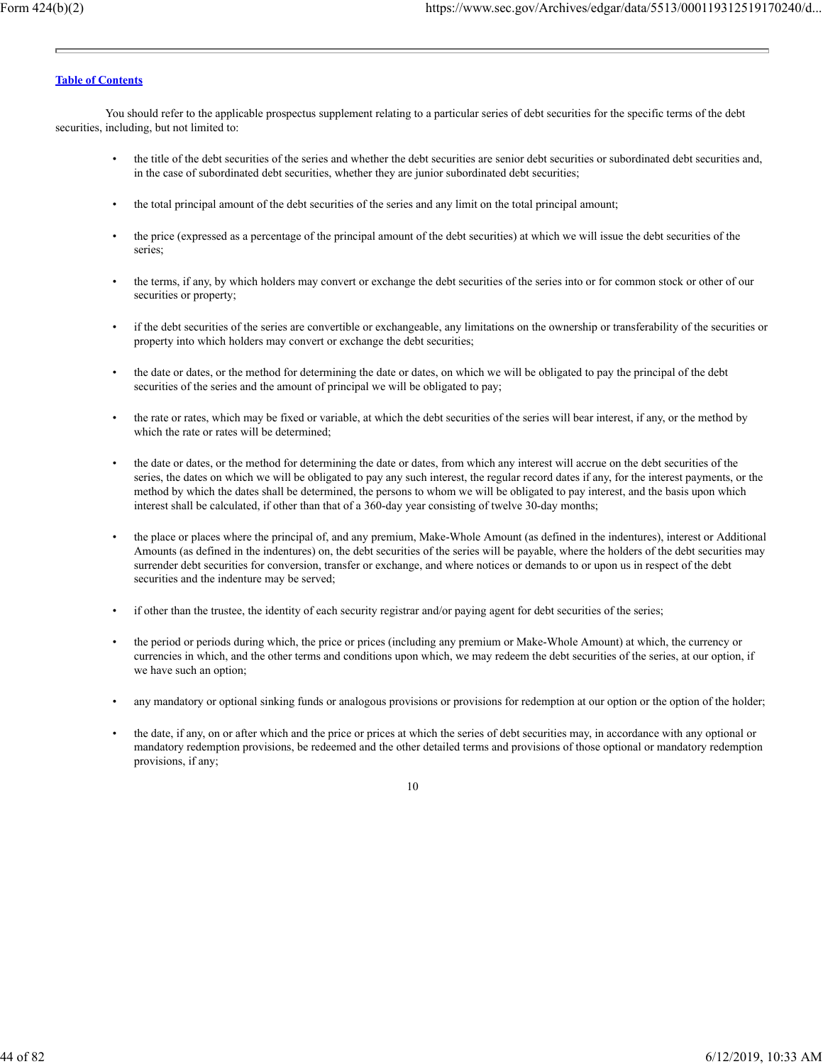You should refer to the applicable prospectus supplement relating to a particular series of debt securities for the specific terms of the debt securities, including, but not limited to:

- the title of the debt securities of the series and whether the debt securities are senior debt securities or subordinated debt securities and, in the case of subordinated debt securities, whether they are junior subordinated debt securities;
- the total principal amount of the debt securities of the series and any limit on the total principal amount;
- the price (expressed as a percentage of the principal amount of the debt securities) at which we will issue the debt securities of the series;
- the terms, if any, by which holders may convert or exchange the debt securities of the series into or for common stock or other of our securities or property;
- if the debt securities of the series are convertible or exchangeable, any limitations on the ownership or transferability of the securities or property into which holders may convert or exchange the debt securities;
- the date or dates, or the method for determining the date or dates, on which we will be obligated to pay the principal of the debt securities of the series and the amount of principal we will be obligated to pay;
- the rate or rates, which may be fixed or variable, at which the debt securities of the series will bear interest, if any, or the method by which the rate or rates will be determined;
- the date or dates, or the method for determining the date or dates, from which any interest will accrue on the debt securities of the series, the dates on which we will be obligated to pay any such interest, the regular record dates if any, for the interest payments, or the method by which the dates shall be determined, the persons to whom we will be obligated to pay interest, and the basis upon which interest shall be calculated, if other than that of a 360-day year consisting of twelve 30-day months;
- the place or places where the principal of, and any premium, Make-Whole Amount (as defined in the indentures), interest or Additional Amounts (as defined in the indentures) on, the debt securities of the series will be payable, where the holders of the debt securities may surrender debt securities for conversion, transfer or exchange, and where notices or demands to or upon us in respect of the debt securities and the indenture may be served;
- if other than the trustee, the identity of each security registrar and/or paying agent for debt securities of the series;
- the period or periods during which, the price or prices (including any premium or Make-Whole Amount) at which, the currency or currencies in which, and the other terms and conditions upon which, we may redeem the debt securities of the series, at our option, if we have such an option;
- any mandatory or optional sinking funds or analogous provisions or provisions for redemption at our option or the option of the holder;
- the date, if any, on or after which and the price or prices at which the series of debt securities may, in accordance with any optional or mandatory redemption provisions, be redeemed and the other detailed terms and provisions of those optional or mandatory redemption provisions, if any;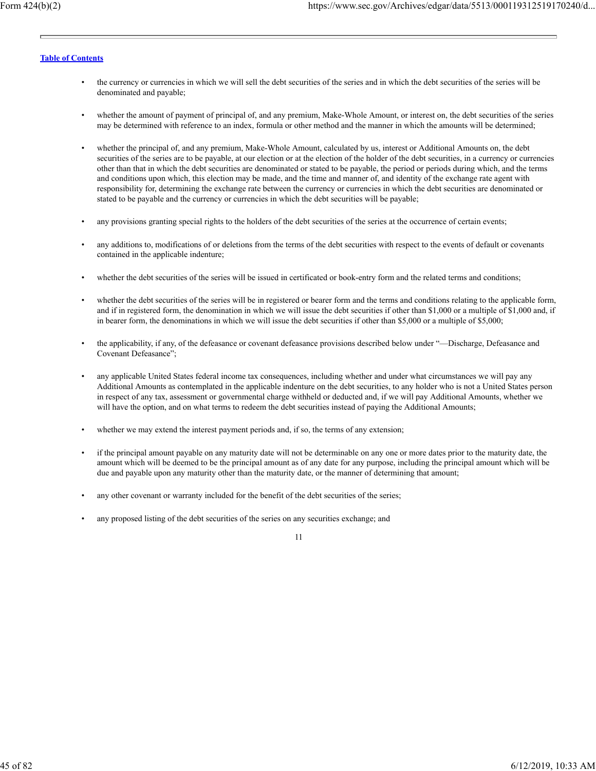- the currency or currencies in which we will sell the debt securities of the series and in which the debt securities of the series will be denominated and payable;

- whether the amount of payment of principal of, and any premium, Make-Whole Amount, or interest on, the debt securities of the series may be determined with reference to an index, formula or other method and the manner in which the amounts will be determined;

- whether the principal of, and any premium, Make-Whole Amount, calculated by us, interest or Additional Amounts on, the debt securities of the series are to be payable, at our election or at the election of the holder of the debt securities, in a currency or currencies other than that in which the debt securities are denominated or stated to be payable, the period or periods during which, and the terms and conditions upon which, this election may be made, and the time and manner of, and identity of the exchange rate agent with responsibility for, determining the exchange rate between the currency or currencies in which the debt securities are denominated or stated to be payable and the currency or currencies in which the debt securities will be payable;

- any provisions granting special rights to the holders of the debt securities of the series at the occurrence of certain events;

- any additions to, modifications of or deletions from the terms of the debt securities with respect to the events of default or covenants contained in the applicable indenture;

- whether the debt securities of the series will be issued in certificated or book-entry form and the related terms and conditions;

- whether the debt securities of the series will be in registered or bearer form and the terms and conditions relating to the applicable form, and if in registered form, the denomination in which we will issue the debt securities if other than $1,000 or a multiple of $1,000 and, if in bearer form, the denominations in which we will issue the debt securities if other than $5,000 or a multiple of $5,000;

- the applicability, if any, of the defeasance or covenant defeasance provisions described below under "—Discharge, Defeasance and Covenant Defeasance";

- any applicable United States federal income tax consequences, including whether and under what circumstances we will pay any Additional Amounts as contemplated in the applicable indenture on the debt securities, to any holder who is not a United States person in respect of any tax, assessment or governmental charge withheld or deducted and, if we will pay Additional Amounts, whether we will have the option, and on what terms to redeem the debt securities instead of paying the Additional Amounts;

- whether we may extend the interest payment periods and, if so, the terms of any extension;

- if the principal amount payable on any maturity date will not be determinable on any one or more dates prior to the maturity date, the amount which will be deemed to be the principal amount as of any date for any purpose, including the principal amount which will be due and payable upon any maturity other than the maturity date, or the manner of determining that amount;

- any other covenant or warranty included for the benefit of the debt securities of the series;

- any proposed listing of the debt securities of the series on any securities exchange; and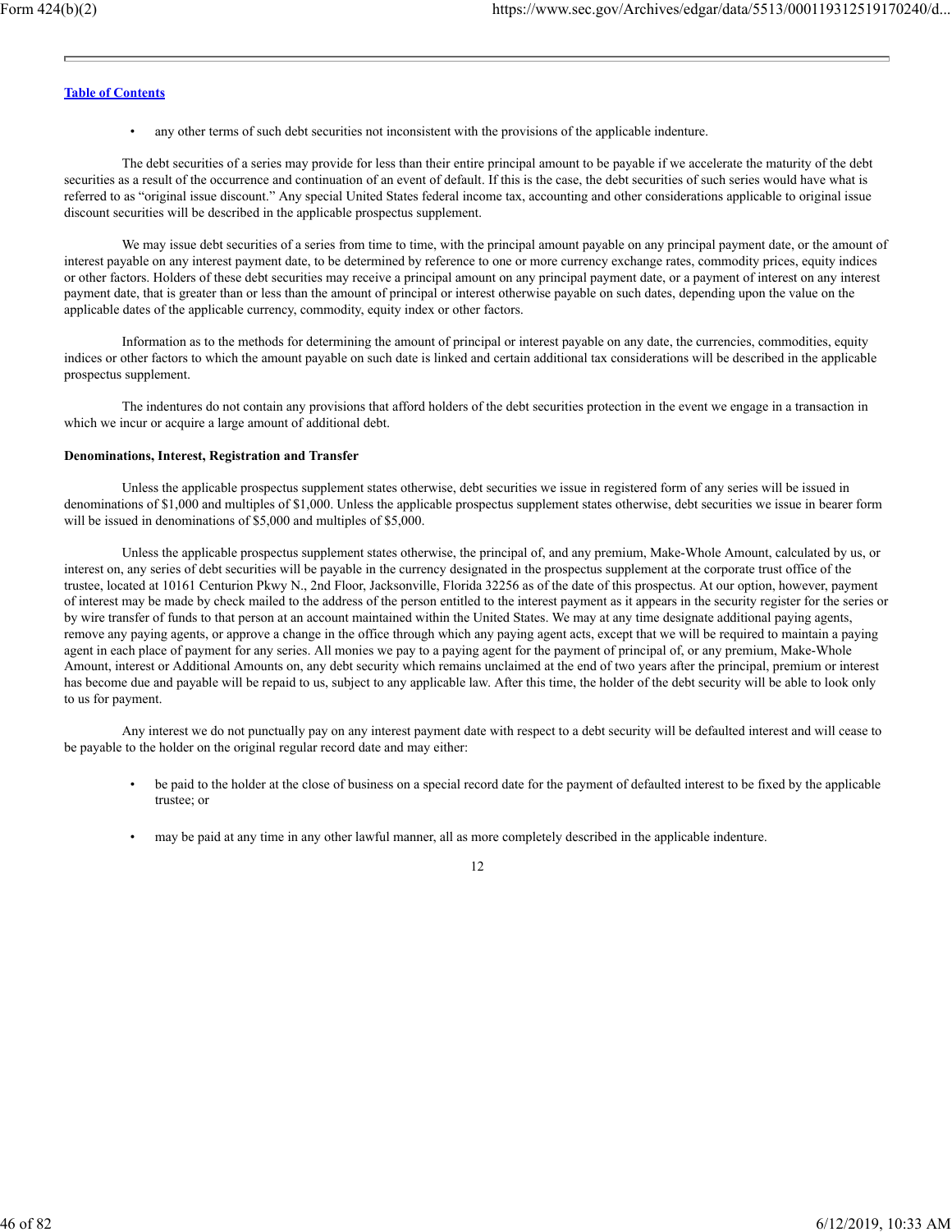- any other terms of such debt securities not inconsistent with the provisions of the applicable indenture.

The debt securities of a series may provide for less than their entire principal amount to be payable if we accelerate the maturity of the debt securities as a result of the occurrence and continuation of an event of default. If this is the case, the debt securities of such series would have what is referred to as "original issue discount." Any special United States federal income tax, accounting and other considerations applicable to original issue discount securities will be described in the applicable prospectus supplement.

We may issue debt securities of a series from time to time, with the principal amount payable on any principal payment date, or the amount of interest payable on any interest payment date, to be determined by reference to one or more currency exchange rates, commodity prices, equity indices or other factors. Holders of these debt securities may receive a principal amount on any principal payment date, or a payment of interest on any interest payment date, that is greater than or less than the amount of principal or interest otherwise payable on such dates, depending upon the value on the applicable dates of the applicable currency, commodity, equity index or other factors.

Information as to the methods for determining the amount of principal or interest payable on any date, the currencies, commodities, equity indices or other factors to which the amount payable on such date is linked and certain additional tax considerations will be described in the applicable prospectus supplement.

The indentures do not contain any provisions that afford holders of the debt securities protection in the event we engage in a transaction in which we incur or acquire a large amount of additional debt.

**Denominations, Interest, Registration and Transfer**

Unless the applicable prospectus supplement states otherwise, debt securities we issue in registered form of any series will be issued in denominations of $1,000 and multiples of $1,000. Unless the applicable prospectus supplement states otherwise, debt securities we issue in bearer form will be issued in denominations of $5,000 and multiples of $5,000.

Unless the applicable prospectus supplement states otherwise, the principal of, and any premium, Make-Whole Amount, calculated by us, or interest on, any series of debt securities will be payable in the currency designated in the prospectus supplement at the corporate trust office of the trustee, located at 10161 Centurion Pkwy N., 2nd Floor, Jacksonville, Florida 32256 as of the date of this prospectus. At our option, however, payment of interest may be made by check mailed to the address of the person entitled to the interest payment as it appears in the security register for the series or by wire transfer of funds to that person at an account maintained within the United States. We may at any time designate additional paying agents, remove any paying agents, or approve a change in the office through which any paying agent acts, except that we will be required to maintain a paying agent in each place of payment for any series. All monies we pay to a paying agent for the payment of principal of, or any premium, Make-Whole Amount, interest or Additional Amounts on, any debt security which remains unclaimed at the end of two years after the principal, premium or interest has become due and payable will be repaid to us, subject to any applicable law. After this time, the holder of the debt security will be able to look only to us for payment.

Any interest we do not punctually pay on any interest payment date with respect to a debt security will be defaulted interest and will cease to be payable to the holder on the original regular record date and may either:

- be paid to the holder at the close of business on a special record date for the payment of defaulted interest to be fixed by the applicable trustee; or
- may be paid at any time in any other lawful manner, all as more completely described in the applicable indenture.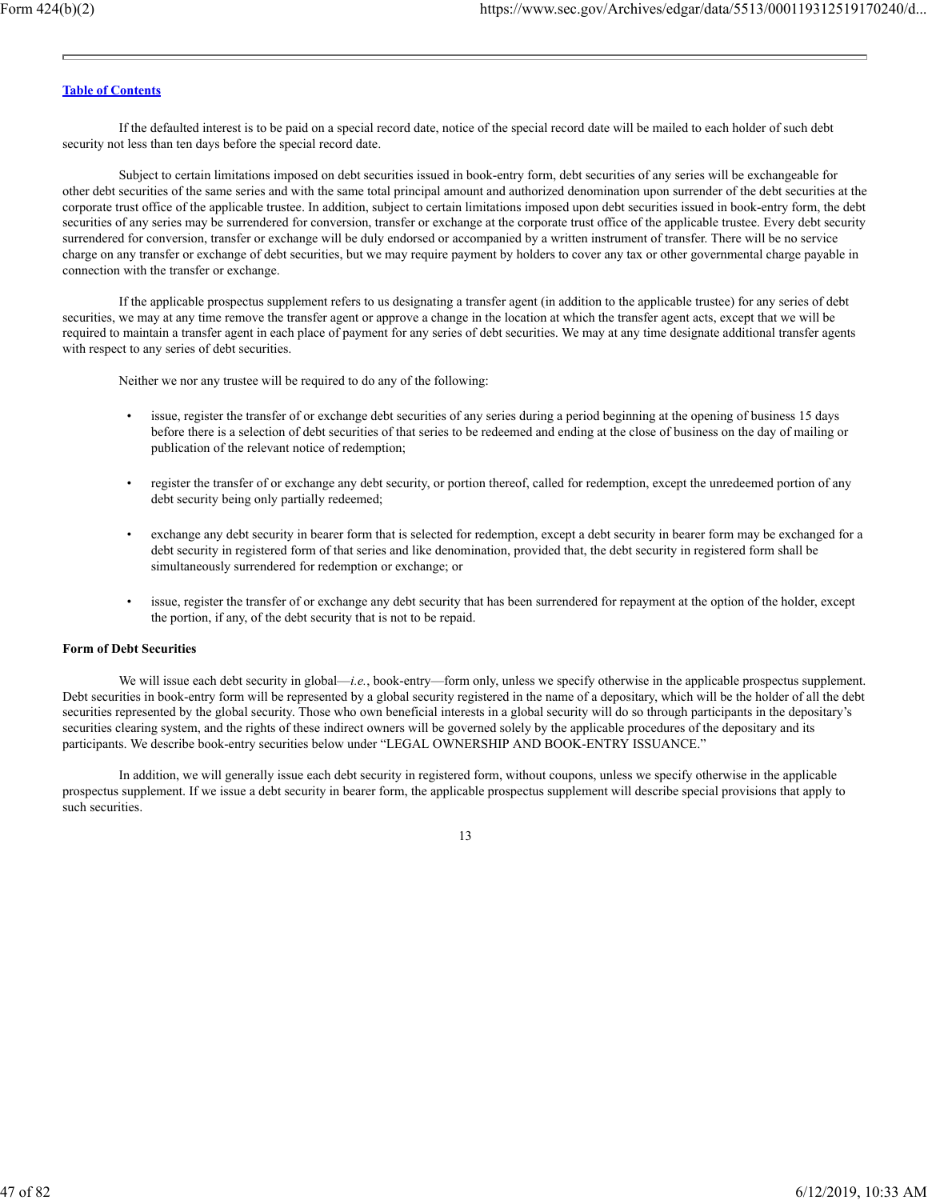If the defaulted interest is to be paid on a special record date, notice of the special record date will be mailed to each holder of such debt security not less than ten days before the special record date.

Subject to certain limitations imposed on debt securities issued in book-entry form, debt securities of any series will be exchangeable for other debt securities of the same series and with the same total principal amount and authorized denomination upon surrender of the debt securities at the corporate trust office of the applicable trustee. In addition, subject to certain limitations imposed upon debt securities issued in book-entry form, the debt securities of any series may be surrendered for conversion, transfer or exchange at the corporate trust office of the applicable trustee. Every debt security surrendered for conversion, transfer or exchange will be duly endorsed or accompanied by a written instrument of transfer. There will be no service charge on any transfer or exchange of debt securities, but we may require payment by holders to cover any tax or other governmental charge payable in connection with the transfer or exchange.

If the applicable prospectus supplement refers to us designating a transfer agent (in addition to the applicable trustee) for any series of debt securities, we may at any time remove the transfer agent or approve a change in the location at which the transfer agent acts, except that we will be required to maintain a transfer agent in each place of payment for any series of debt securities. We may at any time designate additional transfer agents with respect to any series of debt securities.

Neither we nor any trustee will be required to do any of the following:

- issue, register the transfer of or exchange debt securities of any series during a period beginning at the opening of business 15 days before there is a selection of debt securities of that series to be redeemed and ending at the close of business on the day of mailing or publication of the relevant notice of redemption;
- register the transfer of or exchange any debt security, or portion thereof, called for redemption, except the unredeemed portion of any debt security being only partially redeemed;
- exchange any debt security in bearer form that is selected for redemption, except a debt security in bearer form may be exchanged for a debt security in registered form of that series and like denomination, provided that, the debt security in registered form shall be simultaneously surrendered for redemption or exchange; or
- issue, register the transfer of or exchange any debt security that has been surrendered for repayment at the option of the holder, except the portion, if any, of the debt security that is not to be repaid.

**Form of Debt Securities**

We will issue each debt security in global—*i.e.*, book-entry—form only, unless we specify otherwise in the applicable prospectus supplement. Debt securities in book-entry form will be represented by a global security registered in the name of a depositary, which will be the holder of all the debt securities represented by the global security. Those who own beneficial interests in a global security will do so through participants in the depositary's securities clearing system, and the rights of these indirect owners will be governed solely by the applicable procedures of the depositary and its participants. We describe book-entry securities below under "LEGAL OWNERSHIP AND BOOK-ENTRY ISSUANCE."

In addition, we will generally issue each debt security in registered form, without coupons, unless we specify otherwise in the applicable prospectus supplement. If we issue a debt security in bearer form, the applicable prospectus supplement will describe special provisions that apply to such securities.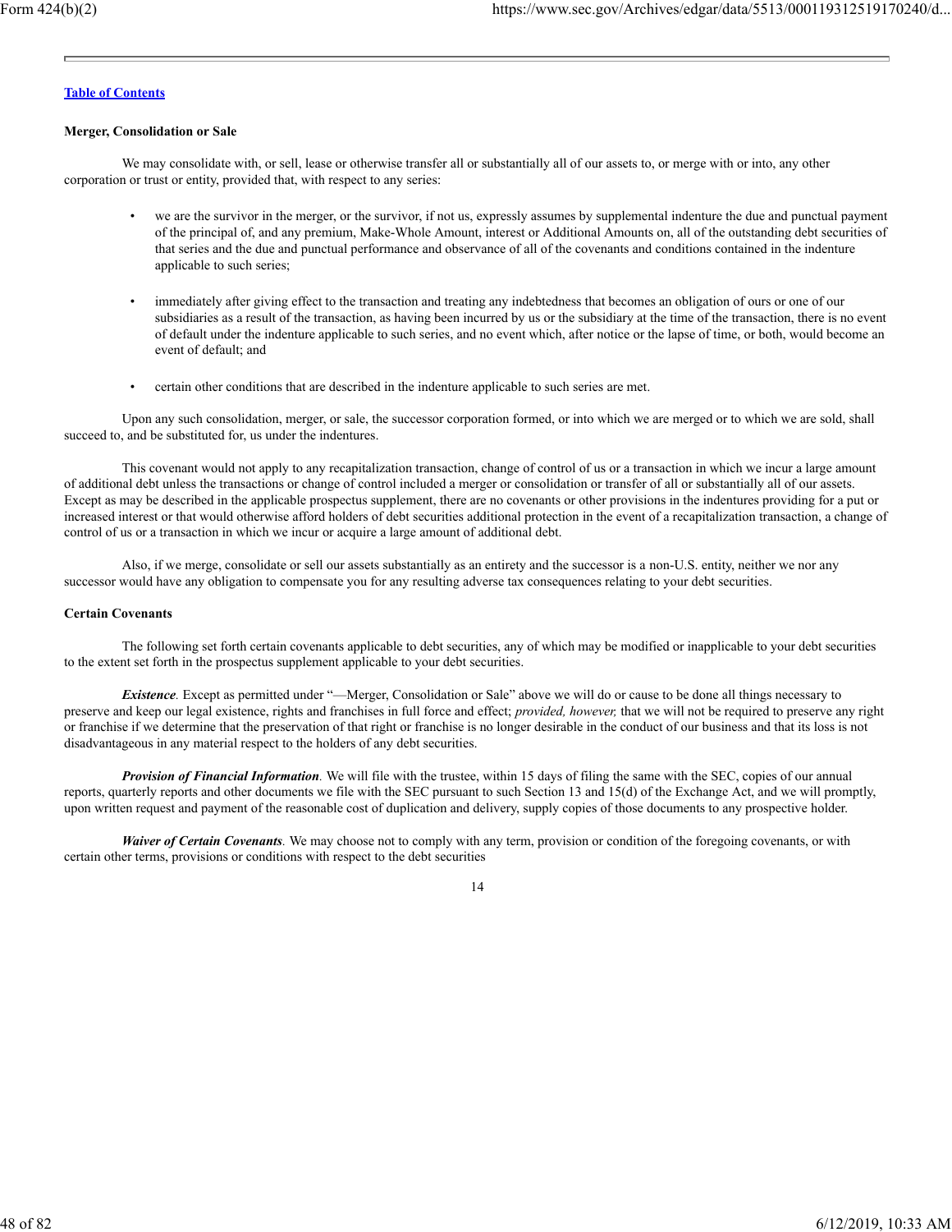### Merger, Consolidation or Sale

We may consolidate with, or sell, lease or otherwise transfer all or substantially all of our assets to, or merge with or into, any other corporation or trust or entity, provided that, with respect to any series:

- we are the survivor in the merger, or the survivor, if not us, expressly assumes by supplemental indenture the due and punctual payment of the principal of, and any premium, Make-Whole Amount, interest or Additional Amounts on, all of the outstanding debt securities of that series and the due and punctual performance and observance of all of the covenants and conditions contained in the indenture applicable to such series;

- immediately after giving effect to the transaction and treating any indebtedness that becomes an obligation of ours or one of our subsidiaries as a result of the transaction, as having been incurred by us or the subsidiary at the time of the transaction, there is no event of default under the indenture applicable to such series, and no event which, after notice or the lapse of time, or both, would become an event of default; and

- certain other conditions that are described in the indenture applicable to such series are met.

Upon any such consolidation, merger, or sale, the successor corporation formed, or into which we are merged or to which we are sold, shall succeed to, and be substituted for, us under the indentures.

This covenant would not apply to any recapitalization transaction, change of control of us or a transaction in which we incur a large amount of additional debt unless the transactions or change of control included a merger or consolidation or transfer of all or substantially all of our assets. Except as may be described in the applicable prospectus supplement, there are no covenants or other provisions in the indentures providing for a put or increased interest or that would otherwise afford holders of debt securities additional protection in the event of a recapitalization transaction, a change of control of us or a transaction in which we incur or acquire a large amount of additional debt.

Also, if we merge, consolidate or sell our assets substantially as an entirety and the successor is a non-U.S. entity, neither we nor any successor would have any obligation to compensate you for any resulting adverse tax consequences relating to your debt securities.

### Certain Covenants

The following set forth certain covenants applicable to debt securities, any of which may be modified or inapplicable to your debt securities to the extent set forth in the prospectus supplement applicable to your debt securities.

***Existence.*** Except as permitted under "—Merger, Consolidation or Sale" above we will do or cause to be done all things necessary to preserve and keep our legal existence, rights and franchises in full force and effect; *provided, however,* that we will not be required to preserve any right or franchise if we determine that the preservation of that right or franchise is no longer desirable in the conduct of our business and that its loss is not disadvantageous in any material respect to the holders of any debt securities.

***Provision of Financial Information.*** We will file with the trustee, within 15 days of filing the same with the SEC, copies of our annual reports, quarterly reports and other documents we file with the SEC pursuant to such Section 13 and 15(d) of the Exchange Act, and we will promptly, upon written request and payment of the reasonable cost of duplication and delivery, supply copies of those documents to any prospective holder.

***Waiver of Certain Covenants.*** We may choose not to comply with any term, provision or condition of the foregoing covenants, or with certain other terms, provisions or conditions with respect to the debt securities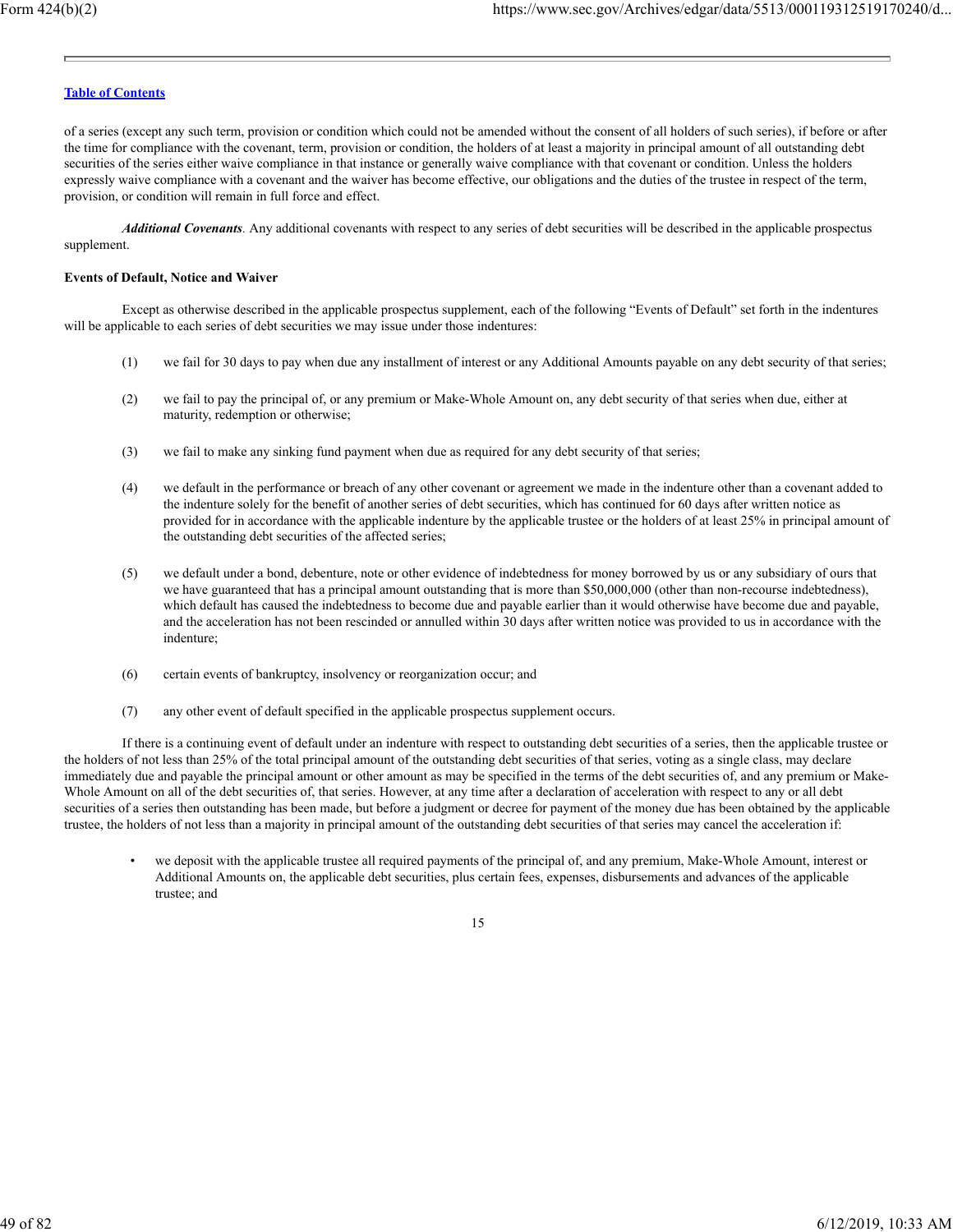of a series (except any such term, provision or condition which could not be amended without the consent of all holders of such series), if before or after the time for compliance with the covenant, term, provision or condition, the holders of at least a majority in principal amount of all outstanding debt securities of the series either waive compliance in that instance or generally waive compliance with that covenant or condition. Unless the holders expressly waive compliance with a covenant and the waiver has become effective, our obligations and the duties of the trustee in respect of the term, provision, or condition will remain in full force and effect.

***Additional Covenants.*** Any additional covenants with respect to any series of debt securities will be described in the applicable prospectus supplement.

**Events of Default, Notice and Waiver**

Except as otherwise described in the applicable prospectus supplement, each of the following "Events of Default" set forth in the indentures will be applicable to each series of debt securities we may issue under those indentures:

(1) we fail for 30 days to pay when due any installment of interest or any Additional Amounts payable on any debt security of that series;

(2) we fail to pay the principal of, or any premium or Make-Whole Amount on, any debt security of that series when due, either at maturity, redemption or otherwise;

(3) we fail to make any sinking fund payment when due as required for any debt security of that series;

(4) we default in the performance or breach of any other covenant or agreement we made in the indenture other than a covenant added to the indenture solely for the benefit of another series of debt securities, which has continued for 60 days after written notice as provided for in accordance with the applicable indenture by the applicable trustee or the holders of at least 25% in principal amount of the outstanding debt securities of the affected series;

(5) we default under a bond, debenture, note or other evidence of indebtedness for money borrowed by us or any subsidiary of ours that we have guaranteed that has a principal amount outstanding that is more than $50,000,000 (other than non-recourse indebtedness), which default has caused the indebtedness to become due and payable earlier than it would otherwise have become due and payable, and the acceleration has not been rescinded or annulled within 30 days after written notice was provided to us in accordance with the indenture;

(6) certain events of bankruptcy, insolvency or reorganization occur; and

(7) any other event of default specified in the applicable prospectus supplement occurs.

If there is a continuing event of default under an indenture with respect to outstanding debt securities of a series, then the applicable trustee or the holders of not less than 25% of the total principal amount of the outstanding debt securities of that series, voting as a single class, may declare immediately due and payable the principal amount or other amount as may be specified in the terms of the debt securities of, and any premium or Make-Whole Amount on all of the debt securities of, that series. However, at any time after a declaration of acceleration with respect to any or all debt securities of a series then outstanding has been made, but before a judgment or decree for payment of the money due has been obtained by the applicable trustee, the holders of not less than a majority in principal amount of the outstanding debt securities of that series may cancel the acceleration if:

- we deposit with the applicable trustee all required payments of the principal of, and any premium, Make-Whole Amount, interest or Additional Amounts on, the applicable debt securities, plus certain fees, expenses, disbursements and advances of the applicable trustee; and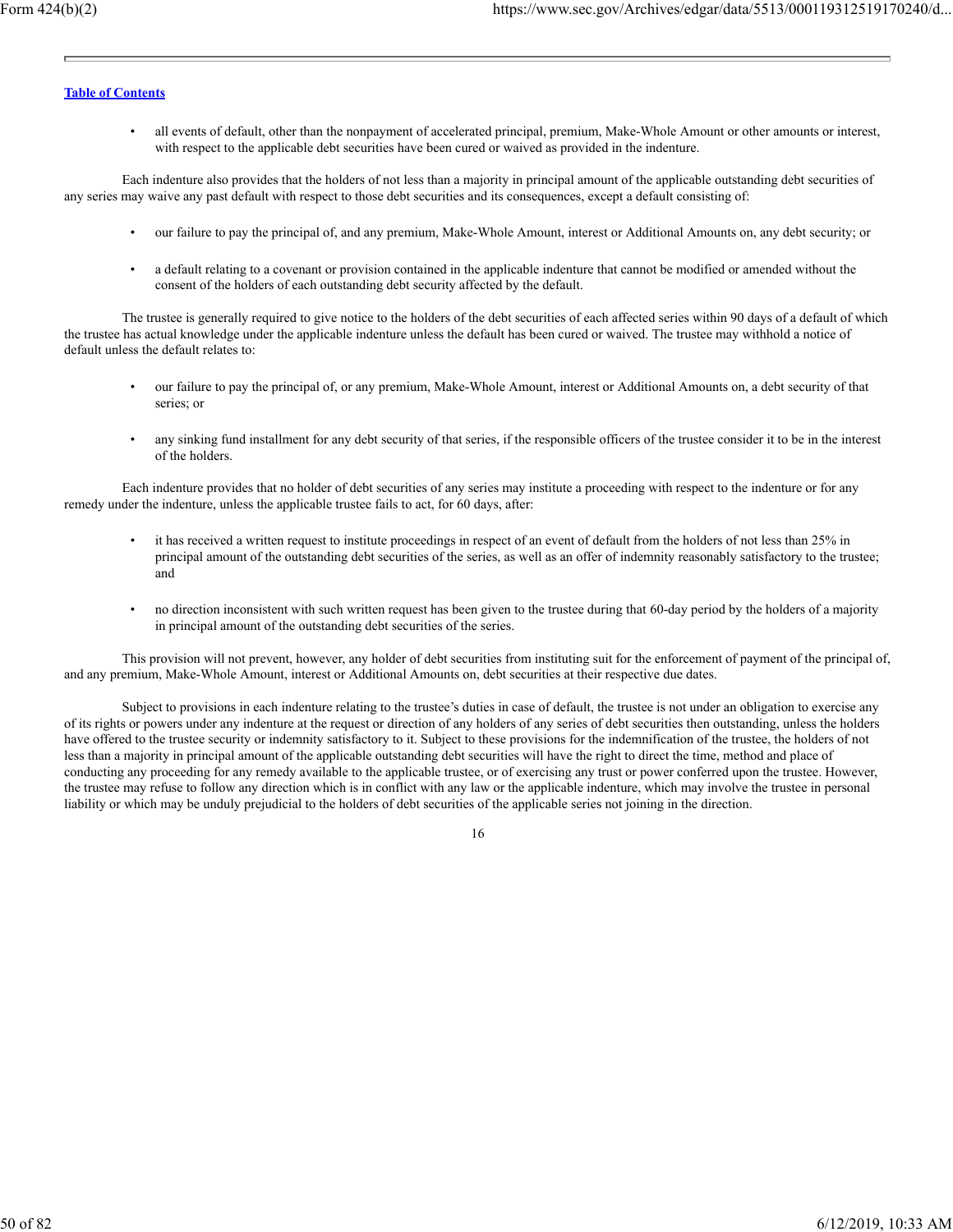- all events of default, other than the nonpayment of accelerated principal, premium, Make-Whole Amount or other amounts or interest, with respect to the applicable debt securities have been cured or waived as provided in the indenture.

Each indenture also provides that the holders of not less than a majority in principal amount of the applicable outstanding debt securities of any series may waive any past default with respect to those debt securities and its consequences, except a default consisting of:

- our failure to pay the principal of, and any premium, Make-Whole Amount, interest or Additional Amounts on, any debt security; or
- a default relating to a covenant or provision contained in the applicable indenture that cannot be modified or amended without the consent of the holders of each outstanding debt security affected by the default.

The trustee is generally required to give notice to the holders of the debt securities of each affected series within 90 days of a default of which the trustee has actual knowledge under the applicable indenture unless the default has been cured or waived. The trustee may withhold a notice of default unless the default relates to:

- our failure to pay the principal of, or any premium, Make-Whole Amount, interest or Additional Amounts on, a debt security of that series; or
- any sinking fund installment for any debt security of that series, if the responsible officers of the trustee consider it to be in the interest of the holders.

Each indenture provides that no holder of debt securities of any series may institute a proceeding with respect to the indenture or for any remedy under the indenture, unless the applicable trustee fails to act, for 60 days, after:

- it has received a written request to institute proceedings in respect of an event of default from the holders of not less than 25% in principal amount of the outstanding debt securities of the series, as well as an offer of indemnity reasonably satisfactory to the trustee; and
- no direction inconsistent with such written request has been given to the trustee during that 60-day period by the holders of a majority in principal amount of the outstanding debt securities of the series.

This provision will not prevent, however, any holder of debt securities from instituting suit for the enforcement of payment of the principal of, and any premium, Make-Whole Amount, interest or Additional Amounts on, debt securities at their respective due dates.

Subject to provisions in each indenture relating to the trustee's duties in case of default, the trustee is not under an obligation to exercise any of its rights or powers under any indenture at the request or direction of any holders of any series of debt securities then outstanding, unless the holders have offered to the trustee security or indemnity satisfactory to it. Subject to these provisions for the indemnification of the trustee, the holders of not less than a majority in principal amount of the applicable outstanding debt securities will have the right to direct the time, method and place of conducting any proceeding for any remedy available to the applicable trustee, or of exercising any trust or power conferred upon the trustee. However, the trustee may refuse to follow any direction which is in conflict with any law or the applicable indenture, which may involve the trustee in personal liability or which may be unduly prejudicial to the holders of debt securities of the applicable series not joining in the direction.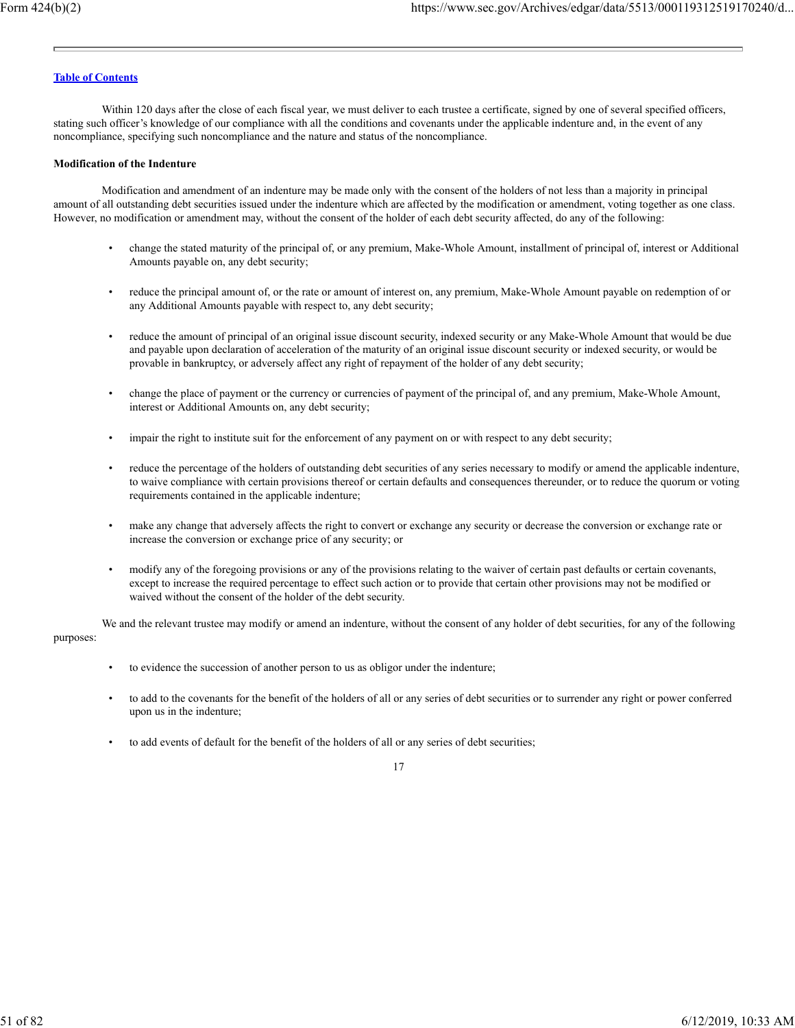Within 120 days after the close of each fiscal year, we must deliver to each trustee a certificate, signed by one of several specified officers, stating such officer's knowledge of our compliance with all the conditions and covenants under the applicable indenture and, in the event of any noncompliance, specifying such noncompliance and the nature and status of the noncompliance.

**Modification of the Indenture**

Modification and amendment of an indenture may be made only with the consent of the holders of not less than a majority in principal amount of all outstanding debt securities issued under the indenture which are affected by the modification or amendment, voting together as one class. However, no modification or amendment may, without the consent of the holder of each debt security affected, do any of the following:

- change the stated maturity of the principal of, or any premium, Make-Whole Amount, installment of principal of, interest or Additional Amounts payable on, any debt security;
- reduce the principal amount of, or the rate or amount of interest on, any premium, Make-Whole Amount payable on redemption of or any Additional Amounts payable with respect to, any debt security;
- reduce the amount of principal of an original issue discount security, indexed security or any Make-Whole Amount that would be due and payable upon declaration of acceleration of the maturity of an original issue discount security or indexed security, or would be provable in bankruptcy, or adversely affect any right of repayment of the holder of any debt security;
- change the place of payment or the currency or currencies of payment of the principal of, and any premium, Make-Whole Amount, interest or Additional Amounts on, any debt security;
- impair the right to institute suit for the enforcement of any payment on or with respect to any debt security;
- reduce the percentage of the holders of outstanding debt securities of any series necessary to modify or amend the applicable indenture, to waive compliance with certain provisions thereof or certain defaults and consequences thereunder, or to reduce the quorum or voting requirements contained in the applicable indenture;
- make any change that adversely affects the right to convert or exchange any security or decrease the conversion or exchange rate or increase the conversion or exchange price of any security; or
- modify any of the foregoing provisions or any of the provisions relating to the waiver of certain past defaults or certain covenants, except to increase the required percentage to effect such action or to provide that certain other provisions may not be modified or waived without the consent of the holder of the debt security.

We and the relevant trustee may modify or amend an indenture, without the consent of any holder of debt securities, for any of the following purposes:

- to evidence the succession of another person to us as obligor under the indenture;
- to add to the covenants for the benefit of the holders of all or any series of debt securities or to surrender any right or power conferred upon us in the indenture;
- to add events of default for the benefit of the holders of all or any series of debt securities;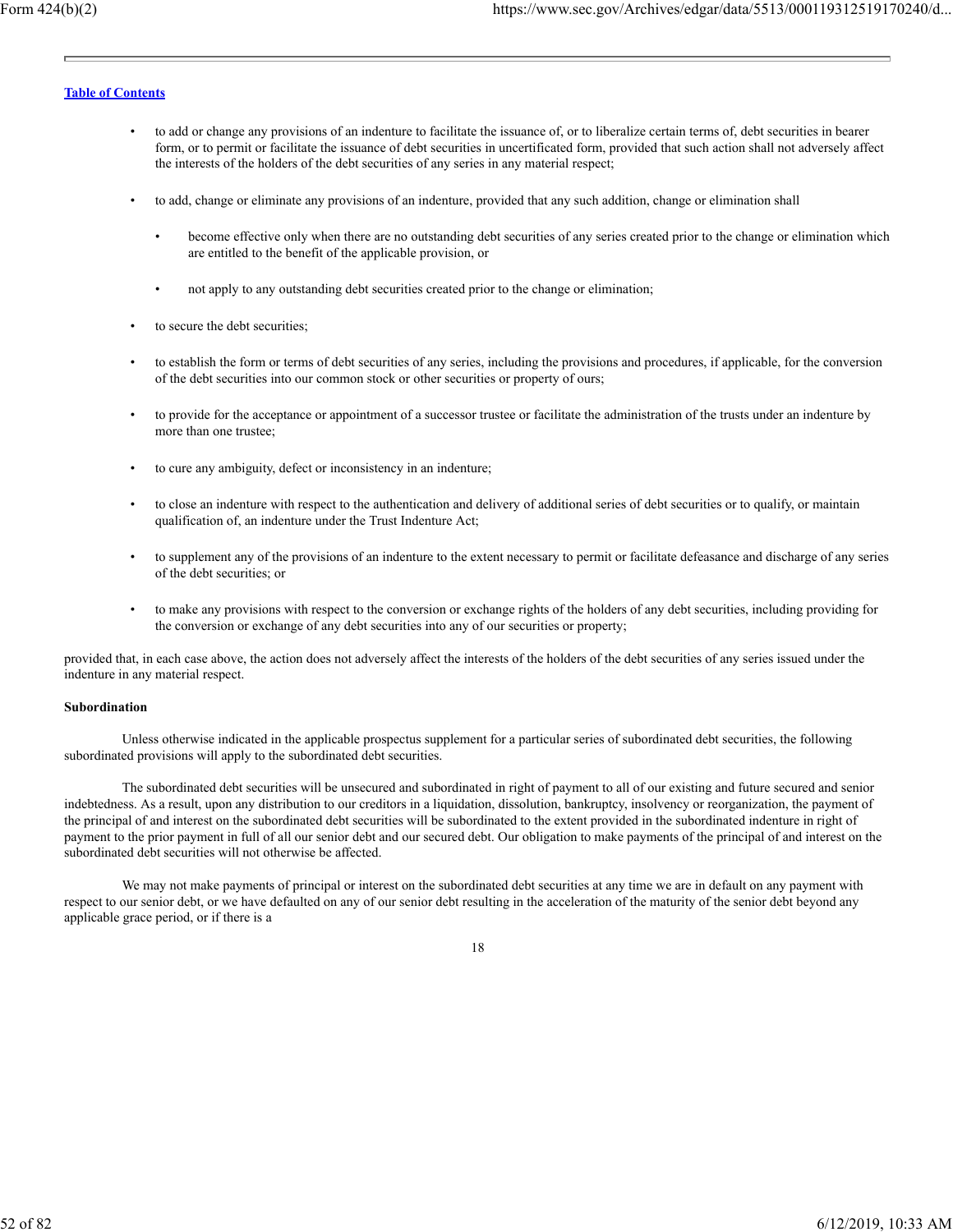- to add or change any provisions of an indenture to facilitate the issuance of, or to liberalize certain terms of, debt securities in bearer form, or to permit or facilitate the issuance of debt securities in uncertificated form, provided that such action shall not adversely affect the interests of the holders of the debt securities of any series in any material respect;
- to add, change or eliminate any provisions of an indenture, provided that any such addition, change or elimination shall
  - become effective only when there are no outstanding debt securities of any series created prior to the change or elimination which are entitled to the benefit of the applicable provision, or
  - not apply to any outstanding debt securities created prior to the change or elimination;
- to secure the debt securities;
- to establish the form or terms of debt securities of any series, including the provisions and procedures, if applicable, for the conversion of the debt securities into our common stock or other securities or property of ours;
- to provide for the acceptance or appointment of a successor trustee or facilitate the administration of the trusts under an indenture by more than one trustee;
- to cure any ambiguity, defect or inconsistency in an indenture;
- to close an indenture with respect to the authentication and delivery of additional series of debt securities or to qualify, or maintain qualification of, an indenture under the Trust Indenture Act;
- to supplement any of the provisions of an indenture to the extent necessary to permit or facilitate defeasance and discharge of any series of the debt securities; or
- to make any provisions with respect to the conversion or exchange rights of the holders of any debt securities, including providing for the conversion or exchange of any debt securities into any of our securities or property;

provided that, in each case above, the action does not adversely affect the interests of the holders of the debt securities of any series issued under the indenture in any material respect.

**Subordination**

Unless otherwise indicated in the applicable prospectus supplement for a particular series of subordinated debt securities, the following subordinated provisions will apply to the subordinated debt securities.

The subordinated debt securities will be unsecured and subordinated in right of payment to all of our existing and future secured and senior indebtedness. As a result, upon any distribution to our creditors in a liquidation, dissolution, bankruptcy, insolvency or reorganization, the payment of the principal of and interest on the subordinated debt securities will be subordinated to the extent provided in the subordinated indenture in right of payment to the prior payment in full of all our senior debt and our secured debt. Our obligation to make payments of the principal of and interest on the subordinated debt securities will not otherwise be affected.

We may not make payments of principal or interest on the subordinated debt securities at any time we are in default on any payment with respect to our senior debt, or we have defaulted on any of our senior debt resulting in the acceleration of the maturity of the senior debt beyond any applicable grace period, or if there is a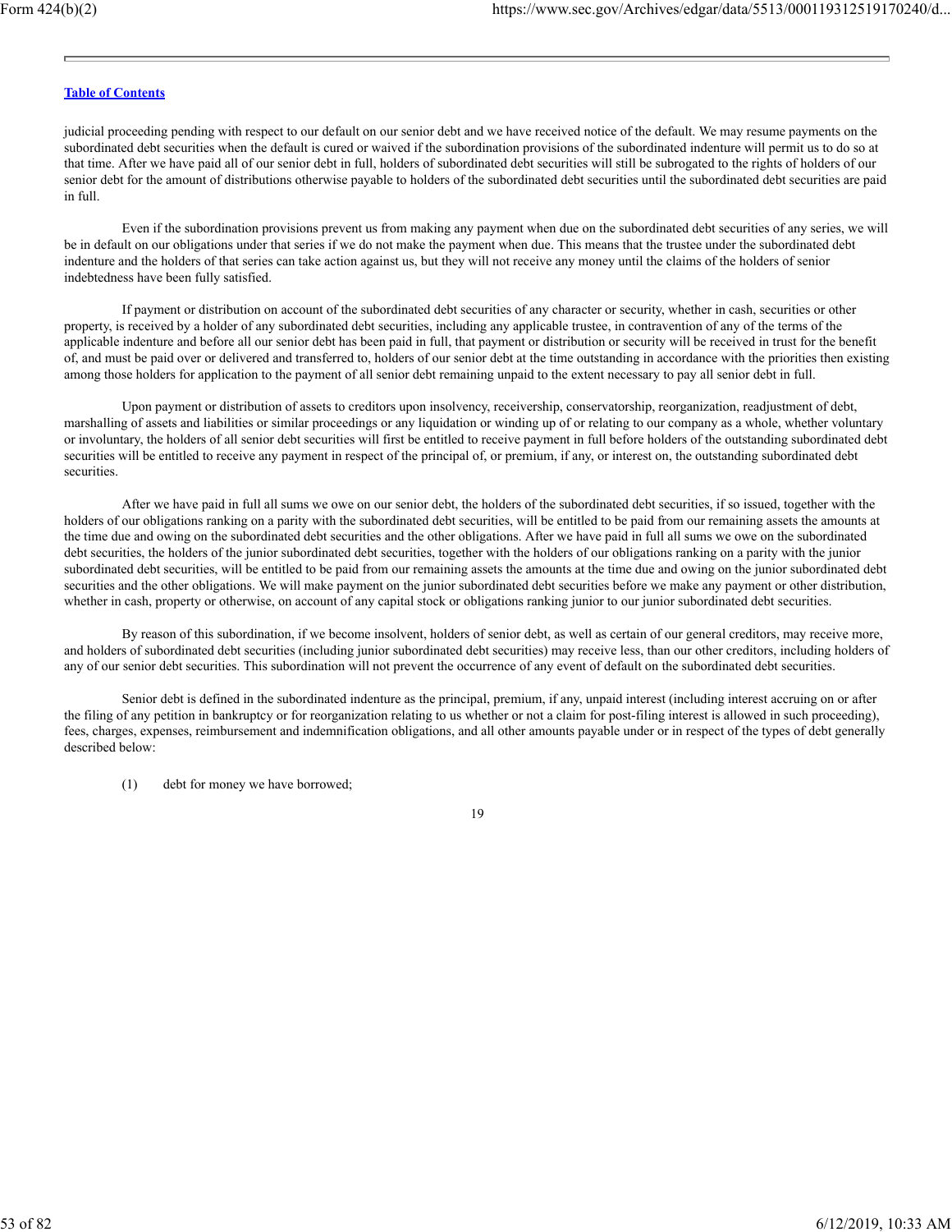judicial proceeding pending with respect to our default on our senior debt and we have received notice of the default. We may resume payments on the subordinated debt securities when the default is cured or waived if the subordination provisions of the subordinated indenture will permit us to do so at that time. After we have paid all of our senior debt in full, holders of subordinated debt securities will still be subrogated to the rights of holders of our senior debt for the amount of distributions otherwise payable to holders of the subordinated debt securities until the subordinated debt securities are paid in full.

Even if the subordination provisions prevent us from making any payment when due on the subordinated debt securities of any series, we will be in default on our obligations under that series if we do not make the payment when due. This means that the trustee under the subordinated debt indenture and the holders of that series can take action against us, but they will not receive any money until the claims of the holders of senior indebtedness have been fully satisfied.

If payment or distribution on account of the subordinated debt securities of any character or security, whether in cash, securities or other property, is received by a holder of any subordinated debt securities, including any applicable trustee, in contravention of any of the terms of the applicable indenture and before all our senior debt has been paid in full, that payment or distribution or security will be received in trust for the benefit of, and must be paid over or delivered and transferred to, holders of our senior debt at the time outstanding in accordance with the priorities then existing among those holders for application to the payment of all senior debt remaining unpaid to the extent necessary to pay all senior debt in full.

Upon payment or distribution of assets to creditors upon insolvency, receivership, conservatorship, reorganization, readjustment of debt, marshalling of assets and liabilities or similar proceedings or any liquidation or winding up of or relating to our company as a whole, whether voluntary or involuntary, the holders of all senior debt securities will first be entitled to receive payment in full before holders of the outstanding subordinated debt securities will be entitled to receive any payment in respect of the principal of, or premium, if any, or interest on, the outstanding subordinated debt securities.

After we have paid in full all sums we owe on our senior debt, the holders of the subordinated debt securities, if so issued, together with the holders of our obligations ranking on a parity with the subordinated debt securities, will be entitled to be paid from our remaining assets the amounts at the time due and owing on the subordinated debt securities and the other obligations. After we have paid in full all sums we owe on the subordinated debt securities, the holders of the junior subordinated debt securities, together with the holders of our obligations ranking on a parity with the junior subordinated debt securities, will be entitled to be paid from our remaining assets the amounts at the time due and owing on the junior subordinated debt securities and the other obligations. We will make payment on the junior subordinated debt securities before we make any payment or other distribution, whether in cash, property or otherwise, on account of any capital stock or obligations ranking junior to our junior subordinated debt securities.

By reason of this subordination, if we become insolvent, holders of senior debt, as well as certain of our general creditors, may receive more, and holders of subordinated debt securities (including junior subordinated debt securities) may receive less, than our other creditors, including holders of any of our senior debt securities. This subordination will not prevent the occurrence of any event of default on the subordinated debt securities.

Senior debt is defined in the subordinated indenture as the principal, premium, if any, unpaid interest (including interest accruing on or after the filing of any petition in bankruptcy or for reorganization relating to us whether or not a claim for post-filing interest is allowed in such proceeding), fees, charges, expenses, reimbursement and indemnification obligations, and all other amounts payable under or in respect of the types of debt generally described below:

(1) debt for money we have borrowed;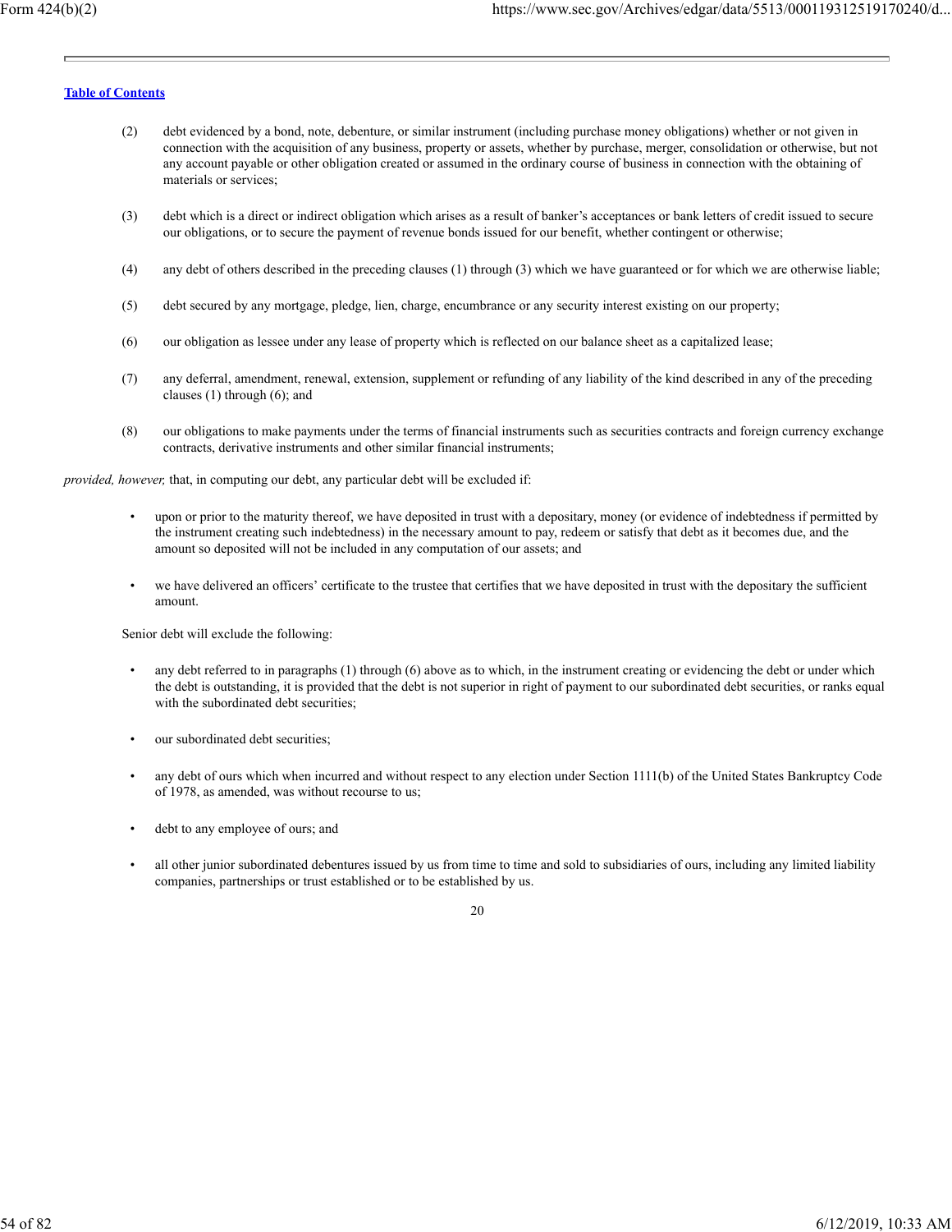(2) debt evidenced by a bond, note, debenture, or similar instrument (including purchase money obligations) whether or not given in connection with the acquisition of any business, property or assets, whether by purchase, merger, consolidation or otherwise, but not any account payable or other obligation created or assumed in the ordinary course of business in connection with the obtaining of materials or services;

(3) debt which is a direct or indirect obligation which arises as a result of banker's acceptances or bank letters of credit issued to secure our obligations, or to secure the payment of revenue bonds issued for our benefit, whether contingent or otherwise;

(4) any debt of others described in the preceding clauses (1) through (3) which we have guaranteed or for which we are otherwise liable;

(5) debt secured by any mortgage, pledge, lien, charge, encumbrance or any security interest existing on our property;

(6) our obligation as lessee under any lease of property which is reflected on our balance sheet as a capitalized lease;

(7) any deferral, amendment, renewal, extension, supplement or refunding of any liability of the kind described in any of the preceding clauses (1) through (6); and

(8) our obligations to make payments under the terms of financial instruments such as securities contracts and foreign currency exchange contracts, derivative instruments and other similar financial instruments;

*provided, however,* that, in computing our debt, any particular debt will be excluded if:

- upon or prior to the maturity thereof, we have deposited in trust with a depositary, money (or evidence of indebtedness if permitted by the instrument creating such indebtedness) in the necessary amount to pay, redeem or satisfy that debt as it becomes due, and the amount so deposited will not be included in any computation of our assets; and
- we have delivered an officers' certificate to the trustee that certifies that we have deposited in trust with the depositary the sufficient amount.

Senior debt will exclude the following:

- any debt referred to in paragraphs (1) through (6) above as to which, in the instrument creating or evidencing the debt or under which the debt is outstanding, it is provided that the debt is not superior in right of payment to our subordinated debt securities, or ranks equal with the subordinated debt securities;
- our subordinated debt securities;
- any debt of ours which when incurred and without respect to any election under Section 1111(b) of the United States Bankruptcy Code of 1978, as amended, was without recourse to us;
- debt to any employee of ours; and
- all other junior subordinated debentures issued by us from time to time and sold to subsidiaries of ours, including any limited liability companies, partnerships or trust established or to be established by us.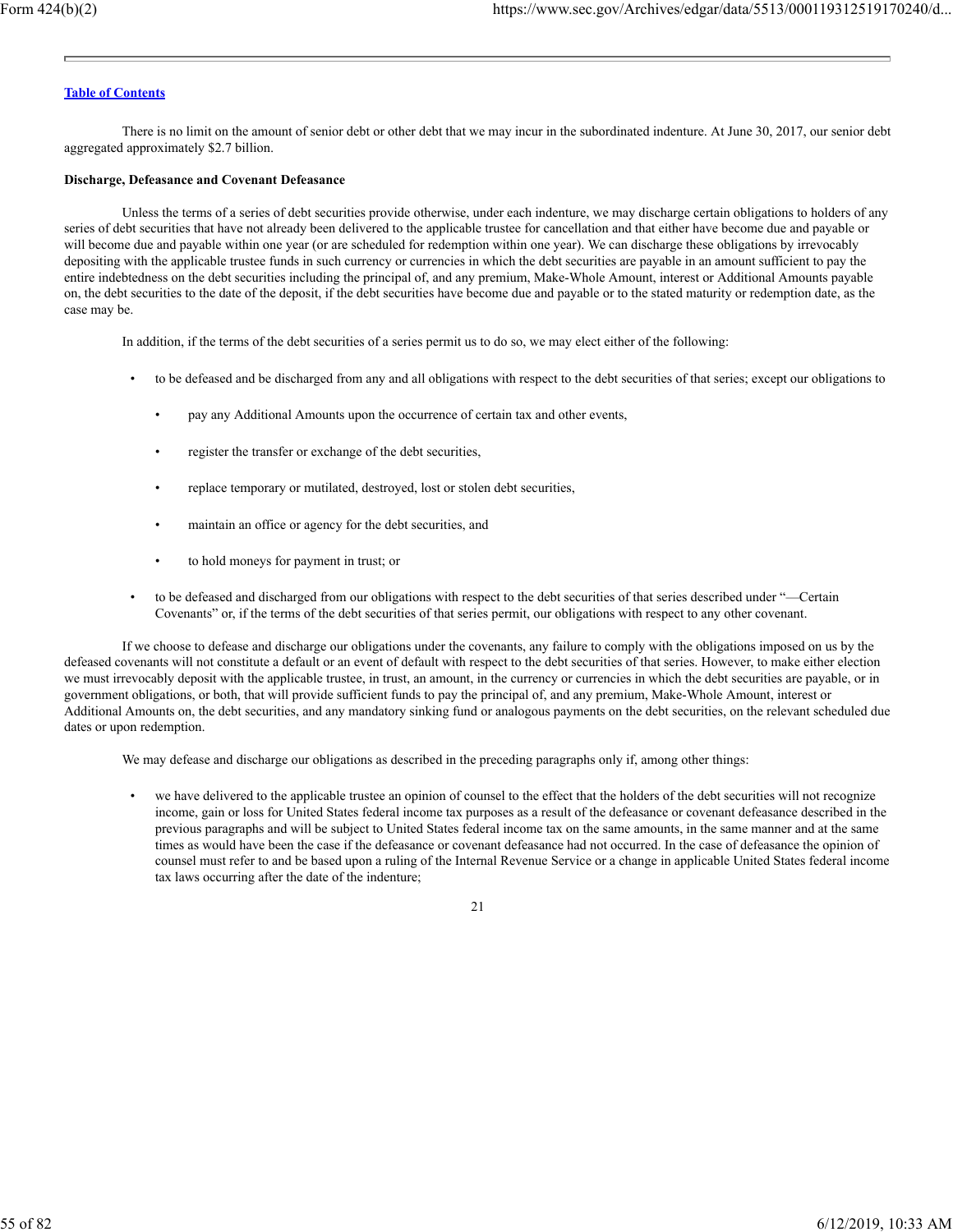There is no limit on the amount of senior debt or other debt that we may incur in the subordinated indenture. At June 30, 2017, our senior debt aggregated approximately $2.7 billion.

**Discharge, Defeasance and Covenant Defeasance**

Unless the terms of a series of debt securities provide otherwise, under each indenture, we may discharge certain obligations to holders of any series of debt securities that have not already been delivered to the applicable trustee for cancellation and that either have become due and payable or will become due and payable within one year (or are scheduled for redemption within one year). We can discharge these obligations by irrevocably depositing with the applicable trustee funds in such currency or currencies in which the debt securities are payable in an amount sufficient to pay the entire indebtedness on the debt securities including the principal of, and any premium, Make-Whole Amount, interest or Additional Amounts payable on, the debt securities to the date of the deposit, if the debt securities have become due and payable or to the stated maturity or redemption date, as the case may be.

In addition, if the terms of the debt securities of a series permit us to do so, we may elect either of the following:

- to be defeased and be discharged from any and all obligations with respect to the debt securities of that series; except our obligations to
  - pay any Additional Amounts upon the occurrence of certain tax and other events,
  - register the transfer or exchange of the debt securities,
  - replace temporary or mutilated, destroyed, lost or stolen debt securities,
  - maintain an office or agency for the debt securities, and
  - to hold moneys for payment in trust; or
- to be defeased and discharged from our obligations with respect to the debt securities of that series described under "—Certain Covenants" or, if the terms of the debt securities of that series permit, our obligations with respect to any other covenant.

If we choose to defease and discharge our obligations under the covenants, any failure to comply with the obligations imposed on us by the defeased covenants will not constitute a default or an event of default with respect to the debt securities of that series. However, to make either election we must irrevocably deposit with the applicable trustee, in trust, an amount, in the currency or currencies in which the debt securities are payable, or in government obligations, or both, that will provide sufficient funds to pay the principal of, and any premium, Make-Whole Amount, interest or Additional Amounts on, the debt securities, and any mandatory sinking fund or analogous payments on the debt securities, on the relevant scheduled due dates or upon redemption.

We may defease and discharge our obligations as described in the preceding paragraphs only if, among other things:

- we have delivered to the applicable trustee an opinion of counsel to the effect that the holders of the debt securities will not recognize income, gain or loss for United States federal income tax purposes as a result of the defeasance or covenant defeasance described in the previous paragraphs and will be subject to United States federal income tax on the same amounts, in the same manner and at the same times as would have been the case if the defeasance or covenant defeasance had not occurred. In the case of defeasance the opinion of counsel must refer to and be based upon a ruling of the Internal Revenue Service or a change in applicable United States federal income tax laws occurring after the date of the indenture;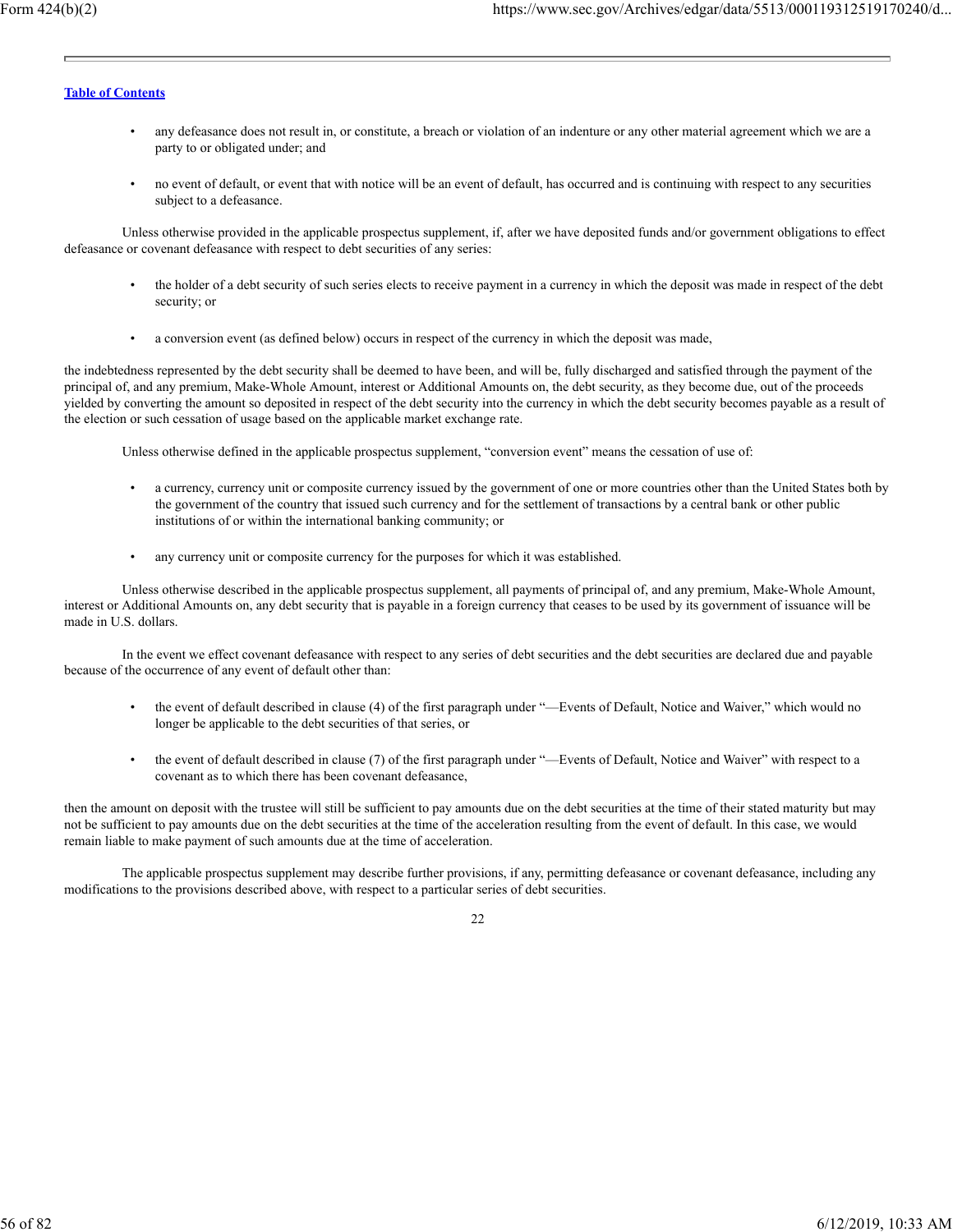- any defeasance does not result in, or constitute, a breach or violation of an indenture or any other material agreement which we are a party to or obligated under; and

- no event of default, or event that with notice will be an event of default, has occurred and is continuing with respect to any securities subject to a defeasance.

Unless otherwise provided in the applicable prospectus supplement, if, after we have deposited funds and/or government obligations to effect defeasance or covenant defeasance with respect to debt securities of any series:

- the holder of a debt security of such series elects to receive payment in a currency in which the deposit was made in respect of the debt security; or

- a conversion event (as defined below) occurs in respect of the currency in which the deposit was made,

the indebtedness represented by the debt security shall be deemed to have been, and will be, fully discharged and satisfied through the payment of the principal of, and any premium, Make-Whole Amount, interest or Additional Amounts on, the debt security, as they become due, out of the proceeds yielded by converting the amount so deposited in respect of the debt security into the currency in which the debt security becomes payable as a result of the election or such cessation of usage based on the applicable market exchange rate.

Unless otherwise defined in the applicable prospectus supplement, "conversion event" means the cessation of use of:

- a currency, currency unit or composite currency issued by the government of one or more countries other than the United States both by the government of the country that issued such currency and for the settlement of transactions by a central bank or other public institutions of or within the international banking community; or

- any currency unit or composite currency for the purposes for which it was established.

Unless otherwise described in the applicable prospectus supplement, all payments of principal of, and any premium, Make-Whole Amount, interest or Additional Amounts on, any debt security that is payable in a foreign currency that ceases to be used by its government of issuance will be made in U.S. dollars.

In the event we effect covenant defeasance with respect to any series of debt securities and the debt securities are declared due and payable because of the occurrence of any event of default other than:

- the event of default described in clause (4) of the first paragraph under "—Events of Default, Notice and Waiver," which would no longer be applicable to the debt securities of that series, or

- the event of default described in clause (7) of the first paragraph under "—Events of Default, Notice and Waiver" with respect to a covenant as to which there has been covenant defeasance,

then the amount on deposit with the trustee will still be sufficient to pay amounts due on the debt securities at the time of their stated maturity but may not be sufficient to pay amounts due on the debt securities at the time of the acceleration resulting from the event of default. In this case, we would remain liable to make payment of such amounts due at the time of acceleration.

The applicable prospectus supplement may describe further provisions, if any, permitting defeasance or covenant defeasance, including any modifications to the provisions described above, with respect to a particular series of debt securities.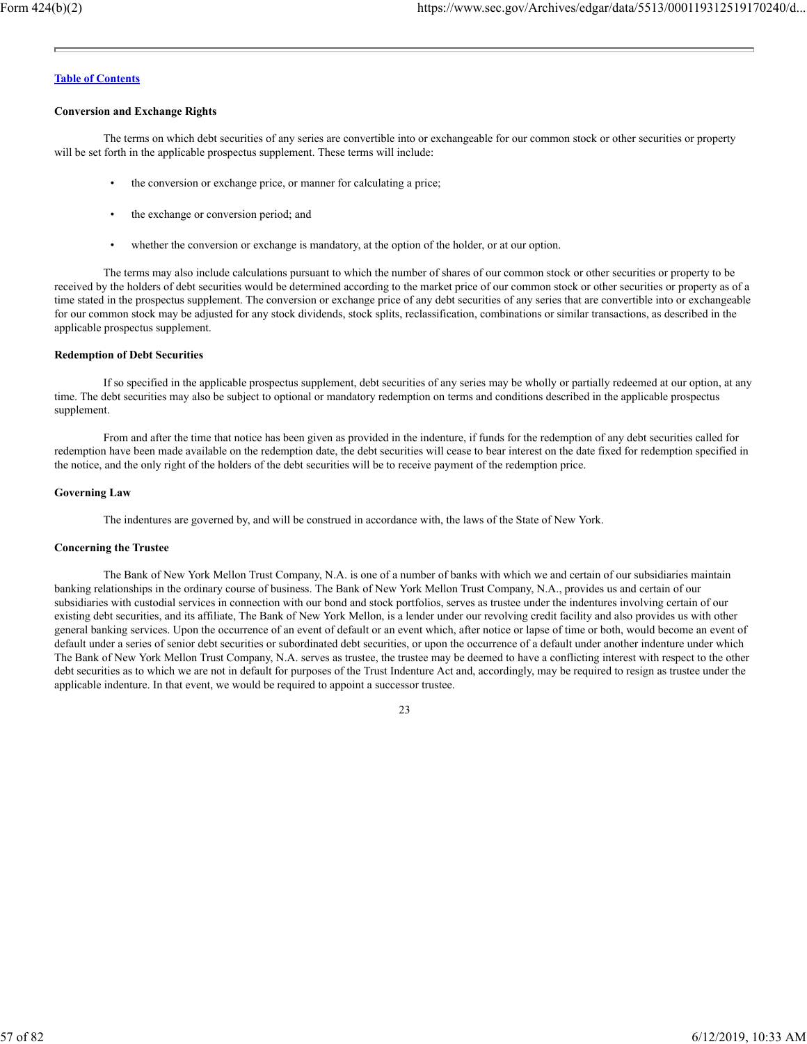**Conversion and Exchange Rights**

The terms on which debt securities of any series are convertible into or exchangeable for our common stock or other securities or property will be set forth in the applicable prospectus supplement. These terms will include:

- the conversion or exchange price, or manner for calculating a price;
- the exchange or conversion period; and
- whether the conversion or exchange is mandatory, at the option of the holder, or at our option.

The terms may also include calculations pursuant to which the number of shares of our common stock or other securities or property to be received by the holders of debt securities would be determined according to the market price of our common stock or other securities or property as of a time stated in the prospectus supplement. The conversion or exchange price of any debt securities of any series that are convertible into or exchangeable for our common stock may be adjusted for any stock dividends, stock splits, reclassification, combinations or similar transactions, as described in the applicable prospectus supplement.

**Redemption of Debt Securities**

If so specified in the applicable prospectus supplement, debt securities of any series may be wholly or partially redeemed at our option, at any time. The debt securities may also be subject to optional or mandatory redemption on terms and conditions described in the applicable prospectus supplement.

From and after the time that notice has been given as provided in the indenture, if funds for the redemption of any debt securities called for redemption have been made available on the redemption date, the debt securities will cease to bear interest on the date fixed for redemption specified in the notice, and the only right of the holders of the debt securities will be to receive payment of the redemption price.

**Governing Law**

The indentures are governed by, and will be construed in accordance with, the laws of the State of New York.

**Concerning the Trustee**

The Bank of New York Mellon Trust Company, N.A. is one of a number of banks with which we and certain of our subsidiaries maintain banking relationships in the ordinary course of business. The Bank of New York Mellon Trust Company, N.A., provides us and certain of our subsidiaries with custodial services in connection with our bond and stock portfolios, serves as trustee under the indentures involving certain of our existing debt securities, and its affiliate, The Bank of New York Mellon, is a lender under our revolving credit facility and also provides us with other general banking services. Upon the occurrence of an event of default or an event which, after notice or lapse of time or both, would become an event of default under a series of senior debt securities or subordinated debt securities, or upon the occurrence of a default under another indenture under which The Bank of New York Mellon Trust Company, N.A. serves as trustee, the trustee may be deemed to have a conflicting interest with respect to the other debt securities as to which we are not in default for purposes of the Trust Indenture Act and, accordingly, may be required to resign as trustee under the applicable indenture. In that event, we would be required to appoint a successor trustee.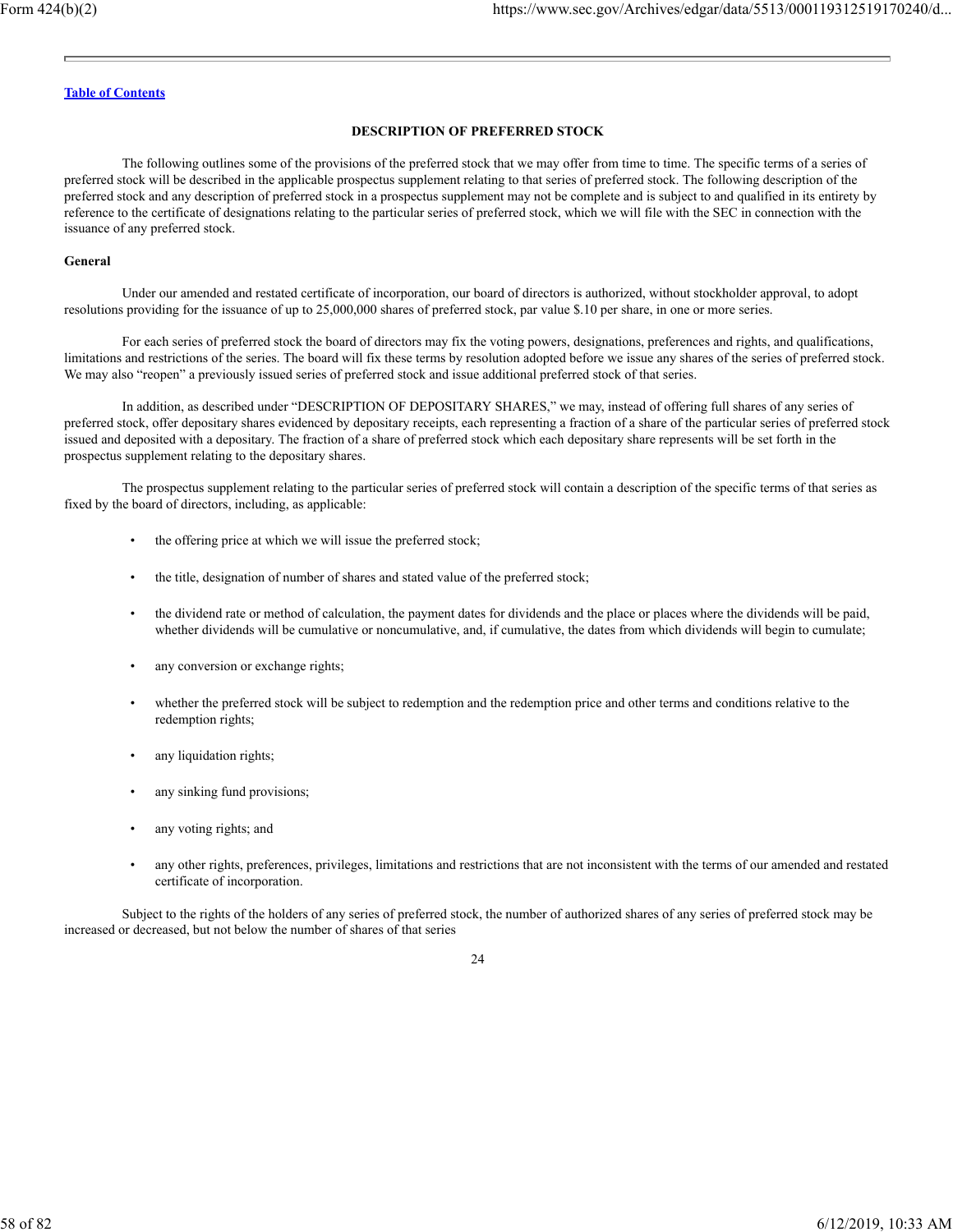[Table of Contents](#)

## DESCRIPTION OF PREFERRED STOCK

The following outlines some of the provisions of the preferred stock that we may offer from time to time. The specific terms of a series of preferred stock will be described in the applicable prospectus supplement relating to that series of preferred stock. The following description of the preferred stock and any description of preferred stock in a prospectus supplement may not be complete and is subject to and qualified in its entirety by reference to the certificate of designations relating to the particular series of preferred stock, which we will file with the SEC in connection with the issuance of any preferred stock.

### General

Under our amended and restated certificate of incorporation, our board of directors is authorized, without stockholder approval, to adopt resolutions providing for the issuance of up to 25,000,000 shares of preferred stock, par value $.10 per share, in one or more series.

For each series of preferred stock the board of directors may fix the voting powers, designations, preferences and rights, and qualifications, limitations and restrictions of the series. The board will fix these terms by resolution adopted before we issue any shares of the series of preferred stock. We may also "reopen" a previously issued series of preferred stock and issue additional preferred stock of that series.

In addition, as described under "DESCRIPTION OF DEPOSITARY SHARES," we may, instead of offering full shares of any series of preferred stock, offer depositary shares evidenced by depositary receipts, each representing a fraction of a share of the particular series of preferred stock issued and deposited with a depositary. The fraction of a share of preferred stock which each depositary share represents will be set forth in the prospectus supplement relating to the depositary shares.

The prospectus supplement relating to the particular series of preferred stock will contain a description of the specific terms of that series as fixed by the board of directors, including, as applicable:

- the offering price at which we will issue the preferred stock;
- the title, designation of number of shares and stated value of the preferred stock;
- the dividend rate or method of calculation, the payment dates for dividends and the place or places where the dividends will be paid, whether dividends will be cumulative or noncumulative, and, if cumulative, the dates from which dividends will begin to cumulate;
- any conversion or exchange rights;
- whether the preferred stock will be subject to redemption and the redemption price and other terms and conditions relative to the redemption rights;
- any liquidation rights;
- any sinking fund provisions;
- any voting rights; and
- any other rights, preferences, privileges, limitations and restrictions that are not inconsistent with the terms of our amended and restated certificate of incorporation.

Subject to the rights of the holders of any series of preferred stock, the number of authorized shares of any series of preferred stock may be increased or decreased, but not below the number of shares of that series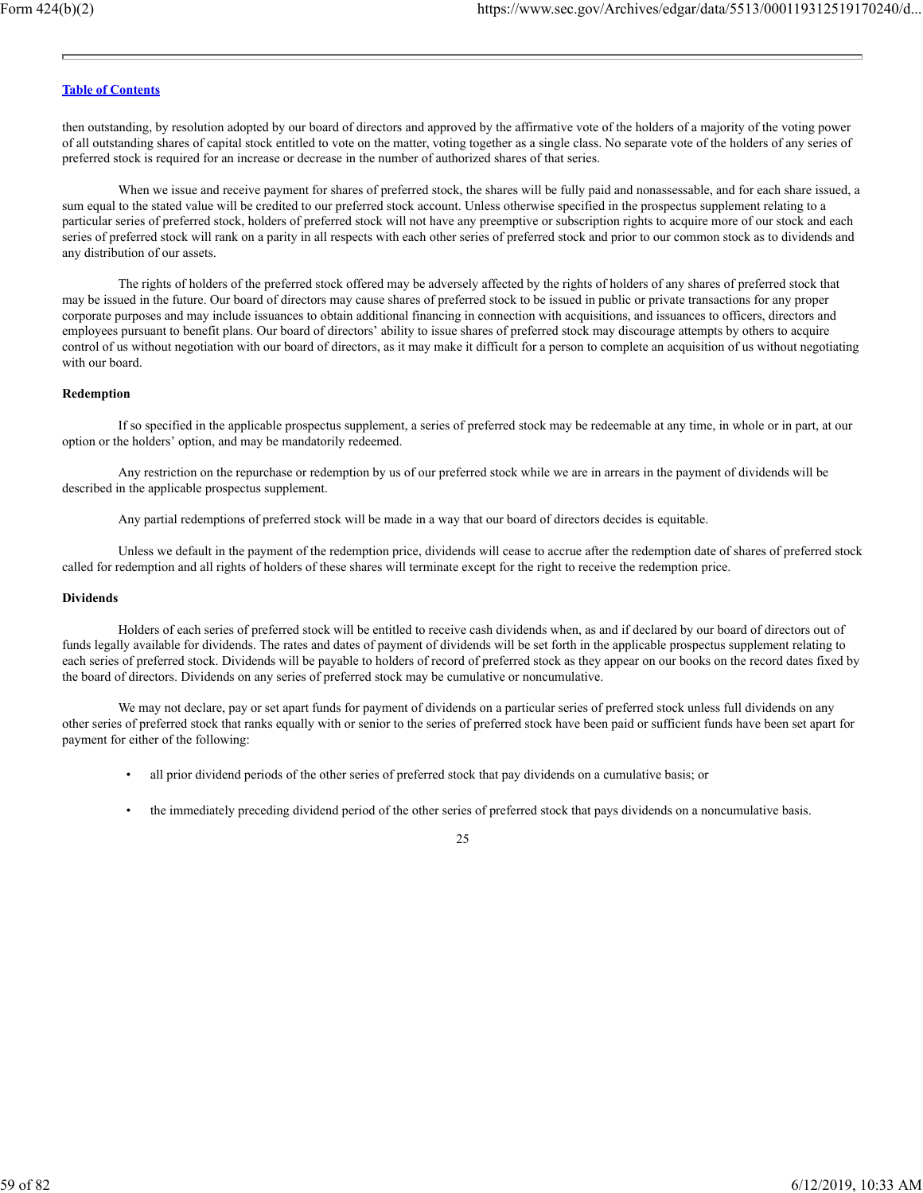then outstanding, by resolution adopted by our board of directors and approved by the affirmative vote of the holders of a majority of the voting power of all outstanding shares of capital stock entitled to vote on the matter, voting together as a single class. No separate vote of the holders of any series of preferred stock is required for an increase or decrease in the number of authorized shares of that series.

When we issue and receive payment for shares of preferred stock, the shares will be fully paid and nonassessable, and for each share issued, a sum equal to the stated value will be credited to our preferred stock account. Unless otherwise specified in the prospectus supplement relating to a particular series of preferred stock, holders of preferred stock will not have any preemptive or subscription rights to acquire more of our stock and each series of preferred stock will rank on a parity in all respects with each other series of preferred stock and prior to our common stock as to dividends and any distribution of our assets.

The rights of holders of the preferred stock offered may be adversely affected by the rights of holders of any shares of preferred stock that may be issued in the future. Our board of directors may cause shares of preferred stock to be issued in public or private transactions for any proper corporate purposes and may include issuances to obtain additional financing in connection with acquisitions, and issuances to officers, directors and employees pursuant to benefit plans. Our board of directors' ability to issue shares of preferred stock may discourage attempts by others to acquire control of us without negotiation with our board of directors, as it may make it difficult for a person to complete an acquisition of us without negotiating with our board.

**Redemption**

If so specified in the applicable prospectus supplement, a series of preferred stock may be redeemable at any time, in whole or in part, at our option or the holders' option, and may be mandatorily redeemed.

Any restriction on the repurchase or redemption by us of our preferred stock while we are in arrears in the payment of dividends will be described in the applicable prospectus supplement.

Any partial redemptions of preferred stock will be made in a way that our board of directors decides is equitable.

Unless we default in the payment of the redemption price, dividends will cease to accrue after the redemption date of shares of preferred stock called for redemption and all rights of holders of these shares will terminate except for the right to receive the redemption price.

**Dividends**

Holders of each series of preferred stock will be entitled to receive cash dividends when, as and if declared by our board of directors out of funds legally available for dividends. The rates and dates of payment of dividends will be set forth in the applicable prospectus supplement relating to each series of preferred stock. Dividends will be payable to holders of record of preferred stock as they appear on our books on the record dates fixed by the board of directors. Dividends on any series of preferred stock may be cumulative or noncumulative.

We may not declare, pay or set apart funds for payment of dividends on a particular series of preferred stock unless full dividends on any other series of preferred stock that ranks equally with or senior to the series of preferred stock have been paid or sufficient funds have been set apart for payment for either of the following:

- all prior dividend periods of the other series of preferred stock that pay dividends on a cumulative basis; or
- the immediately preceding dividend period of the other series of preferred stock that pays dividends on a noncumulative basis.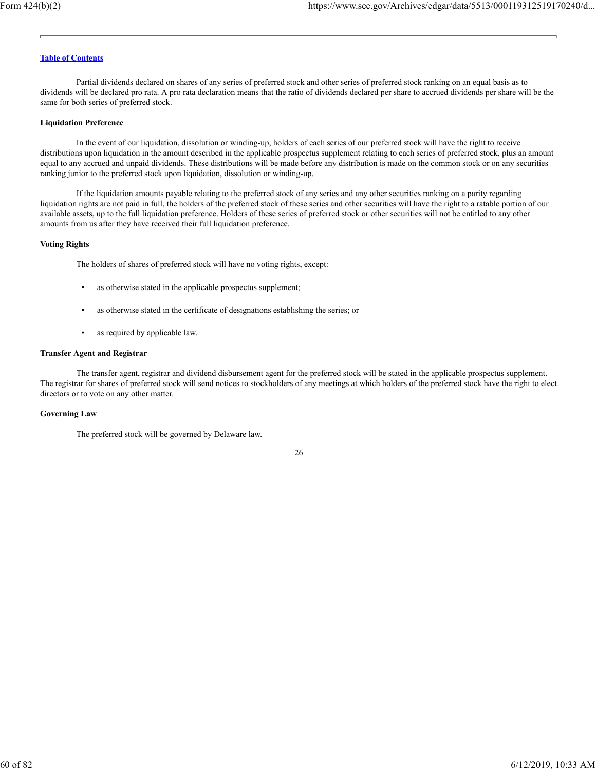[Table of Contents](#)

Partial dividends declared on shares of any series of preferred stock and other series of preferred stock ranking on an equal basis as to dividends will be declared pro rata. A pro rata declaration means that the ratio of dividends declared per share to accrued dividends per share will be the same for both series of preferred stock.

**Liquidation Preference**

In the event of our liquidation, dissolution or winding-up, holders of each series of our preferred stock will have the right to receive distributions upon liquidation in the amount described in the applicable prospectus supplement relating to each series of preferred stock, plus an amount equal to any accrued and unpaid dividends. These distributions will be made before any distribution is made on the common stock or on any securities ranking junior to the preferred stock upon liquidation, dissolution or winding-up.

If the liquidation amounts payable relating to the preferred stock of any series and any other securities ranking on a parity regarding liquidation rights are not paid in full, the holders of the preferred stock of these series and other securities will have the right to a ratable portion of our available assets, up to the full liquidation preference. Holders of these series of preferred stock or other securities will not be entitled to any other amounts from us after they have received their full liquidation preference.

**Voting Rights**

The holders of shares of preferred stock will have no voting rights, except:

- as otherwise stated in the applicable prospectus supplement;
- as otherwise stated in the certificate of designations establishing the series; or
- as required by applicable law.

**Transfer Agent and Registrar**

The transfer agent, registrar and dividend disbursement agent for the preferred stock will be stated in the applicable prospectus supplement. The registrar for shares of preferred stock will send notices to stockholders of any meetings at which holders of the preferred stock have the right to elect directors or to vote on any other matter.

**Governing Law**

The preferred stock will be governed by Delaware law.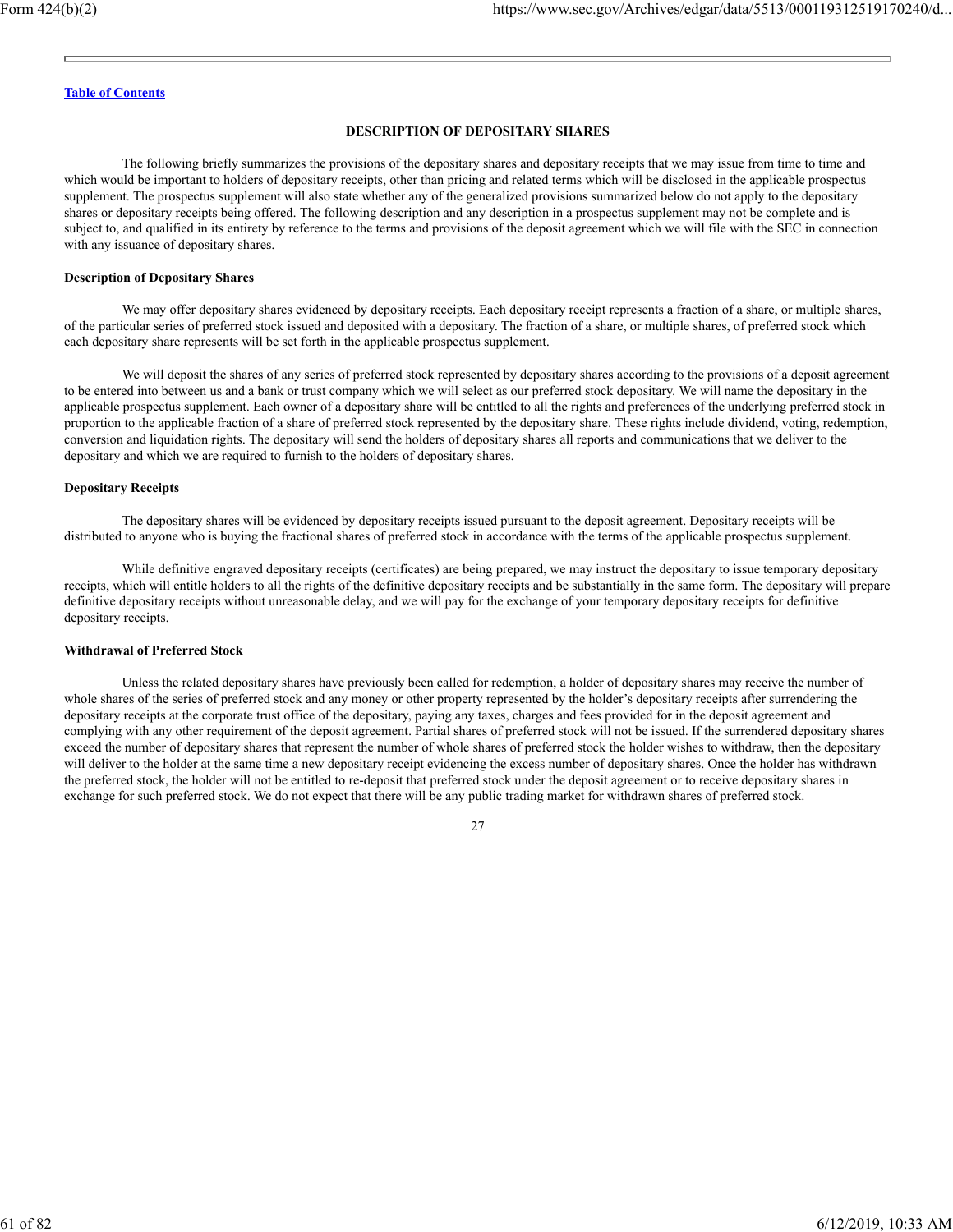## DESCRIPTION OF DEPOSITARY SHARES

The following briefly summarizes the provisions of the depositary shares and depositary receipts that we may issue from time to time and which would be important to holders of depositary receipts, other than pricing and related terms which will be disclosed in the applicable prospectus supplement. The prospectus supplement will also state whether any of the generalized provisions summarized below do not apply to the depositary shares or depositary receipts being offered. The following description and any description in a prospectus supplement may not be complete and is subject to, and qualified in its entirety by reference to the terms and provisions of the deposit agreement which we will file with the SEC in connection with any issuance of depositary shares.

### Description of Depositary Shares

We may offer depositary shares evidenced by depositary receipts. Each depositary receipt represents a fraction of a share, or multiple shares, of the particular series of preferred stock issued and deposited with a depositary. The fraction of a share, or multiple shares, of preferred stock which each depositary share represents will be set forth in the applicable prospectus supplement.

We will deposit the shares of any series of preferred stock represented by depositary shares according to the provisions of a deposit agreement to be entered into between us and a bank or trust company which we will select as our preferred stock depositary. We will name the depositary in the applicable prospectus supplement. Each owner of a depositary share will be entitled to all the rights and preferences of the underlying preferred stock in proportion to the applicable fraction of a share of preferred stock represented by the depositary share. These rights include dividend, voting, redemption, conversion and liquidation rights. The depositary will send the holders of depositary shares all reports and communications that we deliver to the depositary and which we are required to furnish to the holders of depositary shares.

### Depositary Receipts

The depositary shares will be evidenced by depositary receipts issued pursuant to the deposit agreement. Depositary receipts will be distributed to anyone who is buying the fractional shares of preferred stock in accordance with the terms of the applicable prospectus supplement.

While definitive engraved depositary receipts (certificates) are being prepared, we may instruct the depositary to issue temporary depositary receipts, which will entitle holders to all the rights of the definitive depositary receipts and be substantially in the same form. The depositary will prepare definitive depositary receipts without unreasonable delay, and we will pay for the exchange of your temporary depositary receipts for definitive depositary receipts.

### Withdrawal of Preferred Stock

Unless the related depositary shares have previously been called for redemption, a holder of depositary shares may receive the number of whole shares of the series of preferred stock and any money or other property represented by the holder's depositary receipts after surrendering the depositary receipts at the corporate trust office of the depositary, paying any taxes, charges and fees provided for in the deposit agreement and complying with any other requirement of the deposit agreement. Partial shares of preferred stock will not be issued. If the surrendered depositary shares exceed the number of depositary shares that represent the number of whole shares of preferred stock the holder wishes to withdraw, then the depositary will deliver to the holder at the same time a new depositary receipt evidencing the excess number of depositary shares. Once the holder has withdrawn the preferred stock, the holder will not be entitled to re-deposit that preferred stock under the deposit agreement or to receive depositary shares in exchange for such preferred stock. We do not expect that there will be any public trading market for withdrawn shares of preferred stock.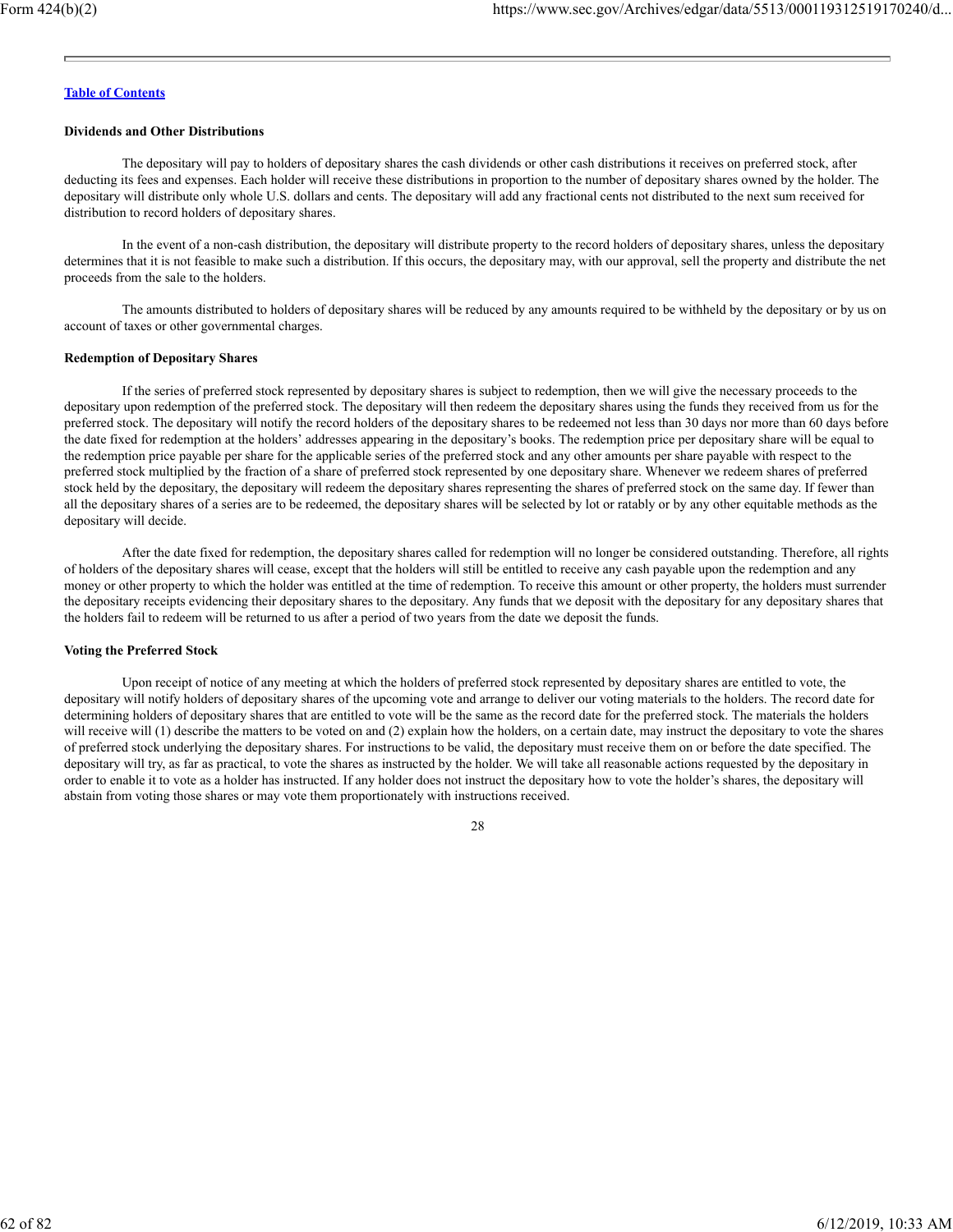**Dividends and Other Distributions**

The depositary will pay to holders of depositary shares the cash dividends or other cash distributions it receives on preferred stock, after deducting its fees and expenses. Each holder will receive these distributions in proportion to the number of depositary shares owned by the holder. The depositary will distribute only whole U.S. dollars and cents. The depositary will add any fractional cents not distributed to the next sum received for distribution to record holders of depositary shares.

In the event of a non-cash distribution, the depositary will distribute property to the record holders of depositary shares, unless the depositary determines that it is not feasible to make such a distribution. If this occurs, the depositary may, with our approval, sell the property and distribute the net proceeds from the sale to the holders.

The amounts distributed to holders of depositary shares will be reduced by any amounts required to be withheld by the depositary or by us on account of taxes or other governmental charges.

**Redemption of Depositary Shares**

If the series of preferred stock represented by depositary shares is subject to redemption, then we will give the necessary proceeds to the depositary upon redemption of the preferred stock. The depositary will then redeem the depositary shares using the funds they received from us for the preferred stock. The depositary will notify the record holders of the depositary shares to be redeemed not less than 30 days nor more than 60 days before the date fixed for redemption at the holders' addresses appearing in the depositary's books. The redemption price per depositary share will be equal to the redemption price payable per share for the applicable series of the preferred stock and any other amounts per share payable with respect to the preferred stock multiplied by the fraction of a share of preferred stock represented by one depositary share. Whenever we redeem shares of preferred stock held by the depositary, the depositary will redeem the depositary shares representing the shares of preferred stock on the same day. If fewer than all the depositary shares of a series are to be redeemed, the depositary shares will be selected by lot or ratably or by any other equitable methods as the depositary will decide.

After the date fixed for redemption, the depositary shares called for redemption will no longer be considered outstanding. Therefore, all rights of holders of the depositary shares will cease, except that the holders will still be entitled to receive any cash payable upon the redemption and any money or other property to which the holder was entitled at the time of redemption. To receive this amount or other property, the holders must surrender the depositary receipts evidencing their depositary shares to the depositary. Any funds that we deposit with the depositary for any depositary shares that the holders fail to redeem will be returned to us after a period of two years from the date we deposit the funds.

**Voting the Preferred Stock**

Upon receipt of notice of any meeting at which the holders of preferred stock represented by depositary shares are entitled to vote, the depositary will notify holders of depositary shares of the upcoming vote and arrange to deliver our voting materials to the holders. The record date for determining holders of depositary shares that are entitled to vote will be the same as the record date for the preferred stock. The materials the holders will receive will (1) describe the matters to be voted on and (2) explain how the holders, on a certain date, may instruct the depositary to vote the shares of preferred stock underlying the depositary shares. For instructions to be valid, the depositary must receive them on or before the date specified. The depositary will try, as far as practical, to vote the shares as instructed by the holder. We will take all reasonable actions requested by the depositary in order to enable it to vote as a holder has instructed. If any holder does not instruct the depositary how to vote the holder's shares, the depositary will abstain from voting those shares or may vote them proportionately with instructions received.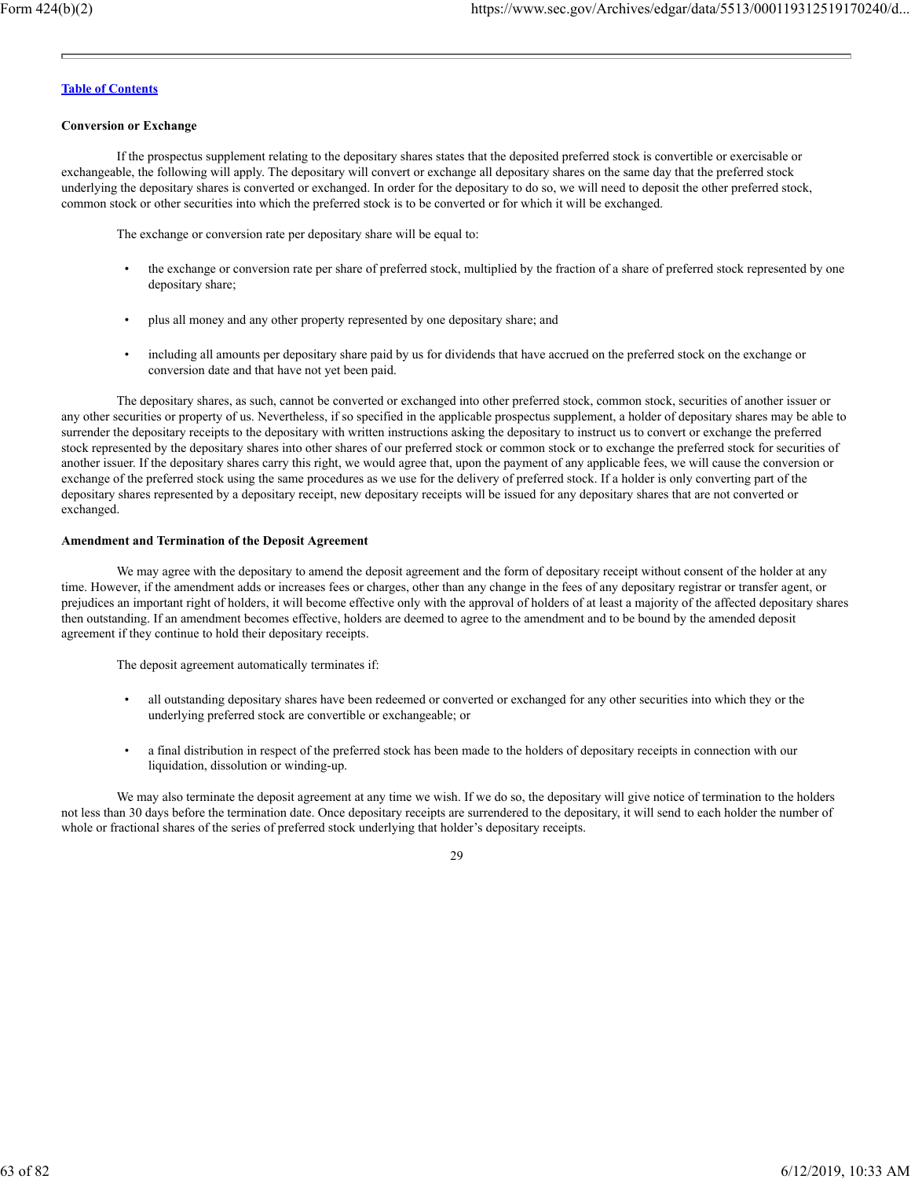[Table of Contents](#)

**Conversion or Exchange**

If the prospectus supplement relating to the depositary shares states that the deposited preferred stock is convertible or exercisable or exchangeable, the following will apply. The depositary will convert or exchange all depositary shares on the same day that the preferred stock underlying the depositary shares is converted or exchanged. In order for the depositary to do so, we will need to deposit the other preferred stock, common stock or other securities into which the preferred stock is to be converted or for which it will be exchanged.

The exchange or conversion rate per depositary share will be equal to:

- the exchange or conversion rate per share of preferred stock, multiplied by the fraction of a share of preferred stock represented by one depositary share;
- plus all money and any other property represented by one depositary share; and
- including all amounts per depositary share paid by us for dividends that have accrued on the preferred stock on the exchange or conversion date and that have not yet been paid.

The depositary shares, as such, cannot be converted or exchanged into other preferred stock, common stock, securities of another issuer or any other securities or property of us. Nevertheless, if so specified in the applicable prospectus supplement, a holder of depositary shares may be able to surrender the depositary receipts to the depositary with written instructions asking the depositary to instruct us to convert or exchange the preferred stock represented by the depositary shares into other shares of our preferred stock or common stock or to exchange the preferred stock for securities of another issuer. If the depositary shares carry this right, we would agree that, upon the payment of any applicable fees, we will cause the conversion or exchange of the preferred stock using the same procedures as we use for the delivery of preferred stock. If a holder is only converting part of the depositary shares represented by a depositary receipt, new depositary receipts will be issued for any depositary shares that are not converted or exchanged.

**Amendment and Termination of the Deposit Agreement**

We may agree with the depositary to amend the deposit agreement and the form of depositary receipt without consent of the holder at any time. However, if the amendment adds or increases fees or charges, other than any change in the fees of any depositary registrar or transfer agent, or prejudices an important right of holders, it will become effective only with the approval of holders of at least a majority of the affected depositary shares then outstanding. If an amendment becomes effective, holders are deemed to agree to the amendment and to be bound by the amended deposit agreement if they continue to hold their depositary receipts.

The deposit agreement automatically terminates if:

- all outstanding depositary shares have been redeemed or converted or exchanged for any other securities into which they or the underlying preferred stock are convertible or exchangeable; or
- a final distribution in respect of the preferred stock has been made to the holders of depositary receipts in connection with our liquidation, dissolution or winding-up.

We may also terminate the deposit agreement at any time we wish. If we do so, the depositary will give notice of termination to the holders not less than 30 days before the termination date. Once depositary receipts are surrendered to the depositary, it will send to each holder the number of whole or fractional shares of the series of preferred stock underlying that holder's depositary receipts.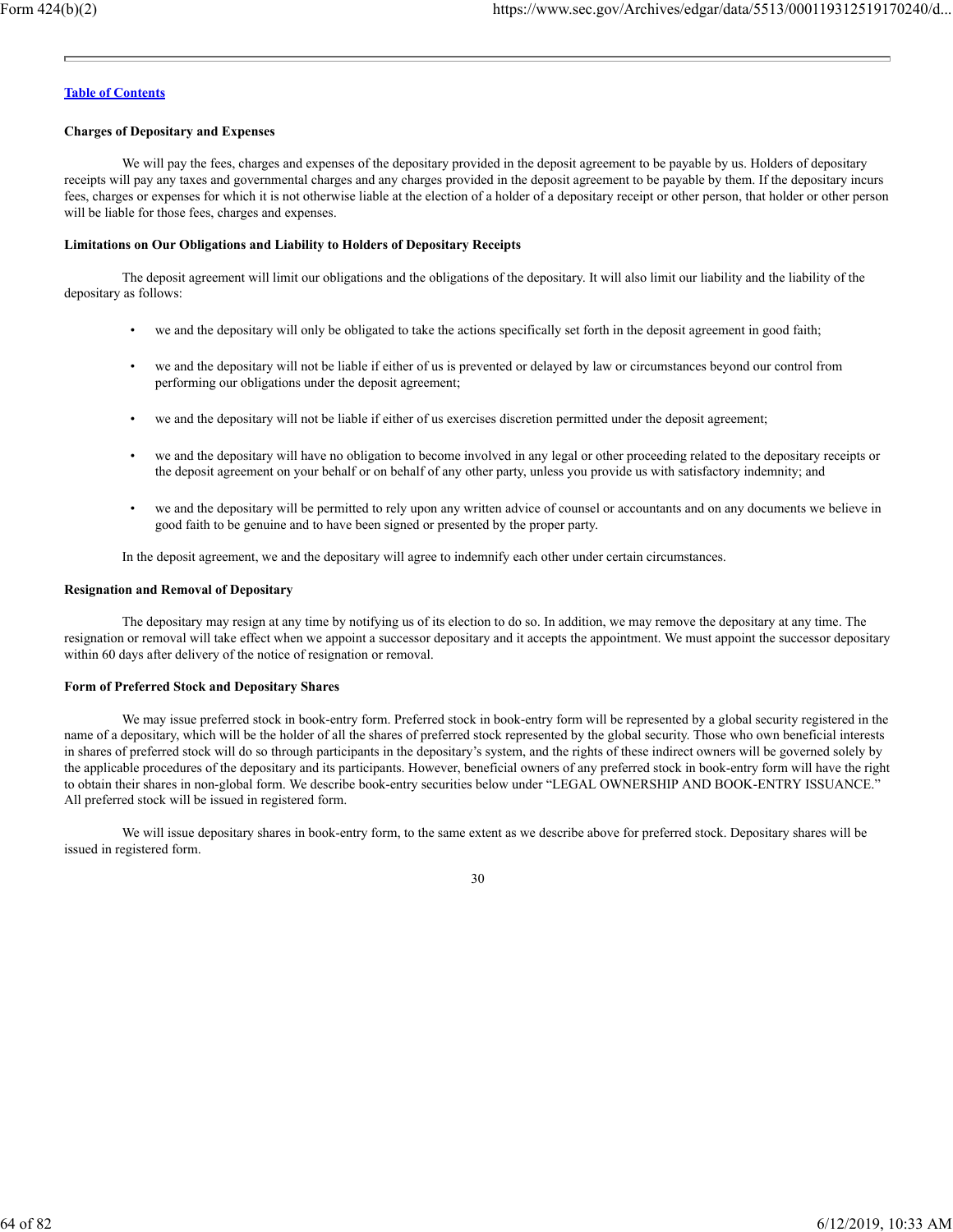[Table of Contents](#)

**Charges of Depositary and Expenses**

We will pay the fees, charges and expenses of the depositary provided in the deposit agreement to be payable by us. Holders of depositary receipts will pay any taxes and governmental charges and any charges provided in the deposit agreement to be payable by them. If the depositary incurs fees, charges or expenses for which it is not otherwise liable at the election of a holder of a depositary receipt or other person, that holder or other person will be liable for those fees, charges and expenses.

**Limitations on Our Obligations and Liability to Holders of Depositary Receipts**

The deposit agreement will limit our obligations and the obligations of the depositary. It will also limit our liability and the liability of the depositary as follows:

- we and the depositary will only be obligated to take the actions specifically set forth in the deposit agreement in good faith;
- we and the depositary will not be liable if either of us is prevented or delayed by law or circumstances beyond our control from performing our obligations under the deposit agreement;
- we and the depositary will not be liable if either of us exercises discretion permitted under the deposit agreement;
- we and the depositary will have no obligation to become involved in any legal or other proceeding related to the depositary receipts or the deposit agreement on your behalf or on behalf of any other party, unless you provide us with satisfactory indemnity; and
- we and the depositary will be permitted to rely upon any written advice of counsel or accountants and on any documents we believe in good faith to be genuine and to have been signed or presented by the proper party.

In the deposit agreement, we and the depositary will agree to indemnify each other under certain circumstances.

**Resignation and Removal of Depositary**

The depositary may resign at any time by notifying us of its election to do so. In addition, we may remove the depositary at any time. The resignation or removal will take effect when we appoint a successor depositary and it accepts the appointment. We must appoint the successor depositary within 60 days after delivery of the notice of resignation or removal.

**Form of Preferred Stock and Depositary Shares**

We may issue preferred stock in book-entry form. Preferred stock in book-entry form will be represented by a global security registered in the name of a depositary, which will be the holder of all the shares of preferred stock represented by the global security. Those who own beneficial interests in shares of preferred stock will do so through participants in the depositary's system, and the rights of these indirect owners will be governed solely by the applicable procedures of the depositary and its participants. However, beneficial owners of any preferred stock in book-entry form will have the right to obtain their shares in non-global form. We describe book-entry securities below under "LEGAL OWNERSHIP AND BOOK-ENTRY ISSUANCE." All preferred stock will be issued in registered form.

We will issue depositary shares in book-entry form, to the same extent as we describe above for preferred stock. Depositary shares will be issued in registered form.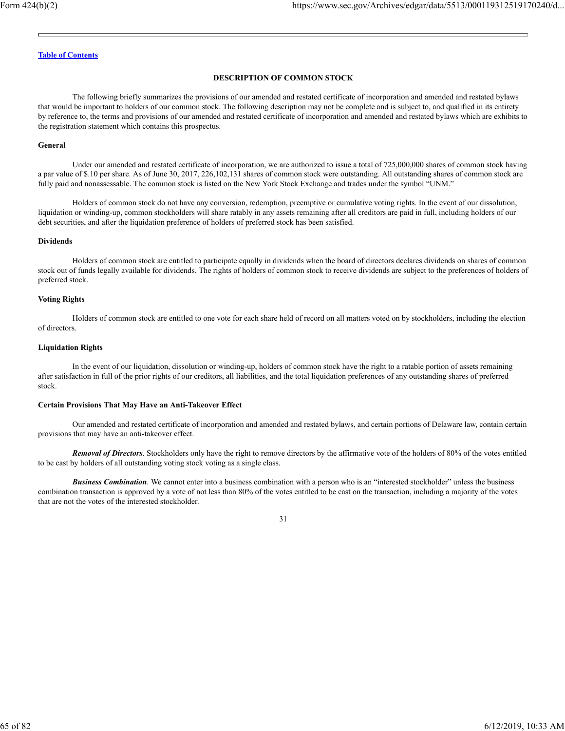[Table of Contents](#)

## DESCRIPTION OF COMMON STOCK

The following briefly summarizes the provisions of our amended and restated certificate of incorporation and amended and restated bylaws that would be important to holders of our common stock. The following description may not be complete and is subject to, and qualified in its entirety by reference to, the terms and provisions of our amended and restated certificate of incorporation and amended and restated bylaws which are exhibits to the registration statement which contains this prospectus.

### General

Under our amended and restated certificate of incorporation, we are authorized to issue a total of 725,000,000 shares of common stock having a par value of $.10 per share. As of June 30, 2017, 226,102,131 shares of common stock were outstanding. All outstanding shares of common stock are fully paid and nonassessable. The common stock is listed on the New York Stock Exchange and trades under the symbol "UNM."

Holders of common stock do not have any conversion, redemption, preemptive or cumulative voting rights. In the event of our dissolution, liquidation or winding-up, common stockholders will share ratably in any assets remaining after all creditors are paid in full, including holders of our debt securities, and after the liquidation preference of holders of preferred stock has been satisfied.

### Dividends

Holders of common stock are entitled to participate equally in dividends when the board of directors declares dividends on shares of common stock out of funds legally available for dividends. The rights of holders of common stock to receive dividends are subject to the preferences of holders of preferred stock.

### Voting Rights

Holders of common stock are entitled to one vote for each share held of record on all matters voted on by stockholders, including the election of directors.

### Liquidation Rights

In the event of our liquidation, dissolution or winding-up, holders of common stock have the right to a ratable portion of assets remaining after satisfaction in full of the prior rights of our creditors, all liabilities, and the total liquidation preferences of any outstanding shares of preferred stock.

### Certain Provisions That May Have an Anti-Takeover Effect

Our amended and restated certificate of incorporation and amended and restated bylaws, and certain portions of Delaware law, contain certain provisions that may have an anti-takeover effect.

***Removal of Directors***. Stockholders only have the right to remove directors by the affirmative vote of the holders of 80% of the votes entitled to be cast by holders of all outstanding voting stock voting as a single class.

***Business Combination***. We cannot enter into a business combination with a person who is an "interested stockholder" unless the business combination transaction is approved by a vote of not less than 80% of the votes entitled to be cast on the transaction, including a majority of the votes that are not the votes of the interested stockholder.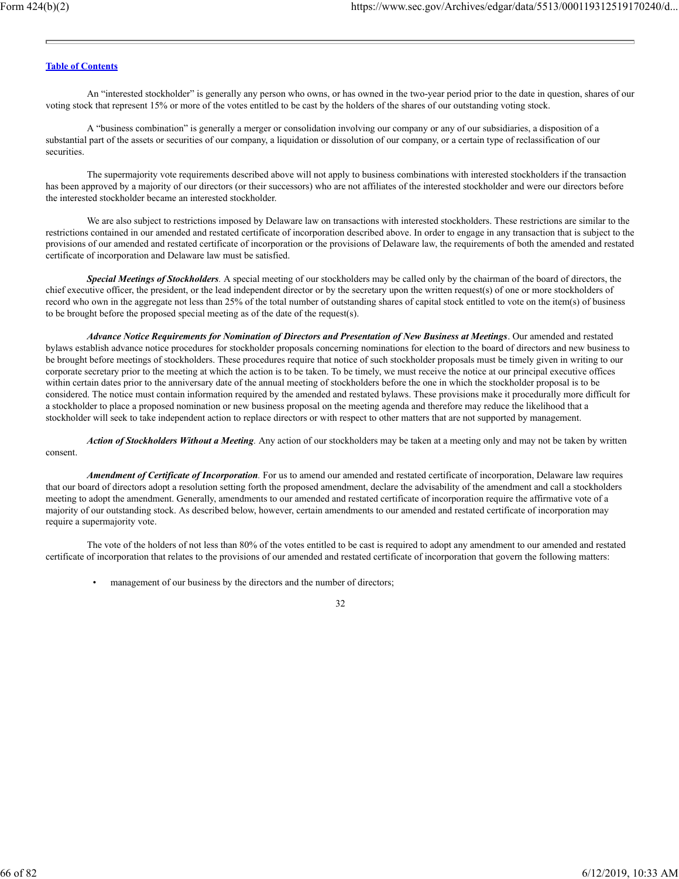An "interested stockholder" is generally any person who owns, or has owned in the two-year period prior to the date in question, shares of our voting stock that represent 15% or more of the votes entitled to be cast by the holders of the shares of our outstanding voting stock.

A "business combination" is generally a merger or consolidation involving our company or any of our subsidiaries, a disposition of a substantial part of the assets or securities of our company, a liquidation or dissolution of our company, or a certain type of reclassification of our securities.

The supermajority vote requirements described above will not apply to business combinations with interested stockholders if the transaction has been approved by a majority of our directors (or their successors) who are not affiliates of the interested stockholder and were our directors before the interested stockholder became an interested stockholder.

We are also subject to restrictions imposed by Delaware law on transactions with interested stockholders. These restrictions are similar to the restrictions contained in our amended and restated certificate of incorporation described above. In order to engage in any transaction that is subject to the provisions of our amended and restated certificate of incorporation or the provisions of Delaware law, the requirements of both the amended and restated certificate of incorporation and Delaware law must be satisfied.

***Special Meetings of Stockholders****.* A special meeting of our stockholders may be called only by the chairman of the board of directors, the chief executive officer, the president, or the lead independent director or by the secretary upon the written request(s) of one or more stockholders of record who own in the aggregate not less than 25% of the total number of outstanding shares of capital stock entitled to vote on the item(s) of business to be brought before the proposed special meeting as of the date of the request(s).

***Advance Notice Requirements for Nomination of Directors and Presentation of New Business at Meetings***. Our amended and restated bylaws establish advance notice procedures for stockholder proposals concerning nominations for election to the board of directors and new business to be brought before meetings of stockholders. These procedures require that notice of such stockholder proposals must be timely given in writing to our corporate secretary prior to the meeting at which the action is to be taken. To be timely, we must receive the notice at our principal executive offices within certain dates prior to the anniversary date of the annual meeting of stockholders before the one in which the stockholder proposal is to be considered. The notice must contain information required by the amended and restated bylaws. These provisions make it procedurally more difficult for a stockholder to place a proposed nomination or new business proposal on the meeting agenda and therefore may reduce the likelihood that a stockholder will seek to take independent action to replace directors or with respect to other matters that are not supported by management.

***Action of Stockholders Without a Meeting****.* Any action of our stockholders may be taken at a meeting only and may not be taken by written consent.

***Amendment of Certificate of Incorporation****.* For us to amend our amended and restated certificate of incorporation, Delaware law requires that our board of directors adopt a resolution setting forth the proposed amendment, declare the advisability of the amendment and call a stockholders meeting to adopt the amendment. Generally, amendments to our amended and restated certificate of incorporation require the affirmative vote of a majority of our outstanding stock. As described below, however, certain amendments to our amended and restated certificate of incorporation may require a supermajority vote.

The vote of the holders of not less than 80% of the votes entitled to be cast is required to adopt any amendment to our amended and restated certificate of incorporation that relates to the provisions of our amended and restated certificate of incorporation that govern the following matters:

- management of our business by the directors and the number of directors;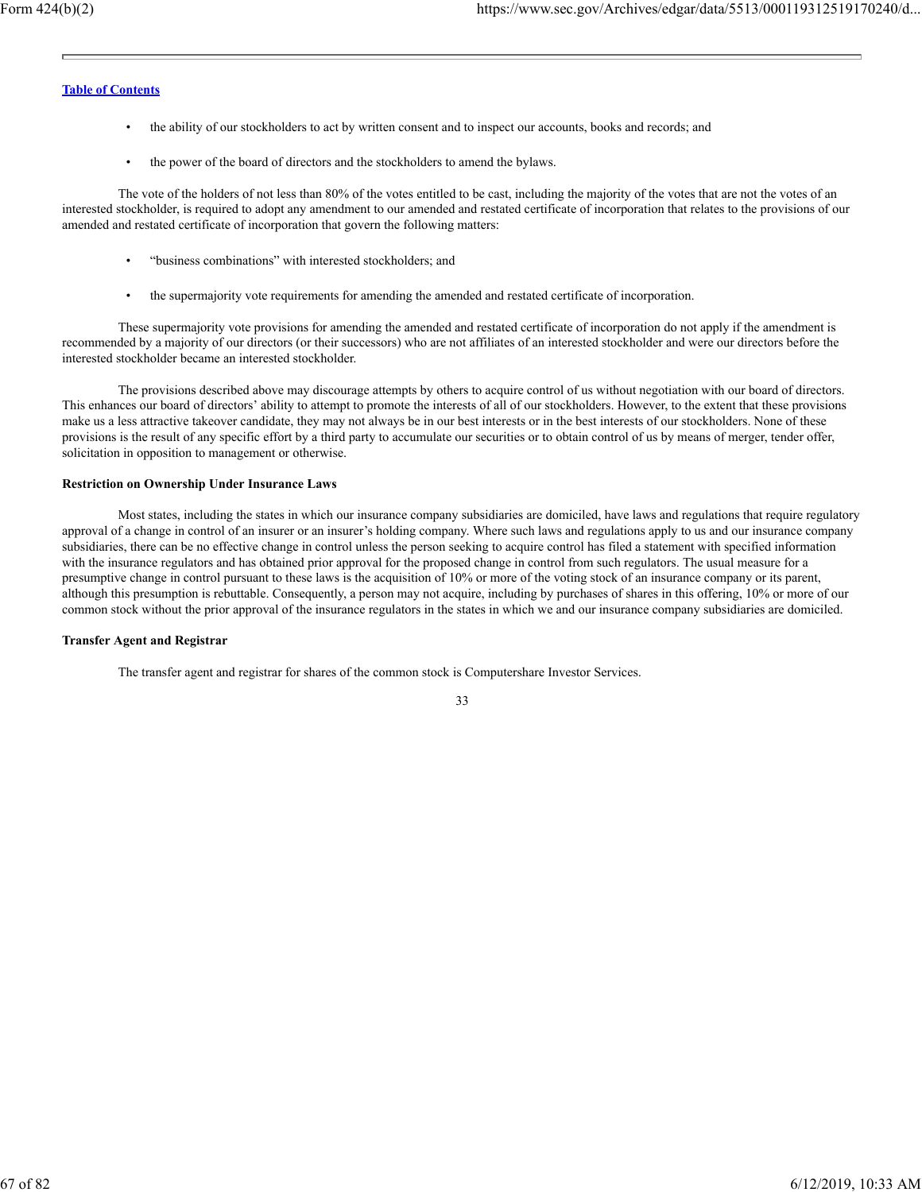- the ability of our stockholders to act by written consent and to inspect our accounts, books and records; and
- the power of the board of directors and the stockholders to amend the bylaws.

The vote of the holders of not less than 80% of the votes entitled to be cast, including the majority of the votes that are not the votes of an interested stockholder, is required to adopt any amendment to our amended and restated certificate of incorporation that relates to the provisions of our amended and restated certificate of incorporation that govern the following matters:

- "business combinations" with interested stockholders; and
- the supermajority vote requirements for amending the amended and restated certificate of incorporation.

These supermajority vote provisions for amending the amended and restated certificate of incorporation do not apply if the amendment is recommended by a majority of our directors (or their successors) who are not affiliates of an interested stockholder and were our directors before the interested stockholder became an interested stockholder.

The provisions described above may discourage attempts by others to acquire control of us without negotiation with our board of directors. This enhances our board of directors' ability to attempt to promote the interests of all of our stockholders. However, to the extent that these provisions make us a less attractive takeover candidate, they may not always be in our best interests or in the best interests of our stockholders. None of these provisions is the result of any specific effort by a third party to accumulate our securities or to obtain control of us by means of merger, tender offer, solicitation in opposition to management or otherwise.

**Restriction on Ownership Under Insurance Laws**

Most states, including the states in which our insurance company subsidiaries are domiciled, have laws and regulations that require regulatory approval of a change in control of an insurer or an insurer's holding company. Where such laws and regulations apply to us and our insurance company subsidiaries, there can be no effective change in control unless the person seeking to acquire control has filed a statement with specified information with the insurance regulators and has obtained prior approval for the proposed change in control from such regulators. The usual measure for a presumptive change in control pursuant to these laws is the acquisition of 10% or more of the voting stock of an insurance company or its parent, although this presumption is rebuttable. Consequently, a person may not acquire, including by purchases of shares in this offering, 10% or more of our common stock without the prior approval of the insurance regulators in the states in which we and our insurance company subsidiaries are domiciled.

**Transfer Agent and Registrar**

The transfer agent and registrar for shares of the common stock is Computershare Investor Services.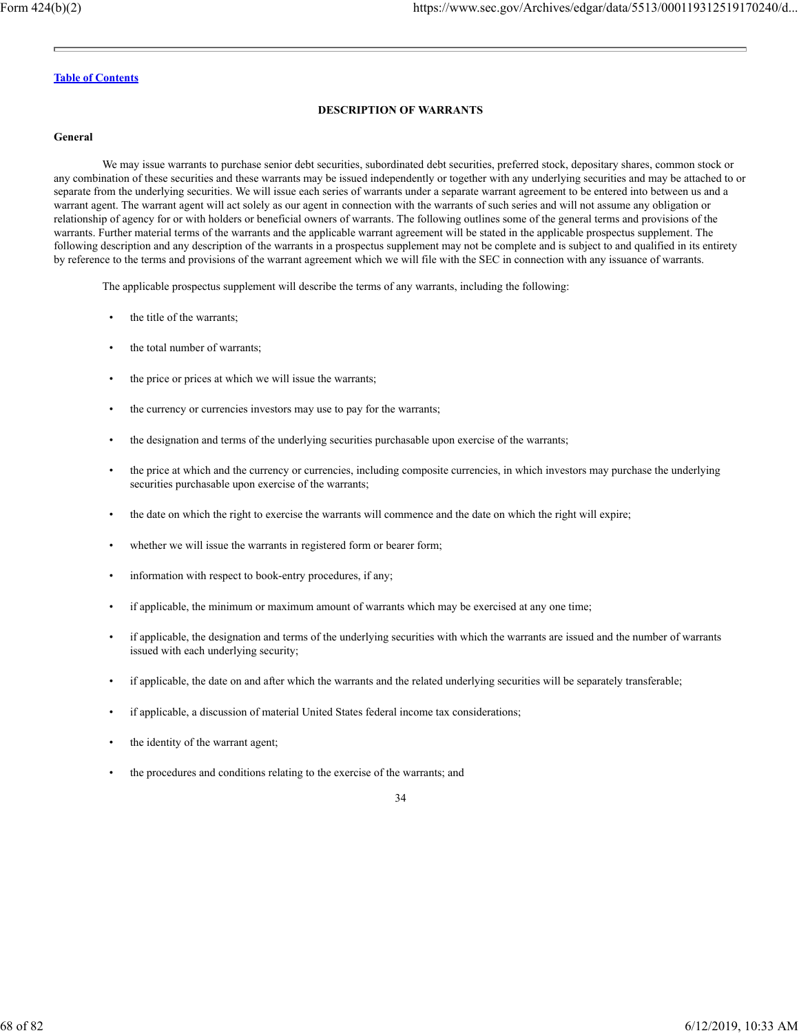## DESCRIPTION OF WARRANTS

### General

We may issue warrants to purchase senior debt securities, subordinated debt securities, preferred stock, depositary shares, common stock or any combination of these securities and these warrants may be issued independently or together with any underlying securities and may be attached to or separate from the underlying securities. We will issue each series of warrants under a separate warrant agreement to be entered into between us and a warrant agent. The warrant agent will act solely as our agent in connection with the warrants of such series and will not assume any obligation or relationship of agency for or with holders or beneficial owners of warrants. The following outlines some of the general terms and provisions of the warrants. Further material terms of the warrants and the applicable warrant agreement will be stated in the applicable prospectus supplement. The following description and any description of the warrants in a prospectus supplement may not be complete and is subject to and qualified in its entirety by reference to the terms and provisions of the warrant agreement which we will file with the SEC in connection with any issuance of warrants.

The applicable prospectus supplement will describe the terms of any warrants, including the following:

- the title of the warrants;
- the total number of warrants;
- the price or prices at which we will issue the warrants;
- the currency or currencies investors may use to pay for the warrants;
- the designation and terms of the underlying securities purchasable upon exercise of the warrants;
- the price at which and the currency or currencies, including composite currencies, in which investors may purchase the underlying securities purchasable upon exercise of the warrants;
- the date on which the right to exercise the warrants will commence and the date on which the right will expire;
- whether we will issue the warrants in registered form or bearer form;
- information with respect to book-entry procedures, if any;
- if applicable, the minimum or maximum amount of warrants which may be exercised at any one time;
- if applicable, the designation and terms of the underlying securities with which the warrants are issued and the number of warrants issued with each underlying security;
- if applicable, the date on and after which the warrants and the related underlying securities will be separately transferable;
- if applicable, a discussion of material United States federal income tax considerations;
- the identity of the warrant agent;
- the procedures and conditions relating to the exercise of the warrants; and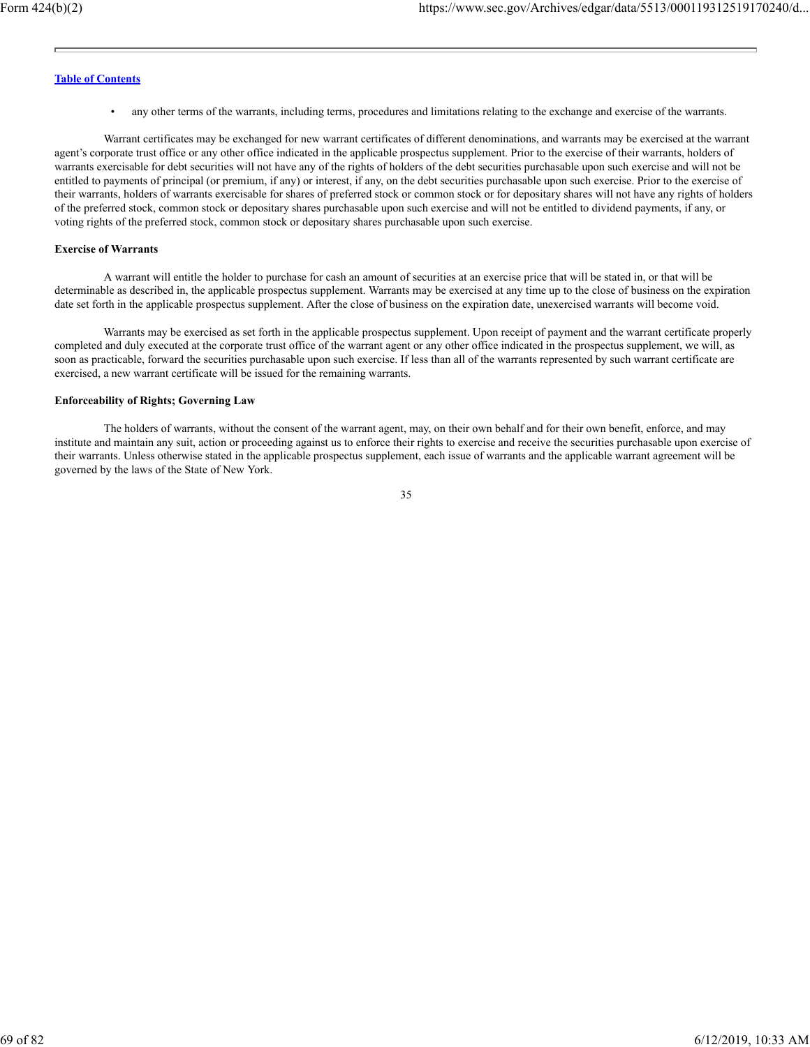- any other terms of the warrants, including terms, procedures and limitations relating to the exchange and exercise of the warrants.

Warrant certificates may be exchanged for new warrant certificates of different denominations, and warrants may be exercised at the warrant agent's corporate trust office or any other office indicated in the applicable prospectus supplement. Prior to the exercise of their warrants, holders of warrants exercisable for debt securities will not have any of the rights of holders of the debt securities purchasable upon such exercise and will not be entitled to payments of principal (or premium, if any) or interest, if any, on the debt securities purchasable upon such exercise. Prior to the exercise of their warrants, holders of warrants exercisable for shares of preferred stock or common stock or for depositary shares will not have any rights of holders of the preferred stock, common stock or depositary shares purchasable upon such exercise and will not be entitled to dividend payments, if any, or voting rights of the preferred stock, common stock or depositary shares purchasable upon such exercise.

**Exercise of Warrants**

A warrant will entitle the holder to purchase for cash an amount of securities at an exercise price that will be stated in, or that will be determinable as described in, the applicable prospectus supplement. Warrants may be exercised at any time up to the close of business on the expiration date set forth in the applicable prospectus supplement. After the close of business on the expiration date, unexercised warrants will become void.

Warrants may be exercised as set forth in the applicable prospectus supplement. Upon receipt of payment and the warrant certificate properly completed and duly executed at the corporate trust office of the warrant agent or any other office indicated in the prospectus supplement, we will, as soon as practicable, forward the securities purchasable upon such exercise. If less than all of the warrants represented by such warrant certificate are exercised, a new warrant certificate will be issued for the remaining warrants.

**Enforceability of Rights; Governing Law**

The holders of warrants, without the consent of the warrant agent, may, on their own behalf and for their own benefit, enforce, and may institute and maintain any suit, action or proceeding against us to enforce their rights to exercise and receive the securities purchasable upon exercise of their warrants. Unless otherwise stated in the applicable prospectus supplement, each issue of warrants and the applicable warrant agreement will be governed by the laws of the State of New York.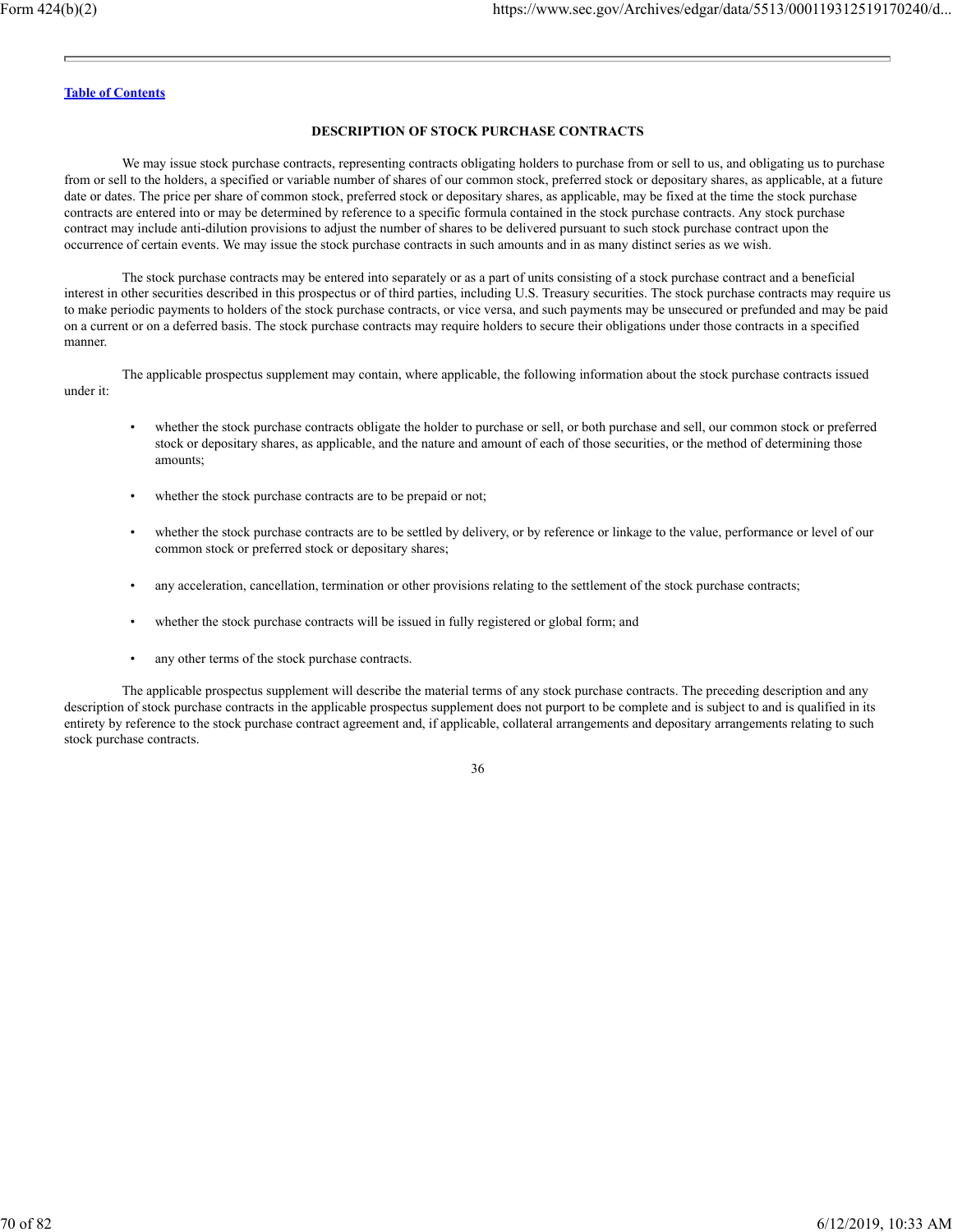[Table of Contents](#)

## DESCRIPTION OF STOCK PURCHASE CONTRACTS

We may issue stock purchase contracts, representing contracts obligating holders to purchase from or sell to us, and obligating us to purchase from or sell to the holders, a specified or variable number of shares of our common stock, preferred stock or depositary shares, as applicable, at a future date or dates. The price per share of common stock, preferred stock or depositary shares, as applicable, may be fixed at the time the stock purchase contracts are entered into or may be determined by reference to a specific formula contained in the stock purchase contracts. Any stock purchase contract may include anti-dilution provisions to adjust the number of shares to be delivered pursuant to such stock purchase contract upon the occurrence of certain events. We may issue the stock purchase contracts in such amounts and in as many distinct series as we wish.

The stock purchase contracts may be entered into separately or as a part of units consisting of a stock purchase contract and a beneficial interest in other securities described in this prospectus or of third parties, including U.S. Treasury securities. The stock purchase contracts may require us to make periodic payments to holders of the stock purchase contracts, or vice versa, and such payments may be unsecured or prefunded and may be paid on a current or on a deferred basis. The stock purchase contracts may require holders to secure their obligations under those contracts in a specified manner.

The applicable prospectus supplement may contain, where applicable, the following information about the stock purchase contracts issued under it:

- whether the stock purchase contracts obligate the holder to purchase or sell, or both purchase and sell, our common stock or preferred stock or depositary shares, as applicable, and the nature and amount of each of those securities, or the method of determining those amounts;
- whether the stock purchase contracts are to be prepaid or not;
- whether the stock purchase contracts are to be settled by delivery, or by reference or linkage to the value, performance or level of our common stock or preferred stock or depositary shares;
- any acceleration, cancellation, termination or other provisions relating to the settlement of the stock purchase contracts;
- whether the stock purchase contracts will be issued in fully registered or global form; and
- any other terms of the stock purchase contracts.

The applicable prospectus supplement will describe the material terms of any stock purchase contracts. The preceding description and any description of stock purchase contracts in the applicable prospectus supplement does not purport to be complete and is subject to and is qualified in its entirety by reference to the stock purchase contract agreement and, if applicable, collateral arrangements and depositary arrangements relating to such stock purchase contracts.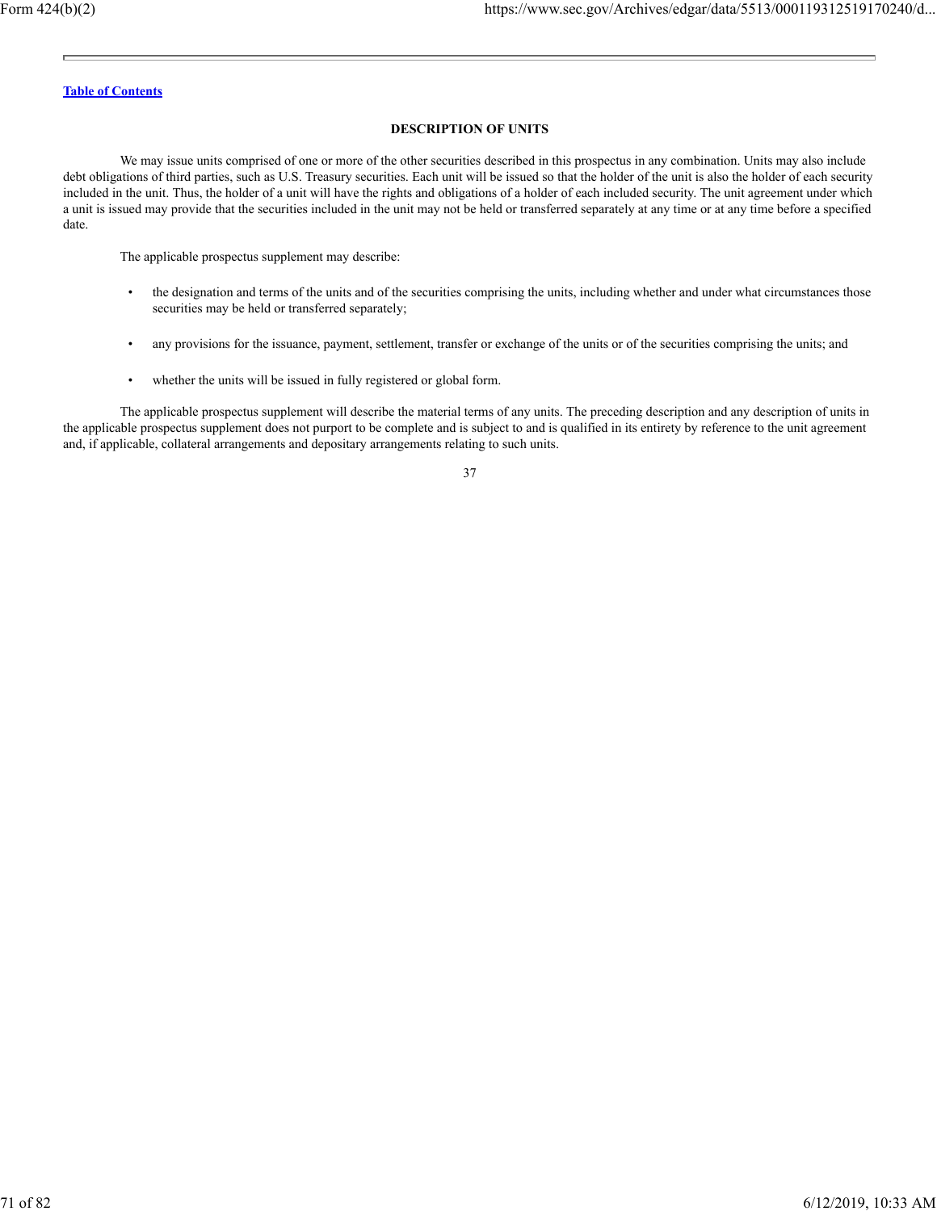## DESCRIPTION OF UNITS

We may issue units comprised of one or more of the other securities described in this prospectus in any combination. Units may also include debt obligations of third parties, such as U.S. Treasury securities. Each unit will be issued so that the holder of the unit is also the holder of each security included in the unit. Thus, the holder of a unit will have the rights and obligations of a holder of each included security. The unit agreement under which a unit is issued may provide that the securities included in the unit may not be held or transferred separately at any time or at any time before a specified date.

The applicable prospectus supplement may describe:

- the designation and terms of the units and of the securities comprising the units, including whether and under what circumstances those securities may be held or transferred separately;
- any provisions for the issuance, payment, settlement, transfer or exchange of the units or of the securities comprising the units; and
- whether the units will be issued in fully registered or global form.

The applicable prospectus supplement will describe the material terms of any units. The preceding description and any description of units in the applicable prospectus supplement does not purport to be complete and is subject to and is qualified in its entirety by reference to the unit agreement and, if applicable, collateral arrangements and depositary arrangements relating to such units.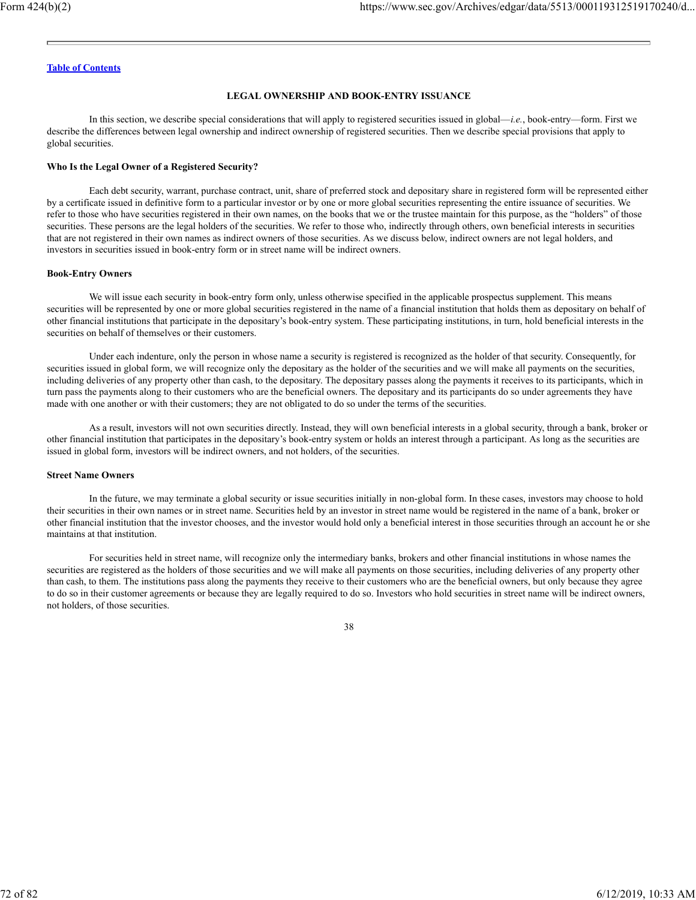[Table of Contents](#)

## LEGAL OWNERSHIP AND BOOK-ENTRY ISSUANCE

In this section, we describe special considerations that will apply to registered securities issued in global—*i.e.*, book-entry—form. First we describe the differences between legal ownership and indirect ownership of registered securities. Then we describe special provisions that apply to global securities.

**Who Is the Legal Owner of a Registered Security?**

Each debt security, warrant, purchase contract, unit, share of preferred stock and depositary share in registered form will be represented either by a certificate issued in definitive form to a particular investor or by one or more global securities representing the entire issuance of securities. We refer to those who have securities registered in their own names, on the books that we or the trustee maintain for this purpose, as the "holders" of those securities. These persons are the legal holders of the securities. We refer to those who, indirectly through others, own beneficial interests in securities that are not registered in their own names as indirect owners of those securities. As we discuss below, indirect owners are not legal holders, and investors in securities issued in book-entry form or in street name will be indirect owners.

**Book-Entry Owners**

We will issue each security in book-entry form only, unless otherwise specified in the applicable prospectus supplement. This means securities will be represented by one or more global securities registered in the name of a financial institution that holds them as depositary on behalf of other financial institutions that participate in the depositary's book-entry system. These participating institutions, in turn, hold beneficial interests in the securities on behalf of themselves or their customers.

Under each indenture, only the person in whose name a security is registered is recognized as the holder of that security. Consequently, for securities issued in global form, we will recognize only the depositary as the holder of the securities and we will make all payments on the securities, including deliveries of any property other than cash, to the depositary. The depositary passes along the payments it receives to its participants, which in turn pass the payments along to their customers who are the beneficial owners. The depositary and its participants do so under agreements they have made with one another or with their customers; they are not obligated to do so under the terms of the securities.

As a result, investors will not own securities directly. Instead, they will own beneficial interests in a global security, through a bank, broker or other financial institution that participates in the depositary's book-entry system or holds an interest through a participant. As long as the securities are issued in global form, investors will be indirect owners, and not holders, of the securities.

**Street Name Owners**

In the future, we may terminate a global security or issue securities initially in non-global form. In these cases, investors may choose to hold their securities in their own names or in street name. Securities held by an investor in street name would be registered in the name of a bank, broker or other financial institution that the investor chooses, and the investor would hold only a beneficial interest in those securities through an account he or she maintains at that institution.

For securities held in street name, will recognize only the intermediary banks, brokers and other financial institutions in whose names the securities are registered as the holders of those securities and we will make all payments on those securities, including deliveries of any property other than cash, to them. The institutions pass along the payments they receive to their customers who are the beneficial owners, but only because they agree to do so in their customer agreements or because they are legally required to do so. Investors who hold securities in street name will be indirect owners, not holders, of those securities.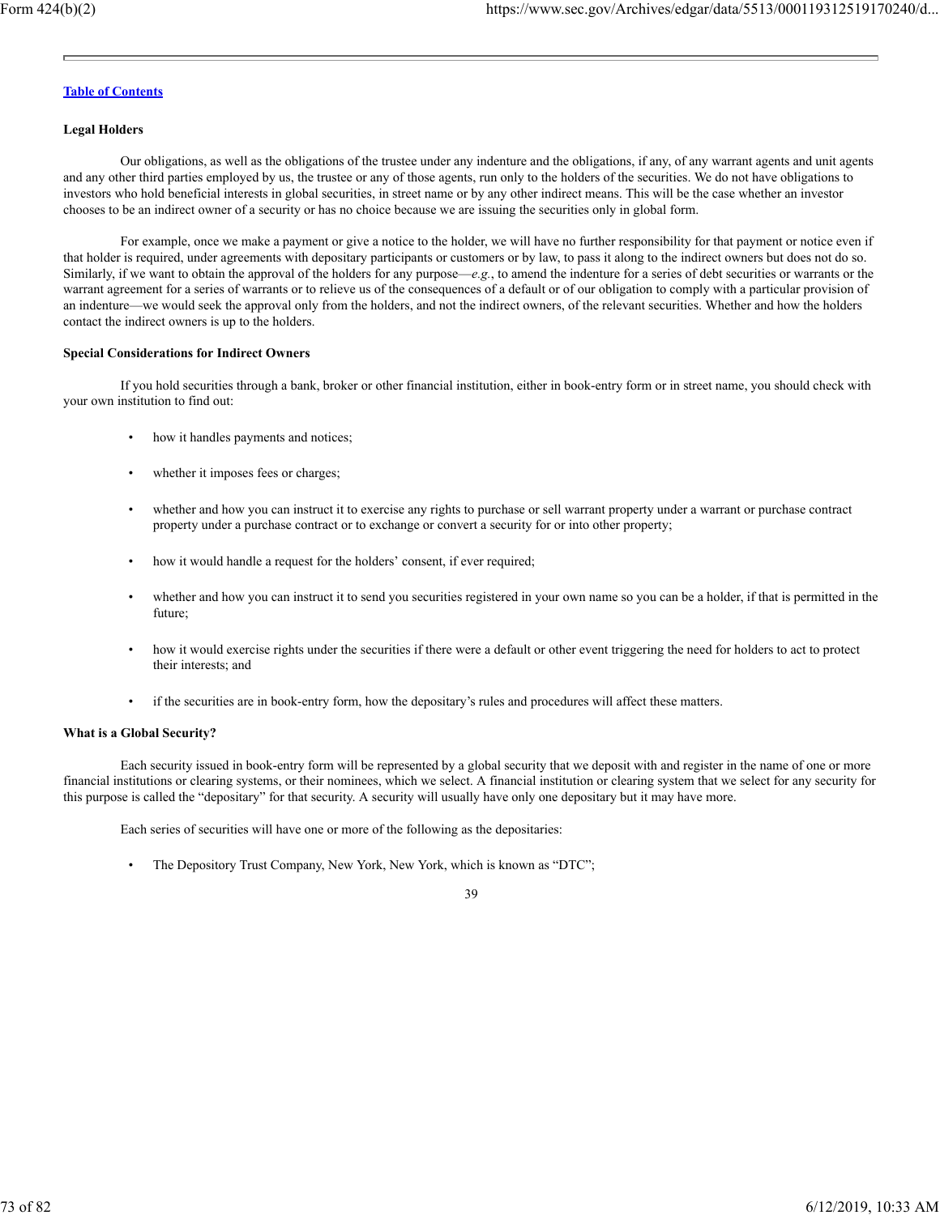**Legal Holders**

Our obligations, as well as the obligations of the trustee under any indenture and the obligations, if any, of any warrant agents and unit agents and any other third parties employed by us, the trustee or any of those agents, run only to the holders of the securities. We do not have obligations to investors who hold beneficial interests in global securities, in street name or by any other indirect means. This will be the case whether an investor chooses to be an indirect owner of a security or has no choice because we are issuing the securities only in global form.

For example, once we make a payment or give a notice to the holder, we will have no further responsibility for that payment or notice even if that holder is required, under agreements with depositary participants or customers or by law, to pass it along to the indirect owners but does not do so. Similarly, if we want to obtain the approval of the holders for any purpose—*e.g.*, to amend the indenture for a series of debt securities or warrants or the warrant agreement for a series of warrants or to relieve us of the consequences of a default or of our obligation to comply with a particular provision of an indenture—we would seek the approval only from the holders, and not the indirect owners, of the relevant securities. Whether and how the holders contact the indirect owners is up to the holders.

**Special Considerations for Indirect Owners**

If you hold securities through a bank, broker or other financial institution, either in book-entry form or in street name, you should check with your own institution to find out:

- how it handles payments and notices;
- whether it imposes fees or charges;
- whether and how you can instruct it to exercise any rights to purchase or sell warrant property under a warrant or purchase contract property under a purchase contract or to exchange or convert a security for or into other property;
- how it would handle a request for the holders' consent, if ever required;
- whether and how you can instruct it to send you securities registered in your own name so you can be a holder, if that is permitted in the future;
- how it would exercise rights under the securities if there were a default or other event triggering the need for holders to act to protect their interests; and
- if the securities are in book-entry form, how the depositary's rules and procedures will affect these matters.

**What is a Global Security?**

Each security issued in book-entry form will be represented by a global security that we deposit with and register in the name of one or more financial institutions or clearing systems, or their nominees, which we select. A financial institution or clearing system that we select for any security for this purpose is called the "depositary" for that security. A security will usually have only one depositary but it may have more.

Each series of securities will have one or more of the following as the depositaries:

- The Depository Trust Company, New York, New York, which is known as "DTC";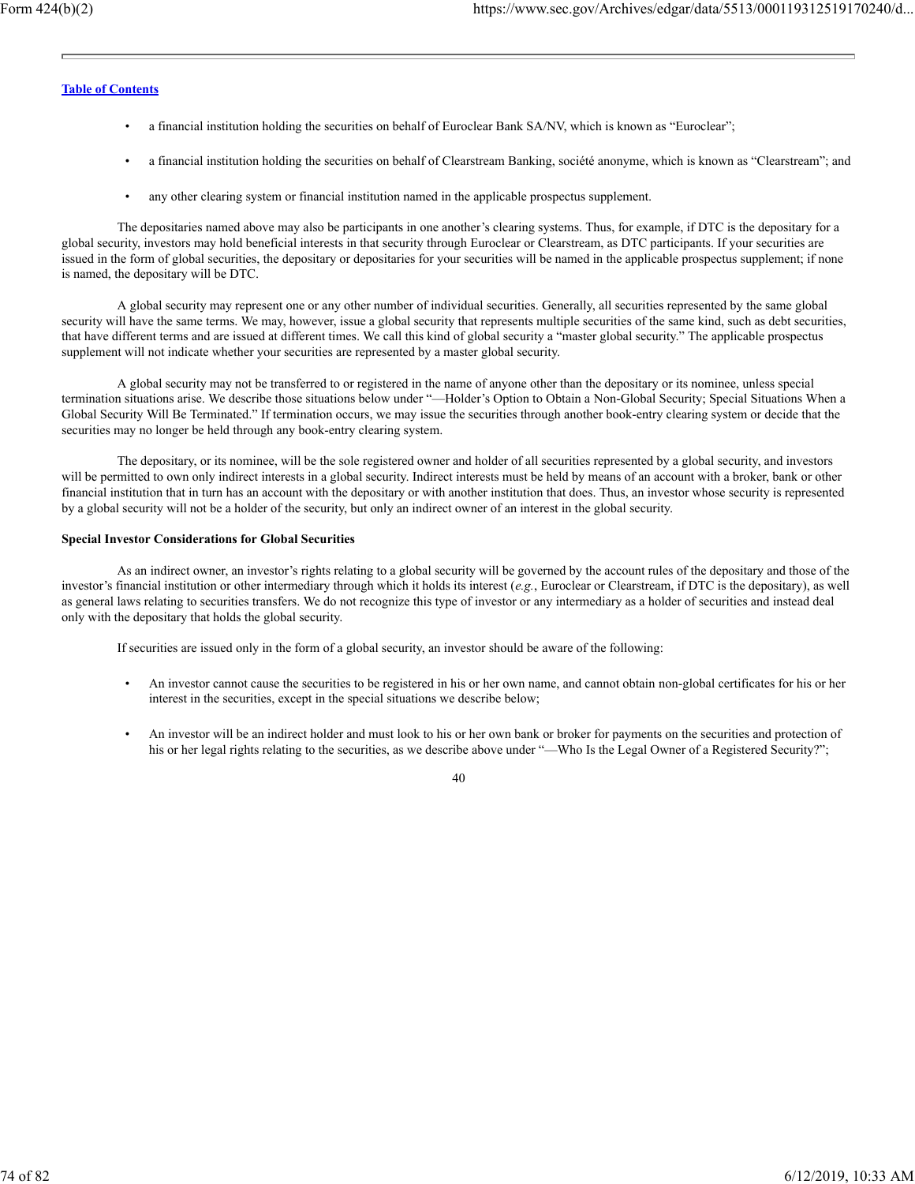- a financial institution holding the securities on behalf of Euroclear Bank SA/NV, which is known as "Euroclear";
- a financial institution holding the securities on behalf of Clearstream Banking, société anonyme, which is known as "Clearstream"; and
- any other clearing system or financial institution named in the applicable prospectus supplement.

The depositaries named above may also be participants in one another's clearing systems. Thus, for example, if DTC is the depositary for a global security, investors may hold beneficial interests in that security through Euroclear or Clearstream, as DTC participants. If your securities are issued in the form of global securities, the depositary or depositaries for your securities will be named in the applicable prospectus supplement; if none is named, the depositary will be DTC.

A global security may represent one or any other number of individual securities. Generally, all securities represented by the same global security will have the same terms. We may, however, issue a global security that represents multiple securities of the same kind, such as debt securities, that have different terms and are issued at different times. We call this kind of global security a "master global security." The applicable prospectus supplement will not indicate whether your securities are represented by a master global security.

A global security may not be transferred to or registered in the name of anyone other than the depositary or its nominee, unless special termination situations arise. We describe those situations below under "—Holder's Option to Obtain a Non-Global Security; Special Situations When a Global Security Will Be Terminated." If termination occurs, we may issue the securities through another book-entry clearing system or decide that the securities may no longer be held through any book-entry clearing system.

The depositary, or its nominee, will be the sole registered owner and holder of all securities represented by a global security, and investors will be permitted to own only indirect interests in a global security. Indirect interests must be held by means of an account with a broker, bank or other financial institution that in turn has an account with the depositary or with another institution that does. Thus, an investor whose security is represented by a global security will not be a holder of the security, but only an indirect owner of an interest in the global security.

**Special Investor Considerations for Global Securities**

As an indirect owner, an investor's rights relating to a global security will be governed by the account rules of the depositary and those of the investor's financial institution or other intermediary through which it holds its interest (*e.g.*, Euroclear or Clearstream, if DTC is the depositary), as well as general laws relating to securities transfers. We do not recognize this type of investor or any intermediary as a holder of securities and instead deal only with the depositary that holds the global security.

If securities are issued only in the form of a global security, an investor should be aware of the following:

- An investor cannot cause the securities to be registered in his or her own name, and cannot obtain non-global certificates for his or her interest in the securities, except in the special situations we describe below;
- An investor will be an indirect holder and must look to his or her own bank or broker for payments on the securities and protection of his or her legal rights relating to the securities, as we describe above under "—Who Is the Legal Owner of a Registered Security?";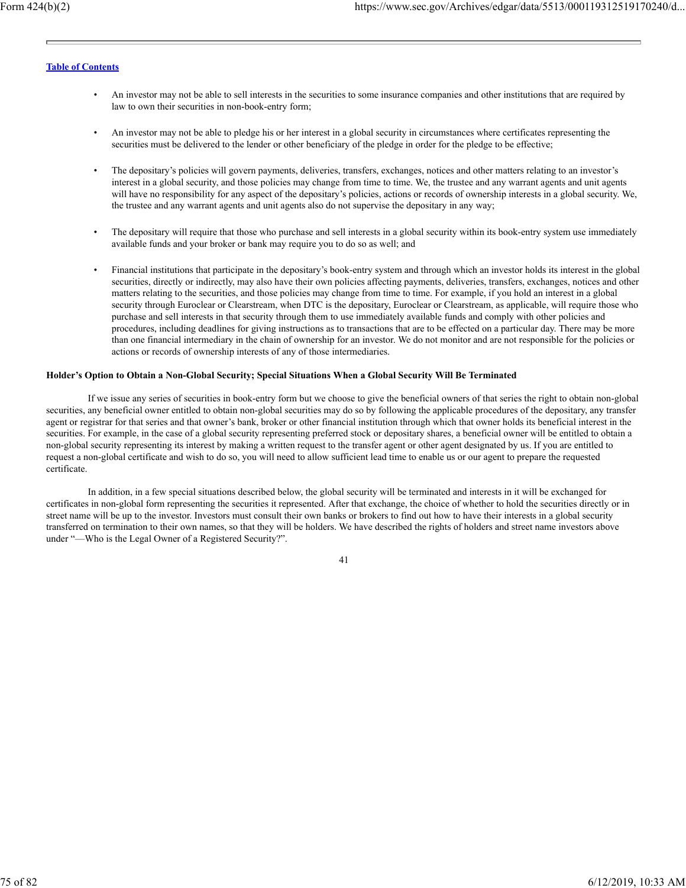- An investor may not be able to sell interests in the securities to some insurance companies and other institutions that are required by law to own their securities in non-book-entry form;

- An investor may not be able to pledge his or her interest in a global security in circumstances where certificates representing the securities must be delivered to the lender or other beneficiary of the pledge in order for the pledge to be effective;

- The depositary's policies will govern payments, deliveries, transfers, exchanges, notices and other matters relating to an investor's interest in a global security, and those policies may change from time to time. We, the trustee and any warrant agents and unit agents will have no responsibility for any aspect of the depositary's policies, actions or records of ownership interests in a global security. We, the trustee and any warrant agents and unit agents also do not supervise the depositary in any way;

- The depositary will require that those who purchase and sell interests in a global security within its book-entry system use immediately available funds and your broker or bank may require you to do so as well; and

- Financial institutions that participate in the depositary's book-entry system and through which an investor holds its interest in the global securities, directly or indirectly, may also have their own policies affecting payments, deliveries, transfers, exchanges, notices and other matters relating to the securities, and those policies may change from time to time. For example, if you hold an interest in a global security through Euroclear or Clearstream, when DTC is the depositary, Euroclear or Clearstream, as applicable, will require those who purchase and sell interests in that security through them to use immediately available funds and comply with other policies and procedures, including deadlines for giving instructions as to transactions that are to be effected on a particular day. There may be more than one financial intermediary in the chain of ownership for an investor. We do not monitor and are not responsible for the policies or actions or records of ownership interests of any of those intermediaries.

**Holder's Option to Obtain a Non-Global Security; Special Situations When a Global Security Will Be Terminated**

If we issue any series of securities in book-entry form but we choose to give the beneficial owners of that series the right to obtain non-global securities, any beneficial owner entitled to obtain non-global securities may do so by following the applicable procedures of the depositary, any transfer agent or registrar for that series and that owner's bank, broker or other financial institution through which that owner holds its beneficial interest in the securities. For example, in the case of a global security representing preferred stock or depositary shares, a beneficial owner will be entitled to obtain a non-global security representing its interest by making a written request to the transfer agent or other agent designated by us. If you are entitled to request a non-global certificate and wish to do so, you will need to allow sufficient lead time to enable us or our agent to prepare the requested certificate.

In addition, in a few special situations described below, the global security will be terminated and interests in it will be exchanged for certificates in non-global form representing the securities it represented. After that exchange, the choice of whether to hold the securities directly or in street name will be up to the investor. Investors must consult their own banks or brokers to find out how to have their interests in a global security transferred on termination to their own names, so that they will be holders. We have described the rights of holders and street name investors above under "—Who is the Legal Owner of a Registered Security?".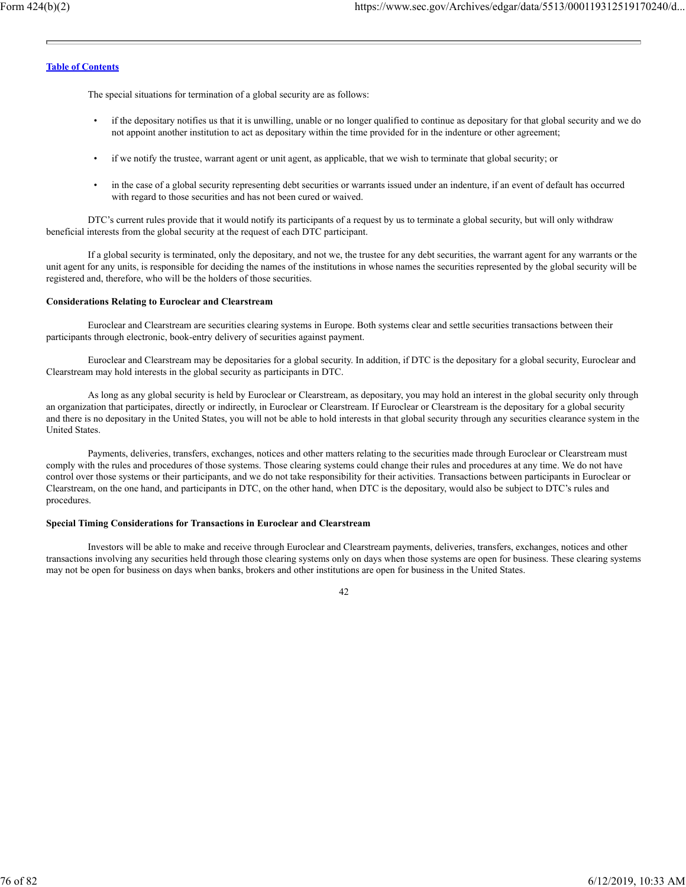The special situations for termination of a global security are as follows:

- if the depositary notifies us that it is unwilling, unable or no longer qualified to continue as depositary for that global security and we do not appoint another institution to act as depositary within the time provided for in the indenture or other agreement;
- if we notify the trustee, warrant agent or unit agent, as applicable, that we wish to terminate that global security; or
- in the case of a global security representing debt securities or warrants issued under an indenture, if an event of default has occurred with regard to those securities and has not been cured or waived.

DTC's current rules provide that it would notify its participants of a request by us to terminate a global security, but will only withdraw beneficial interests from the global security at the request of each DTC participant.

If a global security is terminated, only the depositary, and not we, the trustee for any debt securities, the warrant agent for any warrants or the unit agent for any units, is responsible for deciding the names of the institutions in whose names the securities represented by the global security will be registered and, therefore, who will be the holders of those securities.

**Considerations Relating to Euroclear and Clearstream**

Euroclear and Clearstream are securities clearing systems in Europe. Both systems clear and settle securities transactions between their participants through electronic, book-entry delivery of securities against payment.

Euroclear and Clearstream may be depositaries for a global security. In addition, if DTC is the depositary for a global security, Euroclear and Clearstream may hold interests in the global security as participants in DTC.

As long as any global security is held by Euroclear or Clearstream, as depositary, you may hold an interest in the global security only through an organization that participates, directly or indirectly, in Euroclear or Clearstream. If Euroclear or Clearstream is the depositary for a global security and there is no depositary in the United States, you will not be able to hold interests in that global security through any securities clearance system in the United States.

Payments, deliveries, transfers, exchanges, notices and other matters relating to the securities made through Euroclear or Clearstream must comply with the rules and procedures of those systems. Those clearing systems could change their rules and procedures at any time. We do not have control over those systems or their participants, and we do not take responsibility for their activities. Transactions between participants in Euroclear or Clearstream, on the one hand, and participants in DTC, on the other hand, when DTC is the depositary, would also be subject to DTC's rules and procedures.

**Special Timing Considerations for Transactions in Euroclear and Clearstream**

Investors will be able to make and receive through Euroclear and Clearstream payments, deliveries, transfers, exchanges, notices and other transactions involving any securities held through those clearing systems only on days when those systems are open for business. These clearing systems may not be open for business on days when banks, brokers and other institutions are open for business in the United States.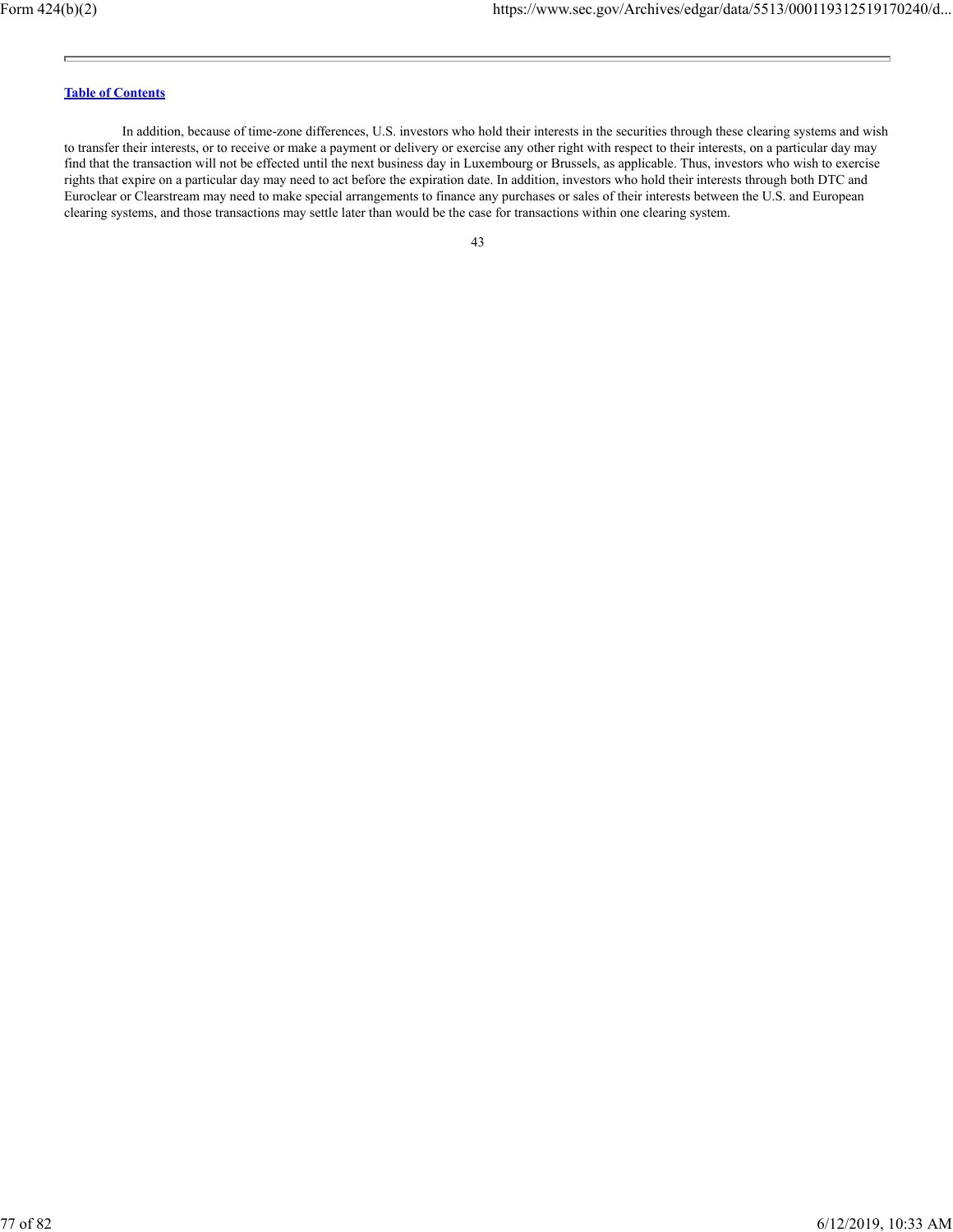In addition, because of time-zone differences, U.S. investors who hold their interests in the securities through these clearing systems and wish to transfer their interests, or to receive or make a payment or delivery or exercise any other right with respect to their interests, on a particular day may find that the transaction will not be effected until the next business day in Luxembourg or Brussels, as applicable. Thus, investors who wish to exercise rights that expire on a particular day may need to act before the expiration date. In addition, investors who hold their interests through both DTC and Euroclear or Clearstream may need to make special arrangements to finance any purchases or sales of their interests between the U.S. and European clearing systems, and those transactions may settle later than would be the case for transactions within one clearing system.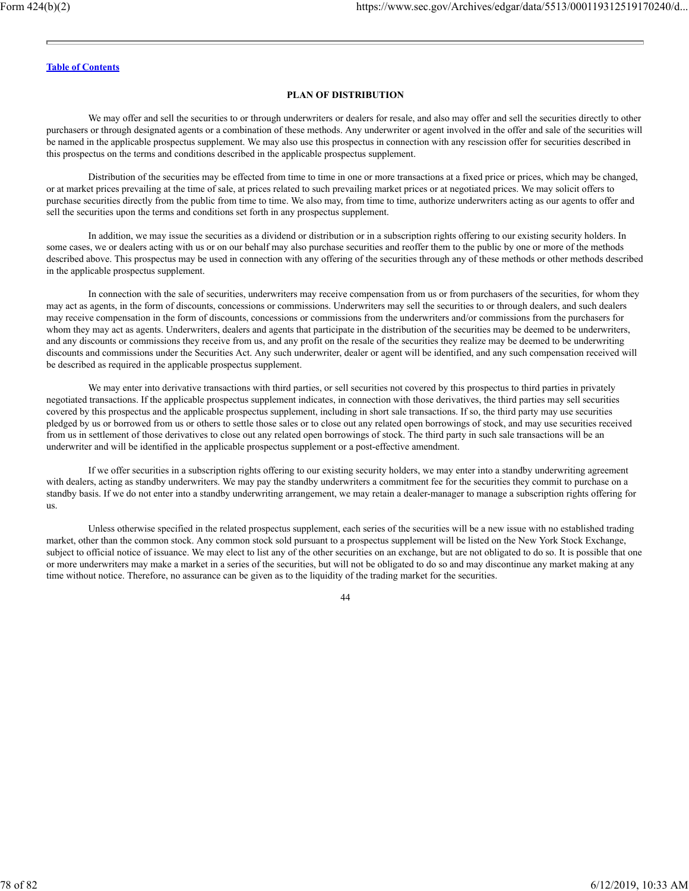## PLAN OF DISTRIBUTION

We may offer and sell the securities to or through underwriters or dealers for resale, and also may offer and sell the securities directly to other purchasers or through designated agents or a combination of these methods. Any underwriter or agent involved in the offer and sale of the securities will be named in the applicable prospectus supplement. We may also use this prospectus in connection with any rescission offer for securities described in this prospectus on the terms and conditions described in the applicable prospectus supplement.

Distribution of the securities may be effected from time to time in one or more transactions at a fixed price or prices, which may be changed, or at market prices prevailing at the time of sale, at prices related to such prevailing market prices or at negotiated prices. We may solicit offers to purchase securities directly from the public from time to time. We also may, from time to time, authorize underwriters acting as our agents to offer and sell the securities upon the terms and conditions set forth in any prospectus supplement.

In addition, we may issue the securities as a dividend or distribution or in a subscription rights offering to our existing security holders. In some cases, we or dealers acting with us or on our behalf may also purchase securities and reoffer them to the public by one or more of the methods described above. This prospectus may be used in connection with any offering of the securities through any of these methods or other methods described in the applicable prospectus supplement.

In connection with the sale of securities, underwriters may receive compensation from us or from purchasers of the securities, for whom they may act as agents, in the form of discounts, concessions or commissions. Underwriters may sell the securities to or through dealers, and such dealers may receive compensation in the form of discounts, concessions or commissions from the underwriters and/or commissions from the purchasers for whom they may act as agents. Underwriters, dealers and agents that participate in the distribution of the securities may be deemed to be underwriters, and any discounts or commissions they receive from us, and any profit on the resale of the securities they realize may be deemed to be underwriting discounts and commissions under the Securities Act. Any such underwriter, dealer or agent will be identified, and any such compensation received will be described as required in the applicable prospectus supplement.

We may enter into derivative transactions with third parties, or sell securities not covered by this prospectus to third parties in privately negotiated transactions. If the applicable prospectus supplement indicates, in connection with those derivatives, the third parties may sell securities covered by this prospectus and the applicable prospectus supplement, including in short sale transactions. If so, the third party may use securities pledged by us or borrowed from us or others to settle those sales or to close out any related open borrowings of stock, and may use securities received from us in settlement of those derivatives to close out any related open borrowings of stock. The third party in such sale transactions will be an underwriter and will be identified in the applicable prospectus supplement or a post-effective amendment.

If we offer securities in a subscription rights offering to our existing security holders, we may enter into a standby underwriting agreement with dealers, acting as standby underwriters. We may pay the standby underwriters a commitment fee for the securities they commit to purchase on a standby basis. If we do not enter into a standby underwriting arrangement, we may retain a dealer-manager to manage a subscription rights offering for us.

Unless otherwise specified in the related prospectus supplement, each series of the securities will be a new issue with no established trading market, other than the common stock. Any common stock sold pursuant to a prospectus supplement will be listed on the New York Stock Exchange, subject to official notice of issuance. We may elect to list any of the other securities on an exchange, but are not obligated to do so. It is possible that one or more underwriters may make a market in a series of the securities, but will not be obligated to do so and may discontinue any market making at any time without notice. Therefore, no assurance can be given as to the liquidity of the trading market for the securities.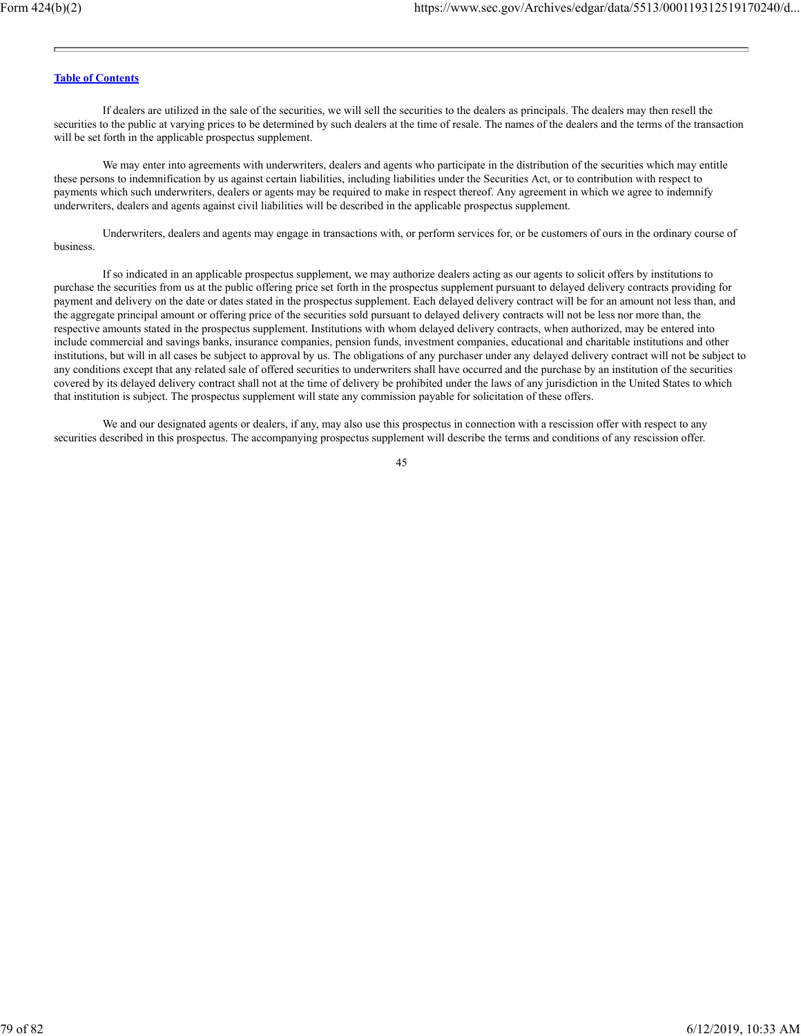If dealers are utilized in the sale of the securities, we will sell the securities to the dealers as principals. The dealers may then resell the securities to the public at varying prices to be determined by such dealers at the time of resale. The names of the dealers and the terms of the transaction will be set forth in the applicable prospectus supplement.

We may enter into agreements with underwriters, dealers and agents who participate in the distribution of the securities which may entitle these persons to indemnification by us against certain liabilities, including liabilities under the Securities Act, or to contribution with respect to payments which such underwriters, dealers or agents may be required to make in respect thereof. Any agreement in which we agree to indemnify underwriters, dealers and agents against civil liabilities will be described in the applicable prospectus supplement.

Underwriters, dealers and agents may engage in transactions with, or perform services for, or be customers of ours in the ordinary course of business.

If so indicated in an applicable prospectus supplement, we may authorize dealers acting as our agents to solicit offers by institutions to purchase the securities from us at the public offering price set forth in the prospectus supplement pursuant to delayed delivery contracts providing for payment and delivery on the date or dates stated in the prospectus supplement. Each delayed delivery contract will be for an amount not less than, and the aggregate principal amount or offering price of the securities sold pursuant to delayed delivery contracts will not be less nor more than, the respective amounts stated in the prospectus supplement. Institutions with whom delayed delivery contracts, when authorized, may be entered into include commercial and savings banks, insurance companies, pension funds, investment companies, educational and charitable institutions and other institutions, but will in all cases be subject to approval by us. The obligations of any purchaser under any delayed delivery contract will not be subject to any conditions except that any related sale of offered securities to underwriters shall have occurred and the purchase by an institution of the securities covered by its delayed delivery contract shall not at the time of delivery be prohibited under the laws of any jurisdiction in the United States to which that institution is subject. The prospectus supplement will state any commission payable for solicitation of these offers.

We and our designated agents or dealers, if any, may also use this prospectus in connection with a rescission offer with respect to any securities described in this prospectus. The accompanying prospectus supplement will describe the terms and conditions of any rescission offer.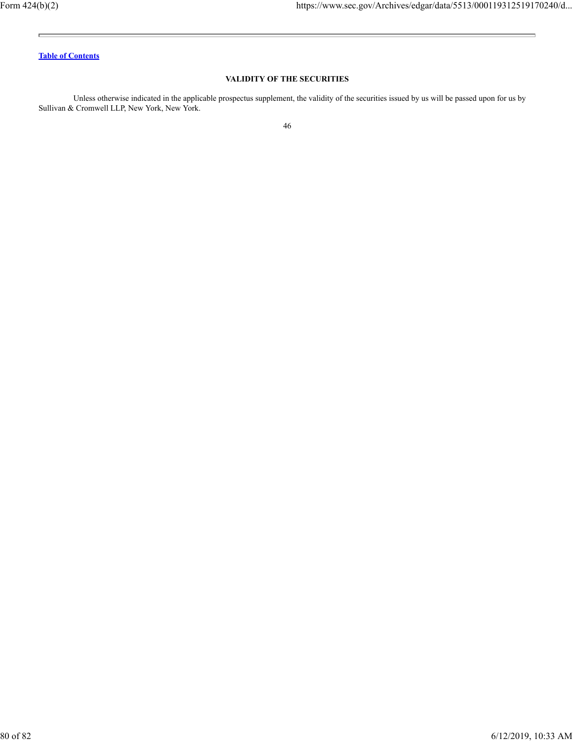[Table of Contents](#)

## VALIDITY OF THE SECURITIES

Unless otherwise indicated in the applicable prospectus supplement, the validity of the securities issued by us will be passed upon for us by Sullivan & Cromwell LLP, New York, New York.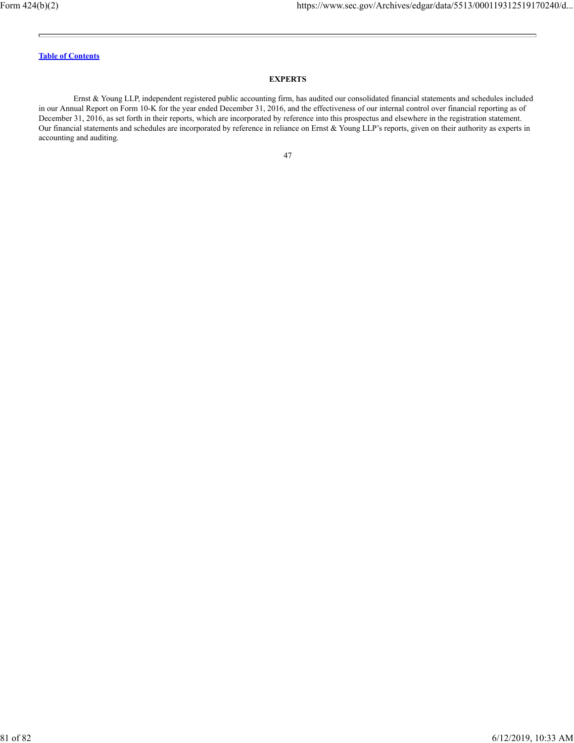[Table of Contents](#)

## EXPERTS

Ernst & Young LLP, independent registered public accounting firm, has audited our consolidated financial statements and schedules included in our Annual Report on Form 10-K for the year ended December 31, 2016, and the effectiveness of our internal control over financial reporting as of December 31, 2016, as set forth in their reports, which are incorporated by reference into this prospectus and elsewhere in the registration statement. Our financial statements and schedules are incorporated by reference in reliance on Ernst & Young LLP's reports, given on their authority as experts in accounting and auditing.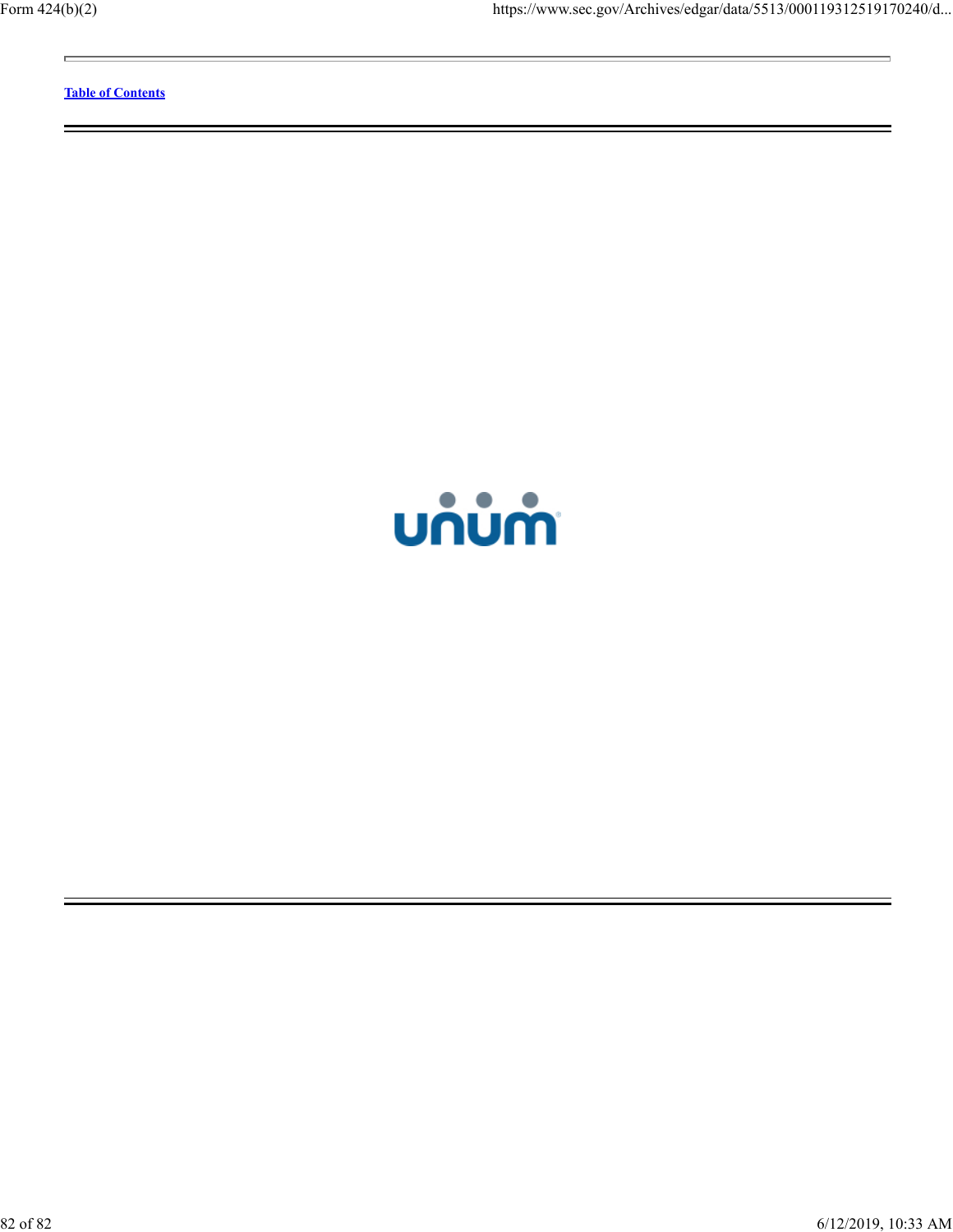Table of Contents

unum